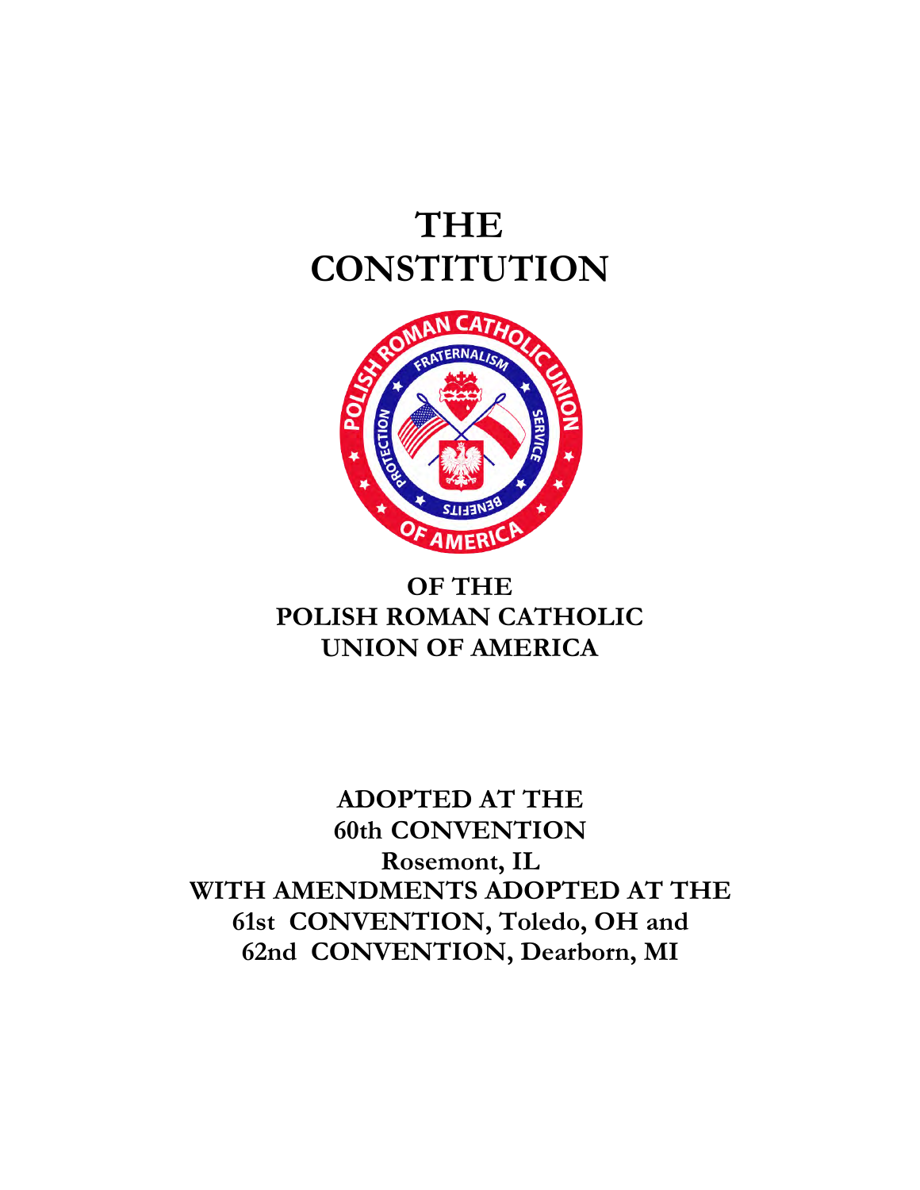# THE CONSTITUTION

# OF THE POLISH ROMAN CATHOLIC UNION OF AMERICA

**ADOPTED AT THE**
**60th CONVENTION**
**Rosemont, IL**
**WITH AMENDMENTS ADOPTED AT THE**
**61st CONVENTION, Toledo, OH and**
**62nd CONVENTION, Dearborn, MI**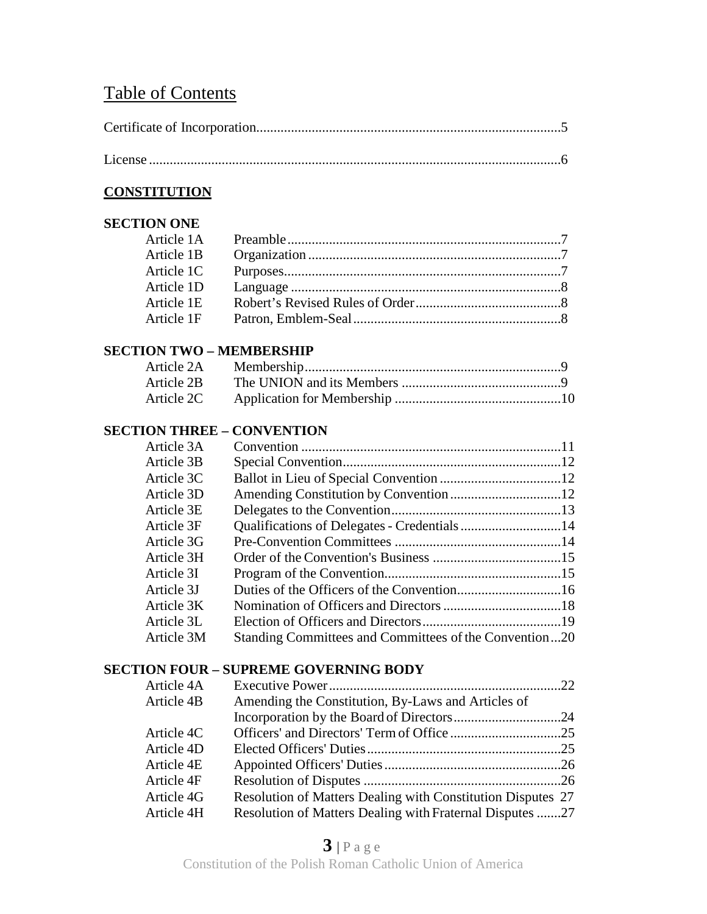# Table of Contents

Certificate of Incorporation.......................................................................................5

License .......................................................................................................................6

## CONSTITUTION

### SECTION ONE

| | | |
|---|---|---|
| Article 1A | Preamble | 7 |
| Article 1B | Organization | 7 |
| Article 1C | Purposes | 7 |
| Article 1D | Language | 8 |
| Article 1E | Robert's Revised Rules of Order | 8 |
| Article 1F | Patron, Emblem-Seal | 8 |

### SECTION TWO – MEMBERSHIP

| | | |
|---|---|---|
| Article 2A | Membership | 9 |
| Article 2B | The UNION and its Members | 9 |
| Article 2C | Application for Membership | 10 |

### SECTION THREE – CONVENTION

| | | |
|---|---|---|
| Article 3A | Convention | 11 |
| Article 3B | Special Convention | 12 |
| Article 3C | Ballot in Lieu of Special Convention | 12 |
| Article 3D | Amending Constitution by Convention | 12 |
| Article 3E | Delegates to the Convention | 13 |
| Article 3F | Qualifications of Delegates - Credentials | 14 |
| Article 3G | Pre-Convention Committees | 14 |
| Article 3H | Order of the Convention's Business | 15 |
| Article 3I | Program of the Convention | 15 |
| Article 3J | Duties of the Officers of the Convention | 16 |
| Article 3K | Nomination of Officers and Directors | 18 |
| Article 3L | Election of Officers and Directors | 19 |
| Article 3M | Standing Committees and Committees of the Convention | 20 |

### SECTION FOUR – SUPREME GOVERNING BODY

| | | |
|---|---|---|
| Article 4A | Executive Power | 22 |
| Article 4B | Amending the Constitution, By-Laws and Articles of Incorporation by the Board of Directors | 24 |
| Article 4C | Officers' and Directors' Term of Office | 25 |
| Article 4D | Elected Officers' Duties | 25 |
| Article 4E | Appointed Officers' Duties | 26 |
| Article 4F | Resolution of Disputes | 26 |
| Article 4G | Resolution of Matters Dealing with Constitution Disputes | 27 |
| Article 4H | Resolution of Matters Dealing with Fraternal Disputes | 27 |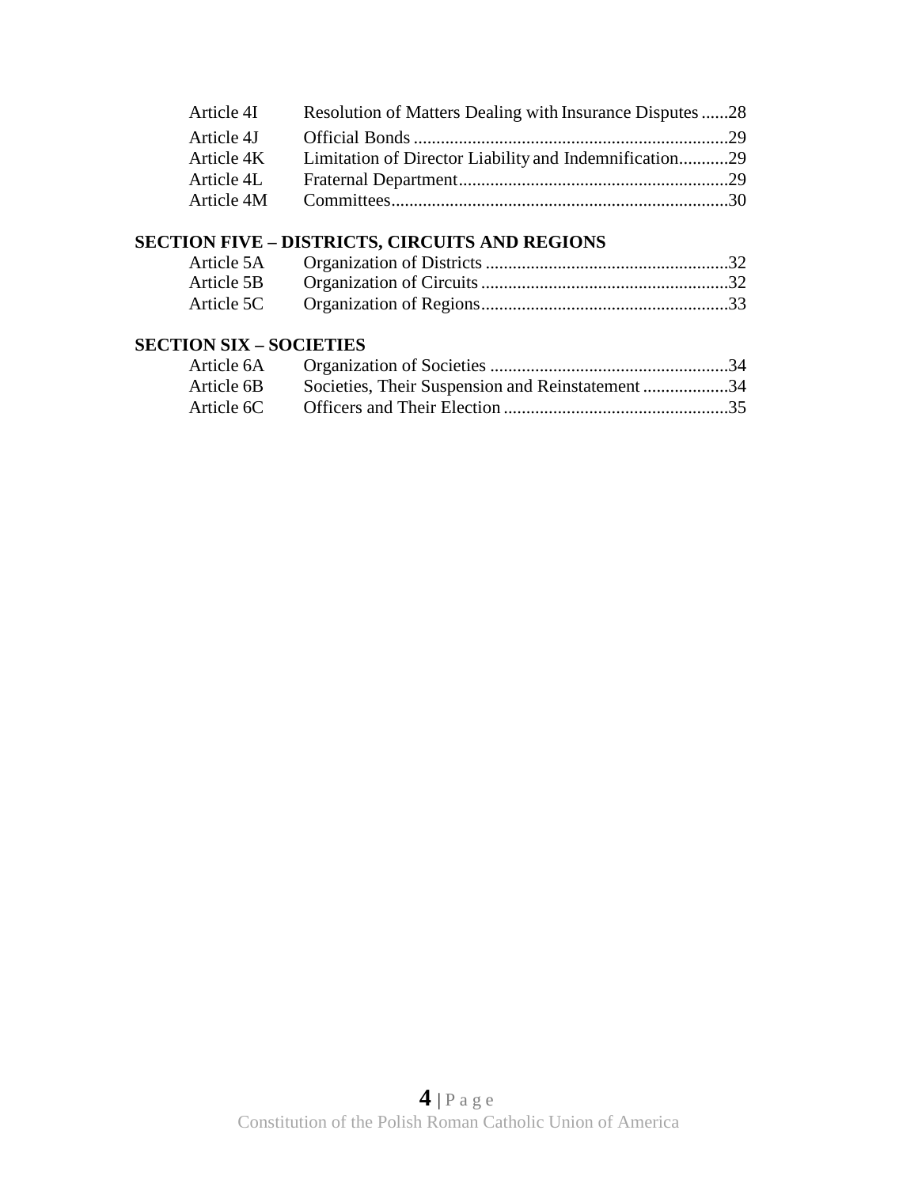| | | |
|---|---|---|
| Article 4I | Resolution of Matters Dealing with Insurance Disputes | 28 |
| Article 4J | Official Bonds | 29 |
| Article 4K | Limitation of Director Liability and Indemnification | 29 |
| Article 4L | Fraternal Department | 29 |
| Article 4M | Committees | 30 |

**SECTION FIVE – DISTRICTS, CIRCUITS AND REGIONS**

| | | |
|---|---|---|
| Article 5A | Organization of Districts | 32 |
| Article 5B | Organization of Circuits | 32 |
| Article 5C | Organization of Regions | 33 |

**SECTION SIX – SOCIETIES**

| | | |
|---|---|---|
| Article 6A | Organization of Societies | 34 |
| Article 6B | Societies, Their Suspension and Reinstatement | 34 |
| Article 6C | Officers and Their Election | 35 |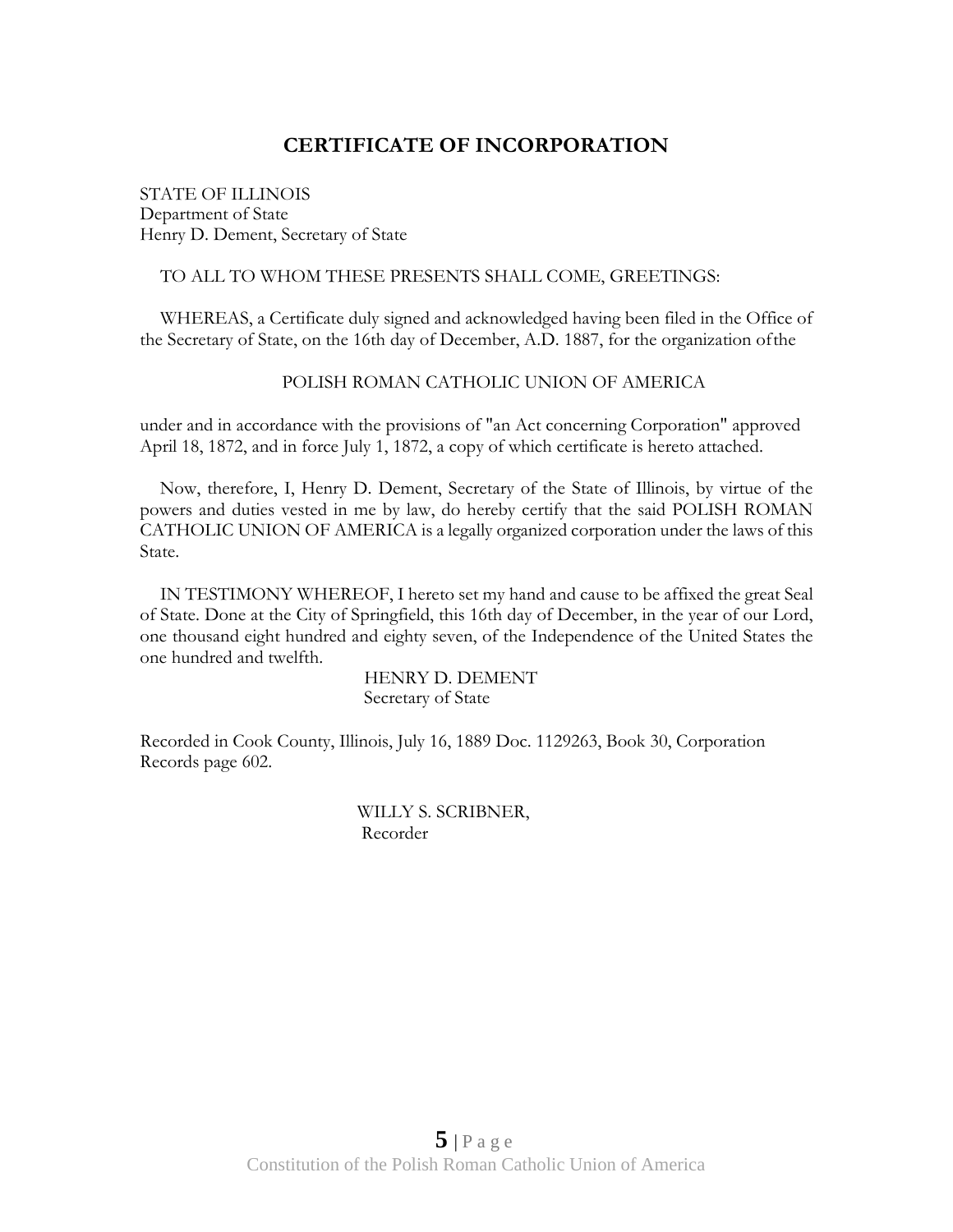# CERTIFICATE OF INCORPORATION

STATE OF ILLINOIS
Department of State
Henry D. Dement, Secretary of State

TO ALL TO WHOM THESE PRESENTS SHALL COME, GREETINGS:

WHEREAS, a Certificate duly signed and acknowledged having been filed in the Office of the Secretary of State, on the 16th day of December, A.D. 1887, for the organization ofthe

POLISH ROMAN CATHOLIC UNION OF AMERICA

under and in accordance with the provisions of "an Act concerning Corporation" approved April 18, 1872, and in force July 1, 1872, a copy of which certificate is hereto attached.

Now, therefore, I, Henry D. Dement, Secretary of the State of Illinois, by virtue of the powers and duties vested in me by law, do hereby certify that the said POLISH ROMAN CATHOLIC UNION OF AMERICA is a legally organized corporation under the laws of this State.

IN TESTIMONY WHEREOF, I hereto set my hand and cause to be affixed the great Seal of State. Done at the City of Springfield, this 16th day of December, in the year of our Lord, one thousand eight hundred and eighty seven, of the Independence of the United States the one hundred and twelfth.

HENRY D. DEMENT
Secretary of State

Recorded in Cook County, Illinois, July 16, 1889 Doc. 1129263, Book 30, Corporation Records page 602.

WILLY S. SCRIBNER,
Recorder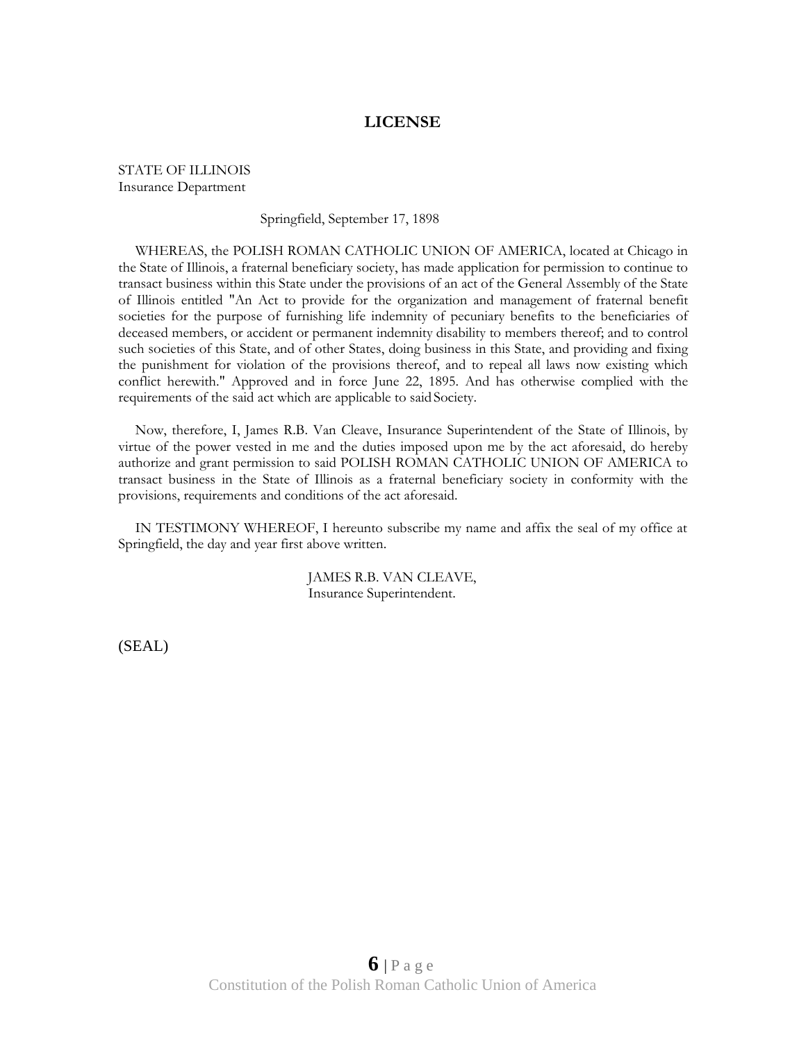# LICENSE

STATE OF ILLINOIS
Insurance Department

Springfield, September 17, 1898

WHEREAS, the POLISH ROMAN CATHOLIC UNION OF AMERICA, located at Chicago in the State of Illinois, a fraternal beneficiary society, has made application for permission to continue to transact business within this State under the provisions of an act of the General Assembly of the State of Illinois entitled "An Act to provide for the organization and management of fraternal benefit societies for the purpose of furnishing life indemnity of pecuniary benefits to the beneficiaries of deceased members, or accident or permanent indemnity disability to members thereof; and to control such societies of this State, and of other States, doing business in this State, and providing and fixing the punishment for violation of the provisions thereof, and to repeal all laws now existing which conflict herewith." Approved and in force June 22, 1895. And has otherwise complied with the requirements of the said act which are applicable to said Society.

Now, therefore, I, James R.B. Van Cleave, Insurance Superintendent of the State of Illinois, by virtue of the power vested in me and the duties imposed upon me by the act aforesaid, do hereby authorize and grant permission to said POLISH ROMAN CATHOLIC UNION OF AMERICA to transact business in the State of Illinois as a fraternal beneficiary society in conformity with the provisions, requirements and conditions of the act aforesaid.

IN TESTIMONY WHEREOF, I hereunto subscribe my name and affix the seal of my office at Springfield, the day and year first above written.

JAMES R.B. VAN CLEAVE,
Insurance Superintendent.

(SEAL)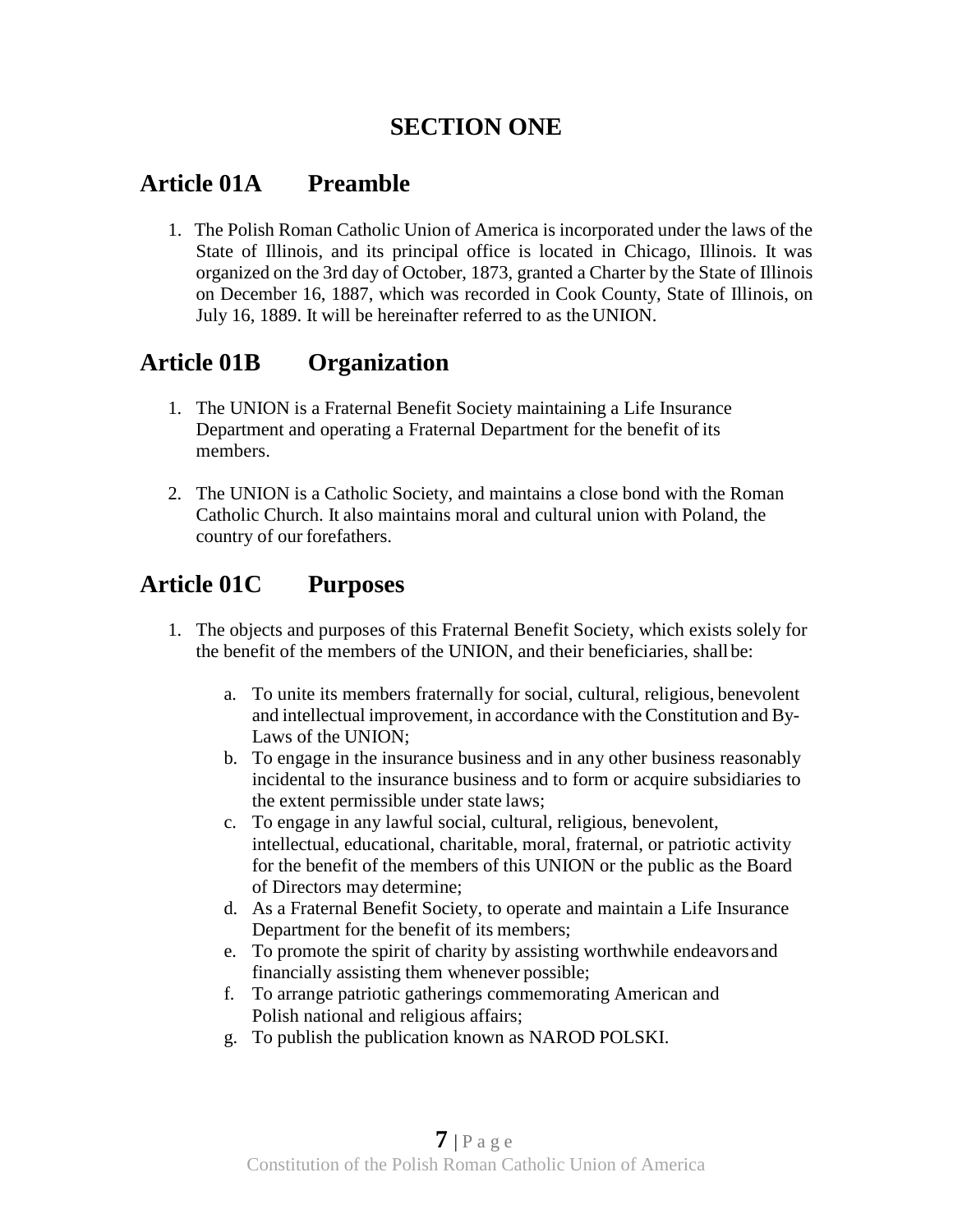# SECTION ONE

## Article 01A Preamble

1. The Polish Roman Catholic Union of America is incorporated under the laws of the State of Illinois, and its principal office is located in Chicago, Illinois. It was organized on the 3rd day of October, 1873, granted a Charter by the State of Illinois on December 16, 1887, which was recorded in Cook County, State of Illinois, on July 16, 1889. It will be hereinafter referred to as the UNION.

## Article 01B Organization

1. The UNION is a Fraternal Benefit Society maintaining a Life Insurance Department and operating a Fraternal Department for the benefit of its members.

2. The UNION is a Catholic Society, and maintains a close bond with the Roman Catholic Church. It also maintains moral and cultural union with Poland, the country of our forefathers.

## Article 01C Purposes

1. The objects and purposes of this Fraternal Benefit Society, which exists solely for the benefit of the members of the UNION, and their beneficiaries, shall be:

    a. To unite its members fraternally for social, cultural, religious, benevolent and intellectual improvement, in accordance with the Constitution and By-Laws of the UNION;
    b. To engage in the insurance business and in any other business reasonably incidental to the insurance business and to form or acquire subsidiaries to the extent permissible under state laws;
    c. To engage in any lawful social, cultural, religious, benevolent, intellectual, educational, charitable, moral, fraternal, or patriotic activity for the benefit of the members of this UNION or the public as the Board of Directors may determine;
    d. As a Fraternal Benefit Society, to operate and maintain a Life Insurance Department for the benefit of its members;
    e. To promote the spirit of charity by assisting worthwhile endeavors and financially assisting them whenever possible;
    f. To arrange patriotic gatherings commemorating American and Polish national and religious affairs;
    g. To publish the publication known as NAROD POLSKI.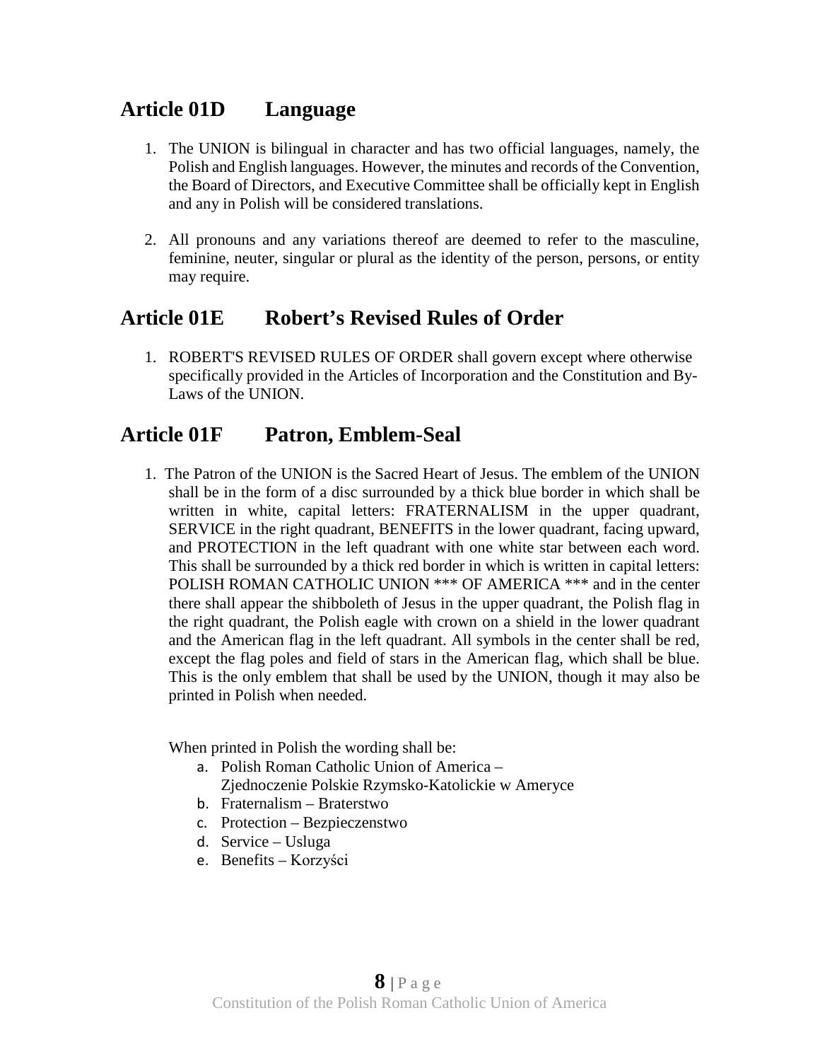## Article 01D Language

1. The UNION is bilingual in character and has two official languages, namely, the Polish and English languages. However, the minutes and records of the Convention, the Board of Directors, and Executive Committee shall be officially kept in English and any in Polish will be considered translations.

2. All pronouns and any variations thereof are deemed to refer to the masculine, feminine, neuter, singular or plural as the identity of the person, persons, or entity may require.

## Article 01E Robert's Revised Rules of Order

1. ROBERT'S REVISED RULES OF ORDER shall govern except where otherwise specifically provided in the Articles of Incorporation and the Constitution and By-Laws of the UNION.

## Article 01F Patron, Emblem-Seal

1. The Patron of the UNION is the Sacred Heart of Jesus. The emblem of the UNION shall be in the form of a disc surrounded by a thick blue border in which shall be written in white, capital letters: FRATERNALISM in the upper quadrant, SERVICE in the right quadrant, BENEFITS in the lower quadrant, facing upward, and PROTECTION in the left quadrant with one white star between each word. This shall be surrounded by a thick red border in which is written in capital letters: POLISH ROMAN CATHOLIC UNION *** OF AMERICA *** and in the center there shall appear the shibboleth of Jesus in the upper quadrant, the Polish flag in the right quadrant, the Polish eagle with crown on a shield in the lower quadrant and the American flag in the left quadrant. All symbols in the center shall be red, except the flag poles and field of stars in the American flag, which shall be blue. This is the only emblem that shall be used by the UNION, though it may also be printed in Polish when needed.

   When printed in Polish the wording shall be:

   a. Polish Roman Catholic Union of America – Zjednoczenie Polskie Rzymsko-Katolickie w Ameryce
   b. Fraternalism – Braterstwo
   c. Protection – Bezpieczenstwo
   d. Service – Usluga
   e. Benefits – Korzyści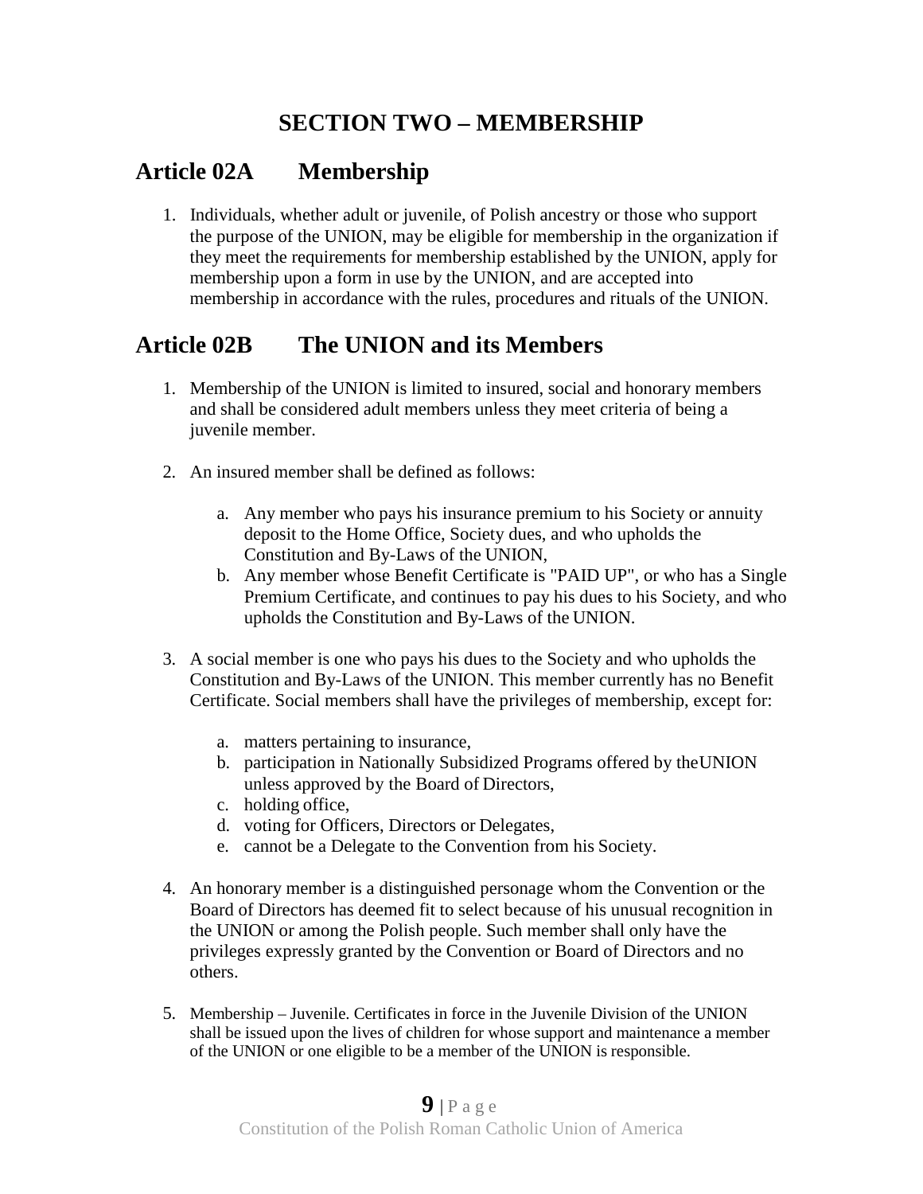# SECTION TWO – MEMBERSHIP

## Article 02A Membership

1. Individuals, whether adult or juvenile, of Polish ancestry or those who support the purpose of the UNION, may be eligible for membership in the organization if they meet the requirements for membership established by the UNION, apply for membership upon a form in use by the UNION, and are accepted into membership in accordance with the rules, procedures and rituals of the UNION.

## Article 02B The UNION and its Members

1. Membership of the UNION is limited to insured, social and honorary members and shall be considered adult members unless they meet criteria of being a juvenile member.

2. An insured member shall be defined as follows:

   a. Any member who pays his insurance premium to his Society or annuity deposit to the Home Office, Society dues, and who upholds the Constitution and By-Laws of the UNION,
   b. Any member whose Benefit Certificate is "PAID UP", or who has a Single Premium Certificate, and continues to pay his dues to his Society, and who upholds the Constitution and By-Laws of the UNION.

3. A social member is one who pays his dues to the Society and who upholds the Constitution and By-Laws of the UNION. This member currently has no Benefit Certificate. Social members shall have the privileges of membership, except for:

   a. matters pertaining to insurance,
   b. participation in Nationally Subsidized Programs offered by theUNION unless approved by the Board of Directors,
   c. holding office,
   d. voting for Officers, Directors or Delegates,
   e. cannot be a Delegate to the Convention from his Society.

4. An honorary member is a distinguished personage whom the Convention or the Board of Directors has deemed fit to select because of his unusual recognition in the UNION or among the Polish people. Such member shall only have the privileges expressly granted by the Convention or Board of Directors and no others.

5. Membership – Juvenile. Certificates in force in the Juvenile Division of the UNION shall be issued upon the lives of children for whose support and maintenance a member of the UNION or one eligible to be a member of the UNION is responsible.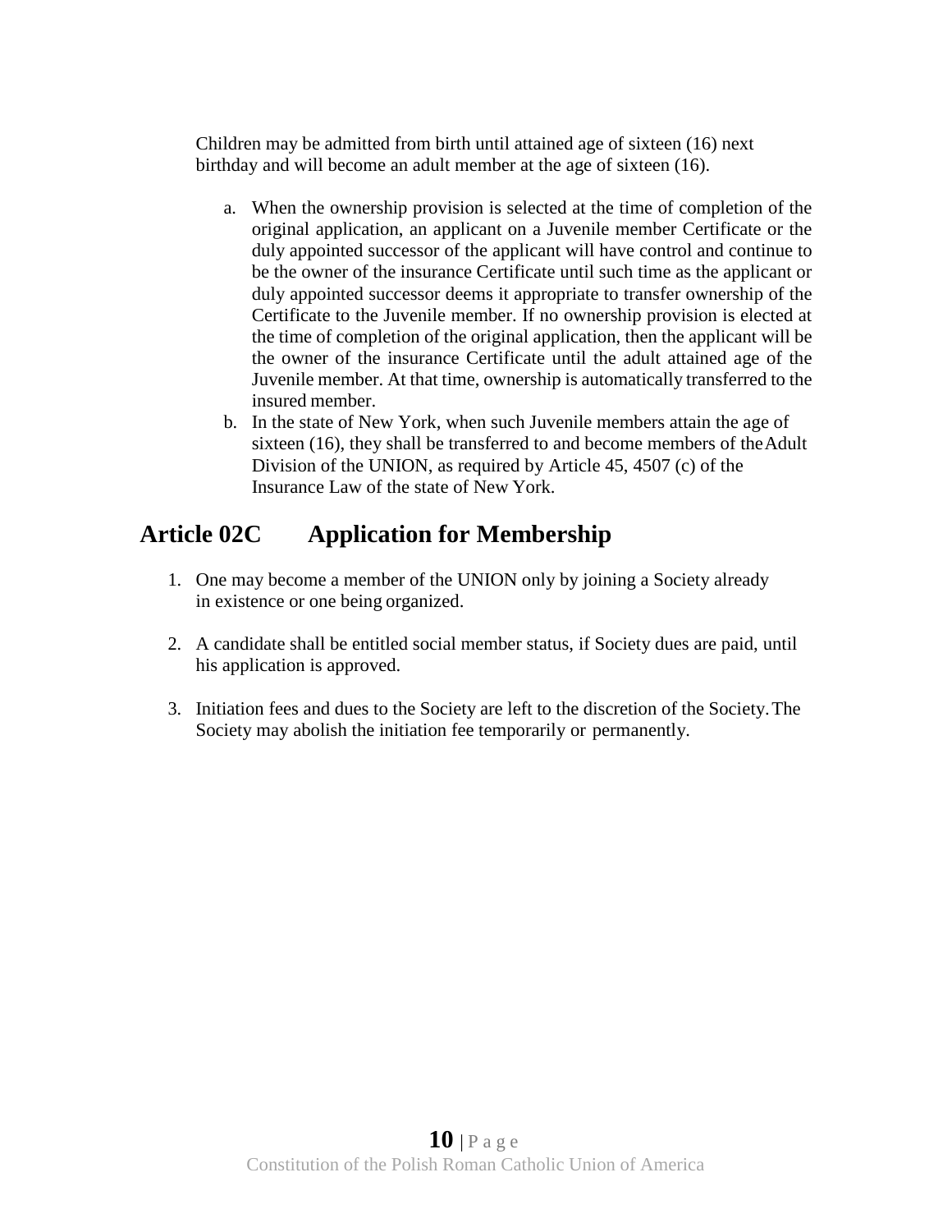Children may be admitted from birth until attained age of sixteen (16) next birthday and will become an adult member at the age of sixteen (16).

a. When the ownership provision is selected at the time of completion of the original application, an applicant on a Juvenile member Certificate or the duly appointed successor of the applicant will have control and continue to be the owner of the insurance Certificate until such time as the applicant or duly appointed successor deems it appropriate to transfer ownership of the Certificate to the Juvenile member. If no ownership provision is elected at the time of completion of the original application, then the applicant will be the owner of the insurance Certificate until the adult attained age of the Juvenile member. At that time, ownership is automatically transferred to the insured member.
b. In the state of New York, when such Juvenile members attain the age of sixteen (16), they shall be transferred to and become members of the Adult Division of the UNION, as required by Article 45, 4507 (c) of the Insurance Law of the state of New York.

## Article 02C Application for Membership

1. One may become a member of the UNION only by joining a Society already in existence or one being organized.

2. A candidate shall be entitled social member status, if Society dues are paid, until his application is approved.

3. Initiation fees and dues to the Society are left to the discretion of the Society. The Society may abolish the initiation fee temporarily or permanently.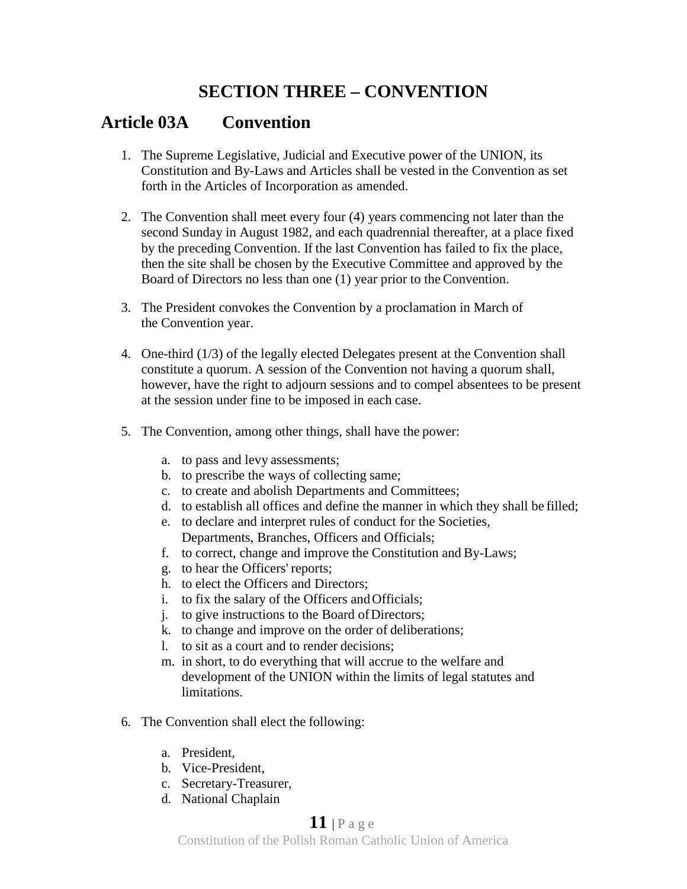# SECTION THREE – CONVENTION

## Article 03A Convention

1. The Supreme Legislative, Judicial and Executive power of the UNION, its Constitution and By-Laws and Articles shall be vested in the Convention as set forth in the Articles of Incorporation as amended.

2. The Convention shall meet every four (4) years commencing not later than the second Sunday in August 1982, and each quadrennial thereafter, at a place fixed by the preceding Convention. If the last Convention has failed to fix the place, then the site shall be chosen by the Executive Committee and approved by the Board of Directors no less than one (1) year prior to the Convention.

3. The President convokes the Convention by a proclamation in March of the Convention year.

4. One-third (1/3) of the legally elected Delegates present at the Convention shall constitute a quorum. A session of the Convention not having a quorum shall, however, have the right to adjourn sessions and to compel absentees to be present at the session under fine to be imposed in each case.

5. The Convention, among other things, shall have the power:

   a. to pass and levy assessments;
   b. to prescribe the ways of collecting same;
   c. to create and abolish Departments and Committees;
   d. to establish all offices and define the manner in which they shall be filled;
   e. to declare and interpret rules of conduct for the Societies, Departments, Branches, Officers and Officials;
   f. to correct, change and improve the Constitution and By-Laws;
   g. to hear the Officers' reports;
   h. to elect the Officers and Directors;
   i. to fix the salary of the Officers and Officials;
   j. to give instructions to the Board of Directors;
   k. to change and improve on the order of deliberations;
   l. to sit as a court and to render decisions;
   m. in short, to do everything that will accrue to the welfare and development of the UNION within the limits of legal statutes and limitations.

6. The Convention shall elect the following:

   a. President,
   b. Vice-President,
   c. Secretary-Treasurer,
   d. National Chaplain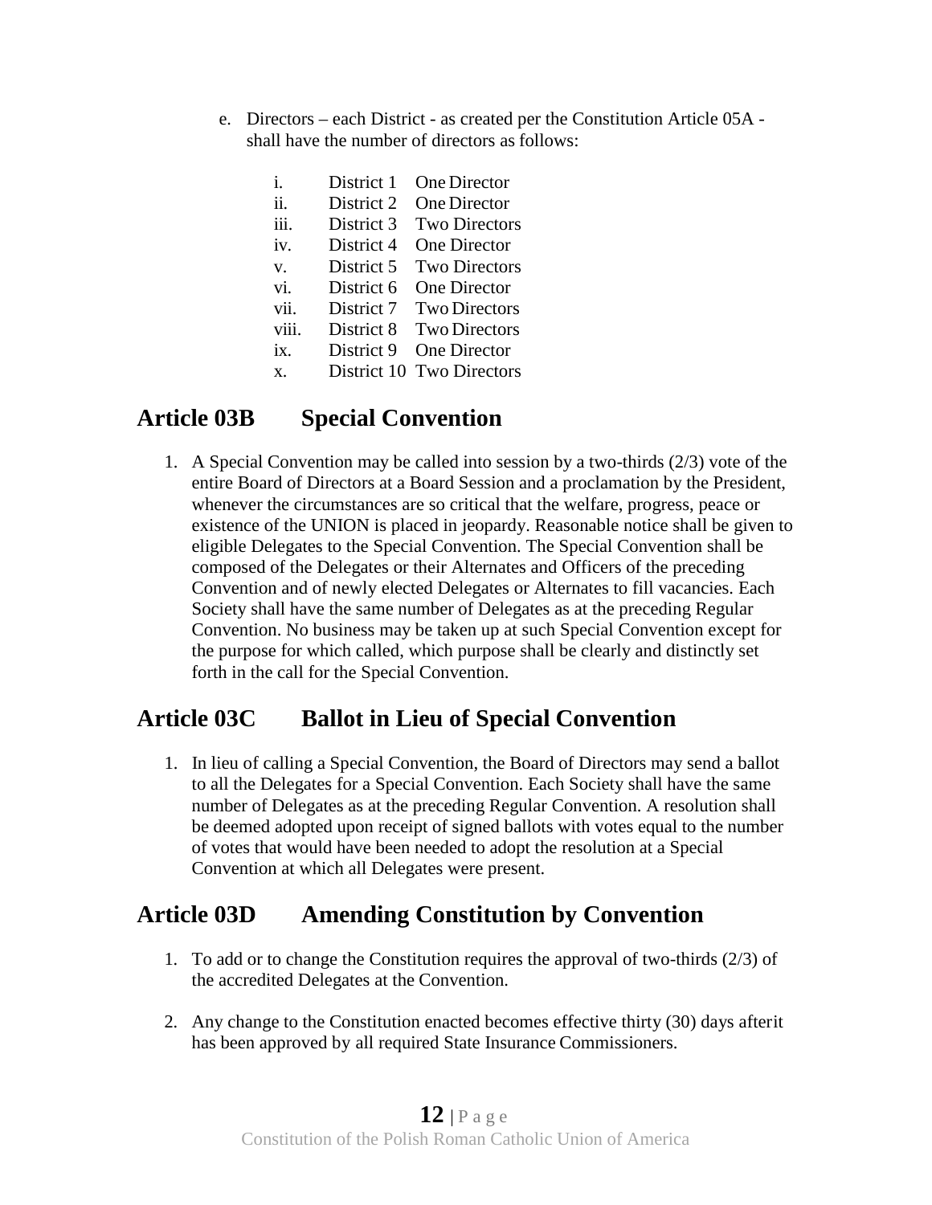e. Directors – each District - as created per the Constitution Article 05A - shall have the number of directors as follows:

   i. District 1 One Director
   ii. District 2 One Director
   iii. District 3 Two Directors
   iv. District 4 One Director
   v. District 5 Two Directors
   vi. District 6 One Director
   vii. District 7 Two Directors
   viii. District 8 Two Directors
   ix. District 9 One Director
   x. District 10 Two Directors

## Article 03B Special Convention

1. A Special Convention may be called into session by a two-thirds (2/3) vote of the entire Board of Directors at a Board Session and a proclamation by the President, whenever the circumstances are so critical that the welfare, progress, peace or existence of the UNION is placed in jeopardy. Reasonable notice shall be given to eligible Delegates to the Special Convention. The Special Convention shall be composed of the Delegates or their Alternates and Officers of the preceding Convention and of newly elected Delegates or Alternates to fill vacancies. Each Society shall have the same number of Delegates as at the preceding Regular Convention. No business may be taken up at such Special Convention except for the purpose for which called, which purpose shall be clearly and distinctly set forth in the call for the Special Convention.

## Article 03C Ballot in Lieu of Special Convention

1. In lieu of calling a Special Convention, the Board of Directors may send a ballot to all the Delegates for a Special Convention. Each Society shall have the same number of Delegates as at the preceding Regular Convention. A resolution shall be deemed adopted upon receipt of signed ballots with votes equal to the number of votes that would have been needed to adopt the resolution at a Special Convention at which all Delegates were present.

## Article 03D Amending Constitution by Convention

1. To add or to change the Constitution requires the approval of two-thirds (2/3) of the accredited Delegates at the Convention.

2. Any change to the Constitution enacted becomes effective thirty (30) days afterit has been approved by all required State Insurance Commissioners.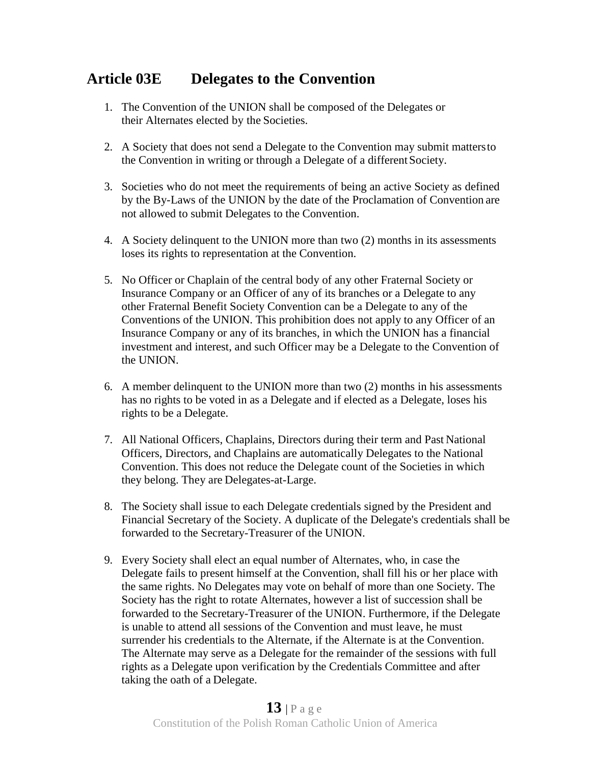## Article 03E Delegates to the Convention

1. The Convention of the UNION shall be composed of the Delegates or their Alternates elected by the Societies.

2. A Society that does not send a Delegate to the Convention may submit matters to the Convention in writing or through a Delegate of a different Society.

3. Societies who do not meet the requirements of being an active Society as defined by the By-Laws of the UNION by the date of the Proclamation of Convention are not allowed to submit Delegates to the Convention.

4. A Society delinquent to the UNION more than two (2) months in its assessments loses its rights to representation at the Convention.

5. No Officer or Chaplain of the central body of any other Fraternal Society or Insurance Company or an Officer of any of its branches or a Delegate to any other Fraternal Benefit Society Convention can be a Delegate to any of the Conventions of the UNION. This prohibition does not apply to any Officer of an Insurance Company or any of its branches, in which the UNION has a financial investment and interest, and such Officer may be a Delegate to the Convention of the UNION.

6. A member delinquent to the UNION more than two (2) months in his assessments has no rights to be voted in as a Delegate and if elected as a Delegate, loses his rights to be a Delegate.

7. All National Officers, Chaplains, Directors during their term and Past National Officers, Directors, and Chaplains are automatically Delegates to the National Convention. This does not reduce the Delegate count of the Societies in which they belong. They are Delegates-at-Large.

8. The Society shall issue to each Delegate credentials signed by the President and Financial Secretary of the Society. A duplicate of the Delegate's credentials shall be forwarded to the Secretary-Treasurer of the UNION.

9. Every Society shall elect an equal number of Alternates, who, in case the Delegate fails to present himself at the Convention, shall fill his or her place with the same rights. No Delegates may vote on behalf of more than one Society. The Society has the right to rotate Alternates, however a list of succession shall be forwarded to the Secretary-Treasurer of the UNION. Furthermore, if the Delegate is unable to attend all sessions of the Convention and must leave, he must surrender his credentials to the Alternate, if the Alternate is at the Convention. The Alternate may serve as a Delegate for the remainder of the sessions with full rights as a Delegate upon verification by the Credentials Committee and after taking the oath of a Delegate.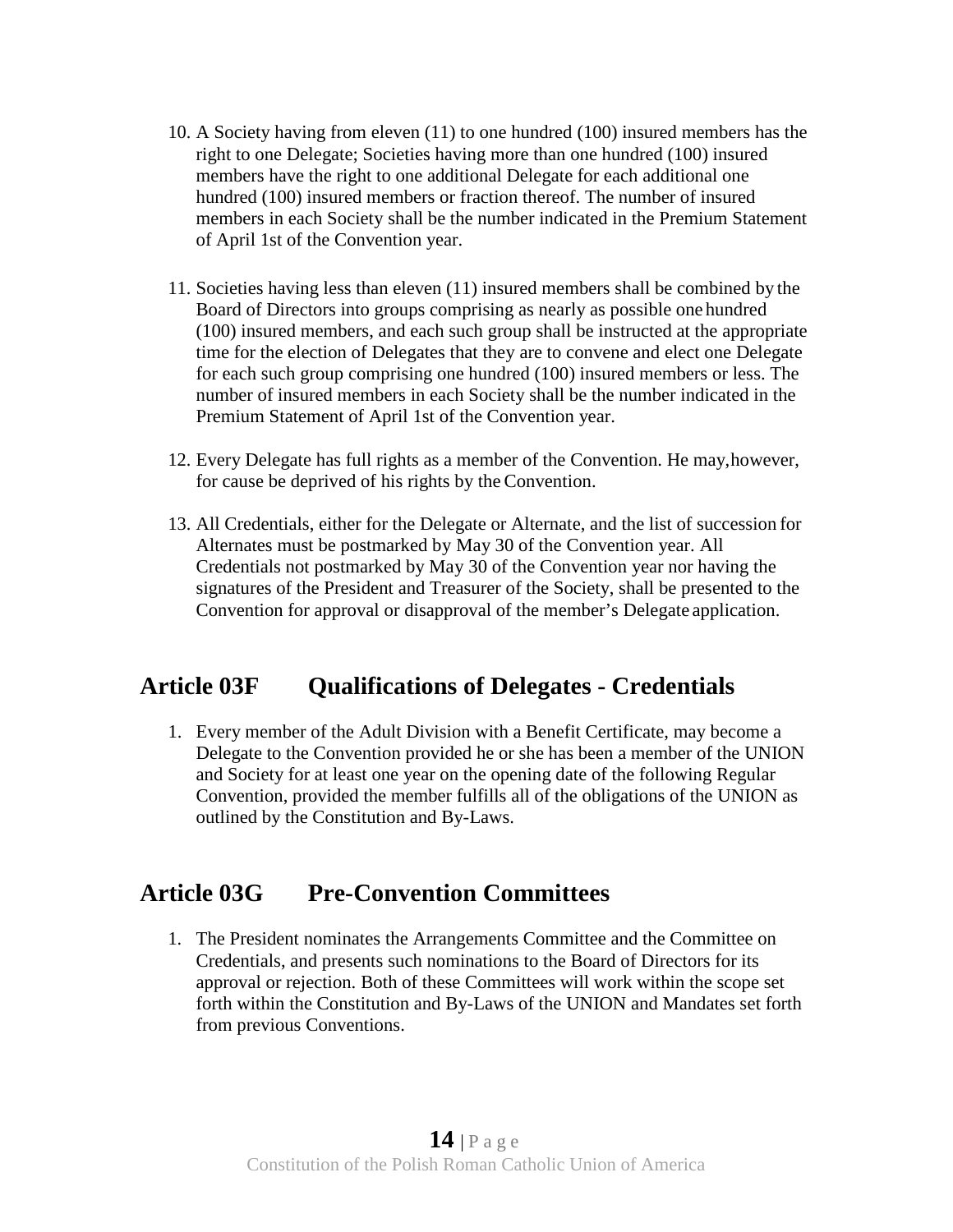10. A Society having from eleven (11) to one hundred (100) insured members has the right to one Delegate; Societies having more than one hundred (100) insured members have the right to one additional Delegate for each additional one hundred (100) insured members or fraction thereof. The number of insured members in each Society shall be the number indicated in the Premium Statement of April 1st of the Convention year.

11. Societies having less than eleven (11) insured members shall be combined by the Board of Directors into groups comprising as nearly as possible one hundred (100) insured members, and each such group shall be instructed at the appropriate time for the election of Delegates that they are to convene and elect one Delegate for each such group comprising one hundred (100) insured members or less. The number of insured members in each Society shall be the number indicated in the Premium Statement of April 1st of the Convention year.

12. Every Delegate has full rights as a member of the Convention. He may, however, for cause be deprived of his rights by the Convention.

13. All Credentials, either for the Delegate or Alternate, and the list of succession for Alternates must be postmarked by May 30 of the Convention year. All Credentials not postmarked by May 30 of the Convention year nor having the signatures of the President and Treasurer of the Society, shall be presented to the Convention for approval or disapproval of the member's Delegate application.

## Article 03F Qualifications of Delegates - Credentials

1. Every member of the Adult Division with a Benefit Certificate, may become a Delegate to the Convention provided he or she has been a member of the UNION and Society for at least one year on the opening date of the following Regular Convention, provided the member fulfills all of the obligations of the UNION as outlined by the Constitution and By-Laws.

## Article 03G Pre-Convention Committees

1. The President nominates the Arrangements Committee and the Committee on Credentials, and presents such nominations to the Board of Directors for its approval or rejection. Both of these Committees will work within the scope set forth within the Constitution and By-Laws of the UNION and Mandates set forth from previous Conventions.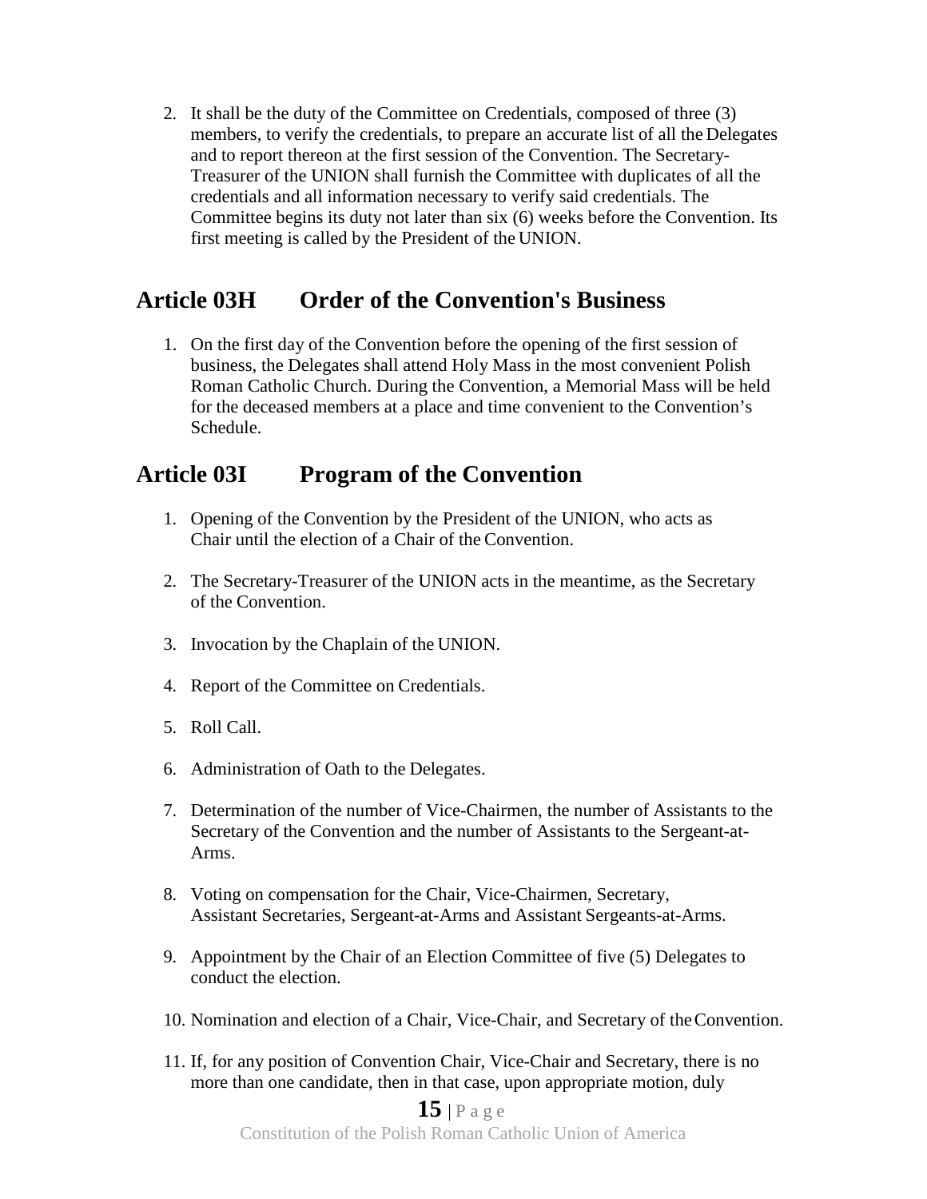2. It shall be the duty of the Committee on Credentials, composed of three (3) members, to verify the credentials, to prepare an accurate list of all the Delegates and to report thereon at the first session of the Convention. The Secretary-Treasurer of the UNION shall furnish the Committee with duplicates of all the credentials and all information necessary to verify said credentials. The Committee begins its duty not later than six (6) weeks before the Convention. Its first meeting is called by the President of the UNION.

## Article 03H Order of the Convention's Business

1. On the first day of the Convention before the opening of the first session of business, the Delegates shall attend Holy Mass in the most convenient Polish Roman Catholic Church. During the Convention, a Memorial Mass will be held for the deceased members at a place and time convenient to the Convention's Schedule.

## Article 03I Program of the Convention

1. Opening of the Convention by the President of the UNION, who acts as Chair until the election of a Chair of the Convention.

2. The Secretary-Treasurer of the UNION acts in the meantime, as the Secretary of the Convention.

3. Invocation by the Chaplain of the UNION.

4. Report of the Committee on Credentials.

5. Roll Call.

6. Administration of Oath to the Delegates.

7. Determination of the number of Vice-Chairmen, the number of Assistants to the Secretary of the Convention and the number of Assistants to the Sergeant-at-Arms.

8. Voting on compensation for the Chair, Vice-Chairmen, Secretary, Assistant Secretaries, Sergeant-at-Arms and Assistant Sergeants-at-Arms.

9. Appointment by the Chair of an Election Committee of five (5) Delegates to conduct the election.

10. Nomination and election of a Chair, Vice-Chair, and Secretary of the Convention.

11. If, for any position of Convention Chair, Vice-Chair and Secretary, there is no more than one candidate, then in that case, upon appropriate motion, duly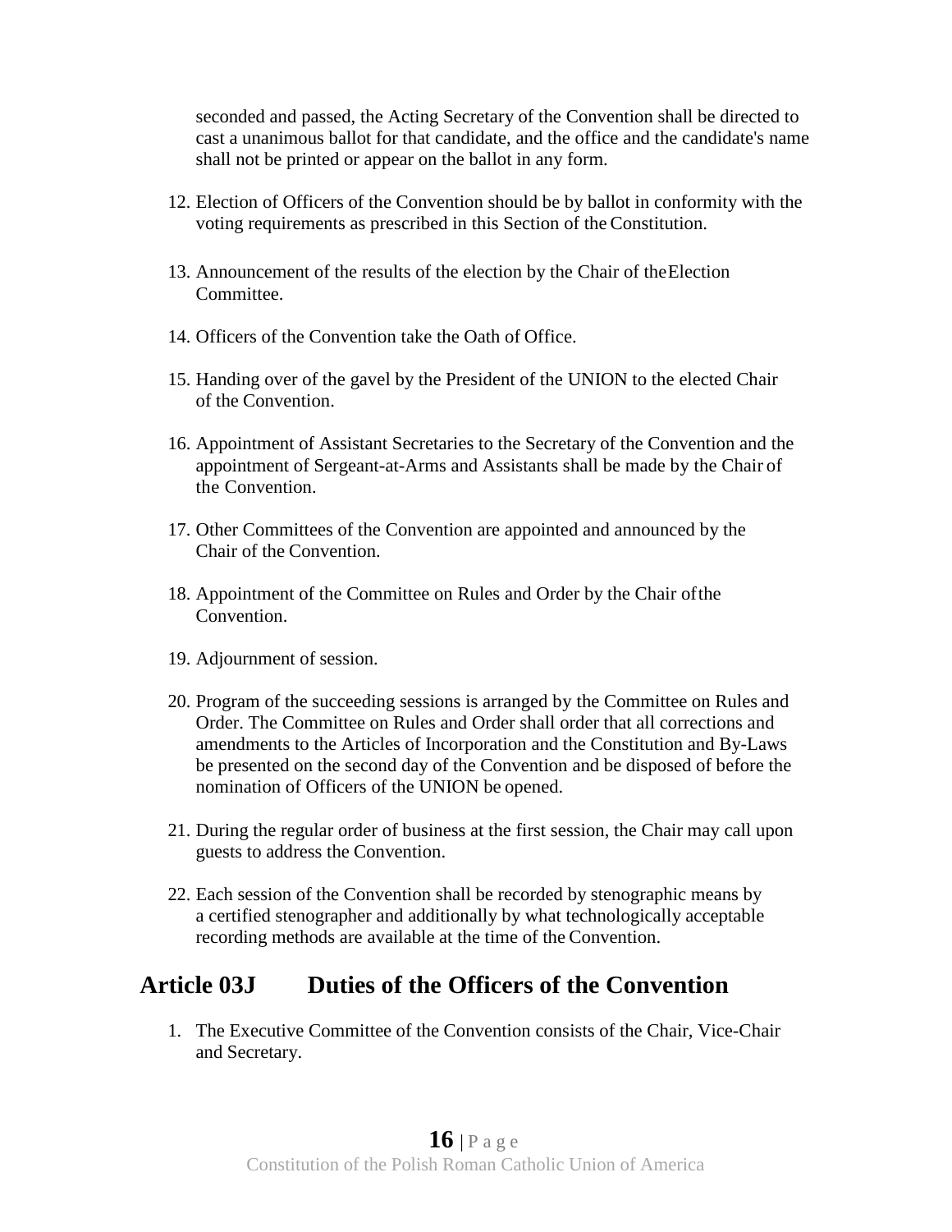seconded and passed, the Acting Secretary of the Convention shall be directed to cast a unanimous ballot for that candidate, and the office and the candidate's name shall not be printed or appear on the ballot in any form.

12. Election of Officers of the Convention should be by ballot in conformity with the voting requirements as prescribed in this Section of the Constitution.

13. Announcement of the results of the election by the Chair of the Election Committee.

14. Officers of the Convention take the Oath of Office.

15. Handing over of the gavel by the President of the UNION to the elected Chair of the Convention.

16. Appointment of Assistant Secretaries to the Secretary of the Convention and the appointment of Sergeant-at-Arms and Assistants shall be made by the Chair of the Convention.

17. Other Committees of the Convention are appointed and announced by the Chair of the Convention.

18. Appointment of the Committee on Rules and Order by the Chair of the Convention.

19. Adjournment of session.

20. Program of the succeeding sessions is arranged by the Committee on Rules and Order. The Committee on Rules and Order shall order that all corrections and amendments to the Articles of Incorporation and the Constitution and By-Laws be presented on the second day of the Convention and be disposed of before the nomination of Officers of the UNION be opened.

21. During the regular order of business at the first session, the Chair may call upon guests to address the Convention.

22. Each session of the Convention shall be recorded by stenographic means by a certified stenographer and additionally by what technologically acceptable recording methods are available at the time of the Convention.

## Article 03J Duties of the Officers of the Convention

1. The Executive Committee of the Convention consists of the Chair, Vice-Chair and Secretary.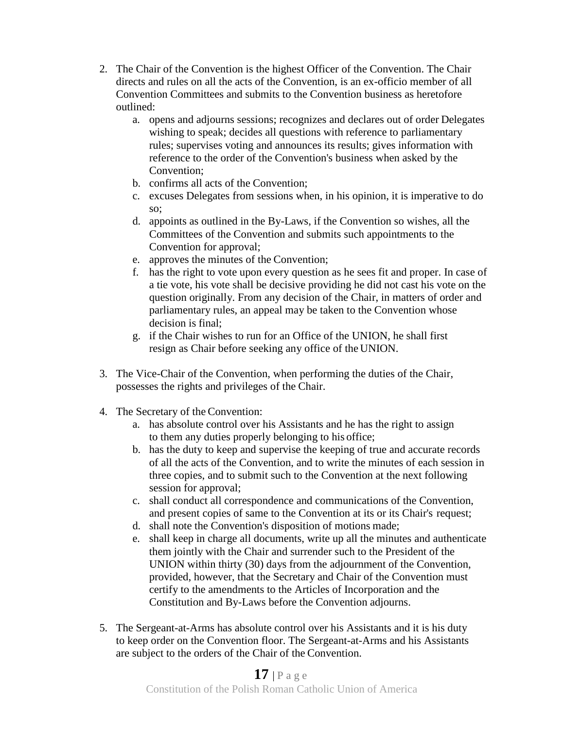2. The Chair of the Convention is the highest Officer of the Convention. The Chair directs and rules on all the acts of the Convention, is an ex-officio member of all Convention Committees and submits to the Convention business as heretofore outlined:
    a. opens and adjourns sessions; recognizes and declares out of order Delegates wishing to speak; decides all questions with reference to parliamentary rules; supervises voting and announces its results; gives information with reference to the order of the Convention's business when asked by the Convention;
    b. confirms all acts of the Convention;
    c. excuses Delegates from sessions when, in his opinion, it is imperative to do so;
    d. appoints as outlined in the By-Laws, if the Convention so wishes, all the Committees of the Convention and submits such appointments to the Convention for approval;
    e. approves the minutes of the Convention;
    f. has the right to vote upon every question as he sees fit and proper. In case of a tie vote, his vote shall be decisive providing he did not cast his vote on the question originally. From any decision of the Chair, in matters of order and parliamentary rules, an appeal may be taken to the Convention whose decision is final;
    g. if the Chair wishes to run for an Office of the UNION, he shall first resign as Chair before seeking any office of the UNION.

3. The Vice-Chair of the Convention, when performing the duties of the Chair, possesses the rights and privileges of the Chair.

4. The Secretary of the Convention:
    a. has absolute control over his Assistants and he has the right to assign to them any duties properly belonging to his office;
    b. has the duty to keep and supervise the keeping of true and accurate records of all the acts of the Convention, and to write the minutes of each session in three copies, and to submit such to the Convention at the next following session for approval;
    c. shall conduct all correspondence and communications of the Convention, and present copies of same to the Convention at its or its Chair's request;
    d. shall note the Convention's disposition of motions made;
    e. shall keep in charge all documents, write up all the minutes and authenticate them jointly with the Chair and surrender such to the President of the UNION within thirty (30) days from the adjournment of the Convention, provided, however, that the Secretary and Chair of the Convention must certify to the amendments to the Articles of Incorporation and the Constitution and By-Laws before the Convention adjourns.

5. The Sergeant-at-Arms has absolute control over his Assistants and it is his duty to keep order on the Convention floor. The Sergeant-at-Arms and his Assistants are subject to the orders of the Chair of the Convention.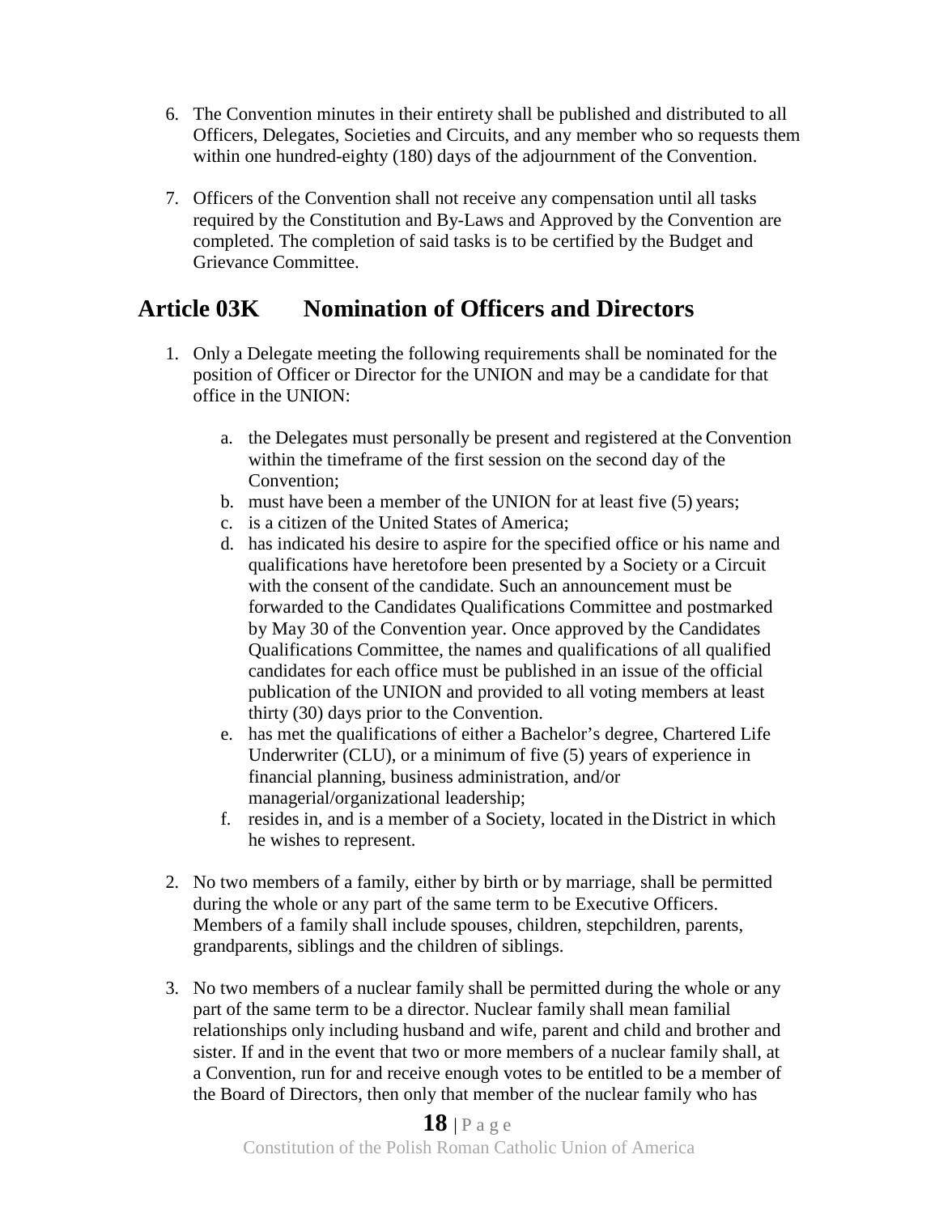6. The Convention minutes in their entirety shall be published and distributed to all Officers, Delegates, Societies and Circuits, and any member who so requests them within one hundred-eighty (180) days of the adjournment of the Convention.

7. Officers of the Convention shall not receive any compensation until all tasks required by the Constitution and By-Laws and Approved by the Convention are completed. The completion of said tasks is to be certified by the Budget and Grievance Committee.

## Article 03K Nomination of Officers and Directors

1. Only a Delegate meeting the following requirements shall be nominated for the position of Officer or Director for the UNION and may be a candidate for that office in the UNION:

   a. the Delegates must personally be present and registered at the Convention within the timeframe of the first session on the second day of the Convention;
   b. must have been a member of the UNION for at least five (5) years;
   c. is a citizen of the United States of America;
   d. has indicated his desire to aspire for the specified office or his name and qualifications have heretofore been presented by a Society or a Circuit with the consent of the candidate. Such an announcement must be forwarded to the Candidates Qualifications Committee and postmarked by May 30 of the Convention year. Once approved by the Candidates Qualifications Committee, the names and qualifications of all qualified candidates for each office must be published in an issue of the official publication of the UNION and provided to all voting members at least thirty (30) days prior to the Convention.
   e. has met the qualifications of either a Bachelor's degree, Chartered Life Underwriter (CLU), or a minimum of five (5) years of experience in financial planning, business administration, and/or managerial/organizational leadership;
   f. resides in, and is a member of a Society, located in the District in which he wishes to represent.

2. No two members of a family, either by birth or by marriage, shall be permitted during the whole or any part of the same term to be Executive Officers. Members of a family shall include spouses, children, stepchildren, parents, grandparents, siblings and the children of siblings.

3. No two members of a nuclear family shall be permitted during the whole or any part of the same term to be a director. Nuclear family shall mean familial relationships only including husband and wife, parent and child and brother and sister. If and in the event that two or more members of a nuclear family shall, at a Convention, run for and receive enough votes to be entitled to be a member of the Board of Directors, then only that member of the nuclear family who has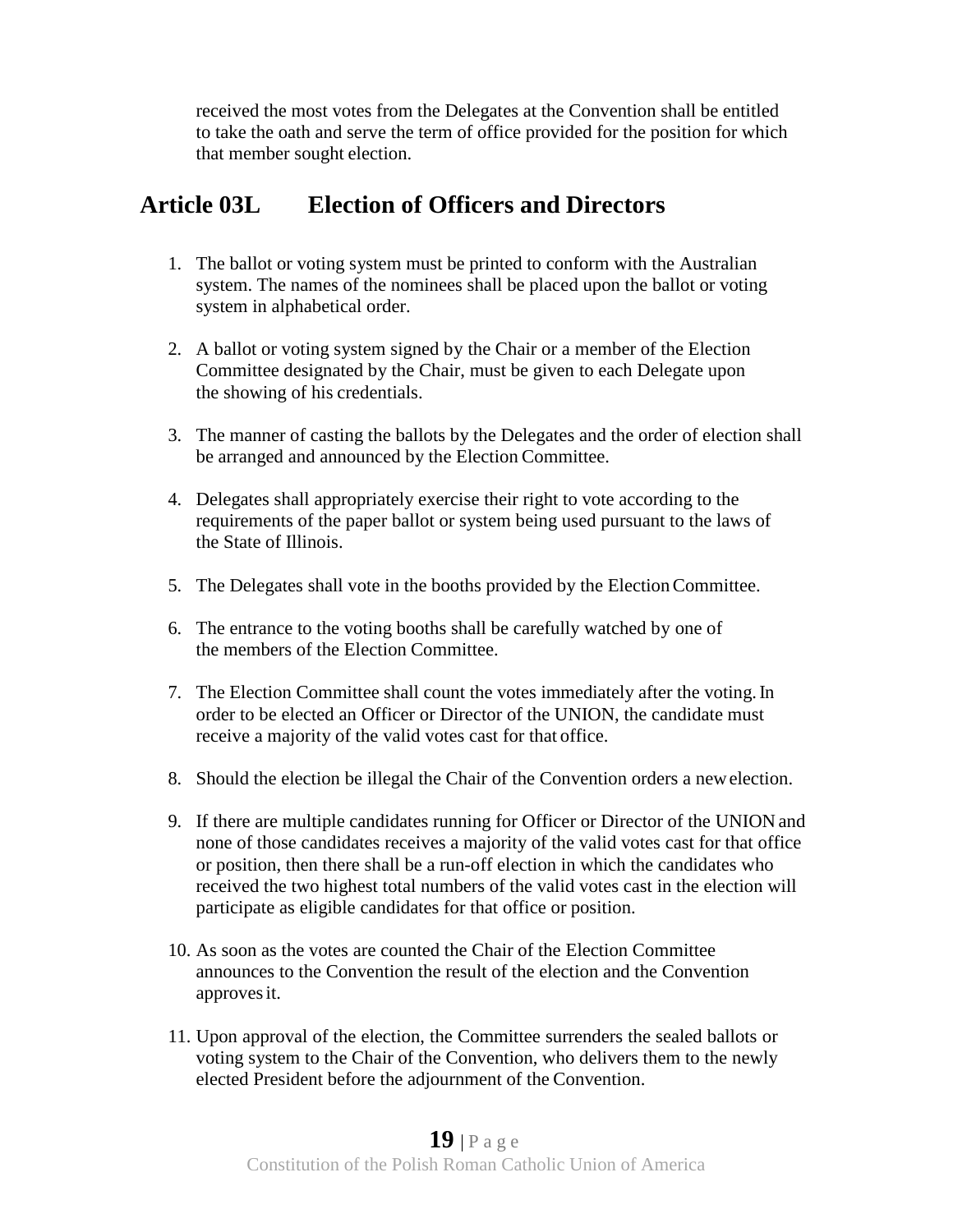received the most votes from the Delegates at the Convention shall be entitled to take the oath and serve the term of office provided for the position for which that member sought election.

## Article 03L Election of Officers and Directors

1. The ballot or voting system must be printed to conform with the Australian system. The names of the nominees shall be placed upon the ballot or voting system in alphabetical order.

2. A ballot or voting system signed by the Chair or a member of the Election Committee designated by the Chair, must be given to each Delegate upon the showing of his credentials.

3. The manner of casting the ballots by the Delegates and the order of election shall be arranged and announced by the Election Committee.

4. Delegates shall appropriately exercise their right to vote according to the requirements of the paper ballot or system being used pursuant to the laws of the State of Illinois.

5. The Delegates shall vote in the booths provided by the Election Committee.

6. The entrance to the voting booths shall be carefully watched by one of the members of the Election Committee.

7. The Election Committee shall count the votes immediately after the voting. In order to be elected an Officer or Director of the UNION, the candidate must receive a majority of the valid votes cast for that office.

8. Should the election be illegal the Chair of the Convention orders a new election.

9. If there are multiple candidates running for Officer or Director of the UNION and none of those candidates receives a majority of the valid votes cast for that office or position, then there shall be a run-off election in which the candidates who received the two highest total numbers of the valid votes cast in the election will participate as eligible candidates for that office or position.

10. As soon as the votes are counted the Chair of the Election Committee announces to the Convention the result of the election and the Convention approves it.

11. Upon approval of the election, the Committee surrenders the sealed ballots or voting system to the Chair of the Convention, who delivers them to the newly elected President before the adjournment of the Convention.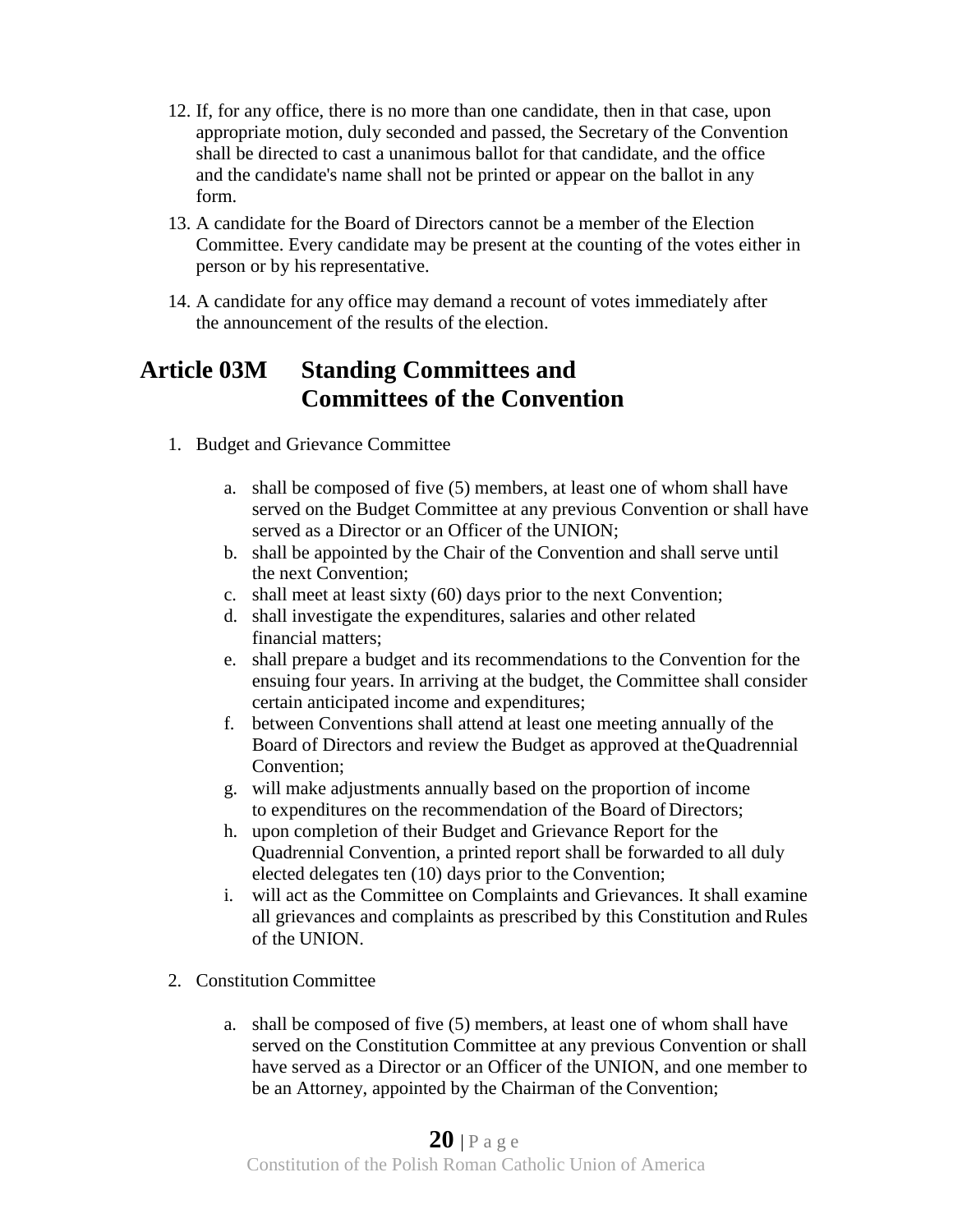12. If, for any office, there is no more than one candidate, then in that case, upon appropriate motion, duly seconded and passed, the Secretary of the Convention shall be directed to cast a unanimous ballot for that candidate, and the office and the candidate's name shall not be printed or appear on the ballot in any form.
13. A candidate for the Board of Directors cannot be a member of the Election Committee. Every candidate may be present at the counting of the votes either in person or by his representative.
14. A candidate for any office may demand a recount of votes immediately after the announcement of the results of the election.

## Article 03M Standing Committees and Committees of the Convention

1. Budget and Grievance Committee

   a. shall be composed of five (5) members, at least one of whom shall have served on the Budget Committee at any previous Convention or shall have served as a Director or an Officer of the UNION;
   b. shall be appointed by the Chair of the Convention and shall serve until the next Convention;
   c. shall meet at least sixty (60) days prior to the next Convention;
   d. shall investigate the expenditures, salaries and other related financial matters;
   e. shall prepare a budget and its recommendations to the Convention for the ensuing four years. In arriving at the budget, the Committee shall consider certain anticipated income and expenditures;
   f. between Conventions shall attend at least one meeting annually of the Board of Directors and review the Budget as approved at the Quadrennial Convention;
   g. will make adjustments annually based on the proportion of income to expenditures on the recommendation of the Board of Directors;
   h. upon completion of their Budget and Grievance Report for the Quadrennial Convention, a printed report shall be forwarded to all duly elected delegates ten (10) days prior to the Convention;
   i. will act as the Committee on Complaints and Grievances. It shall examine all grievances and complaints as prescribed by this Constitution and Rules of the UNION.

2. Constitution Committee

   a. shall be composed of five (5) members, at least one of whom shall have served on the Constitution Committee at any previous Convention or shall have served as a Director or an Officer of the UNION, and one member to be an Attorney, appointed by the Chairman of the Convention;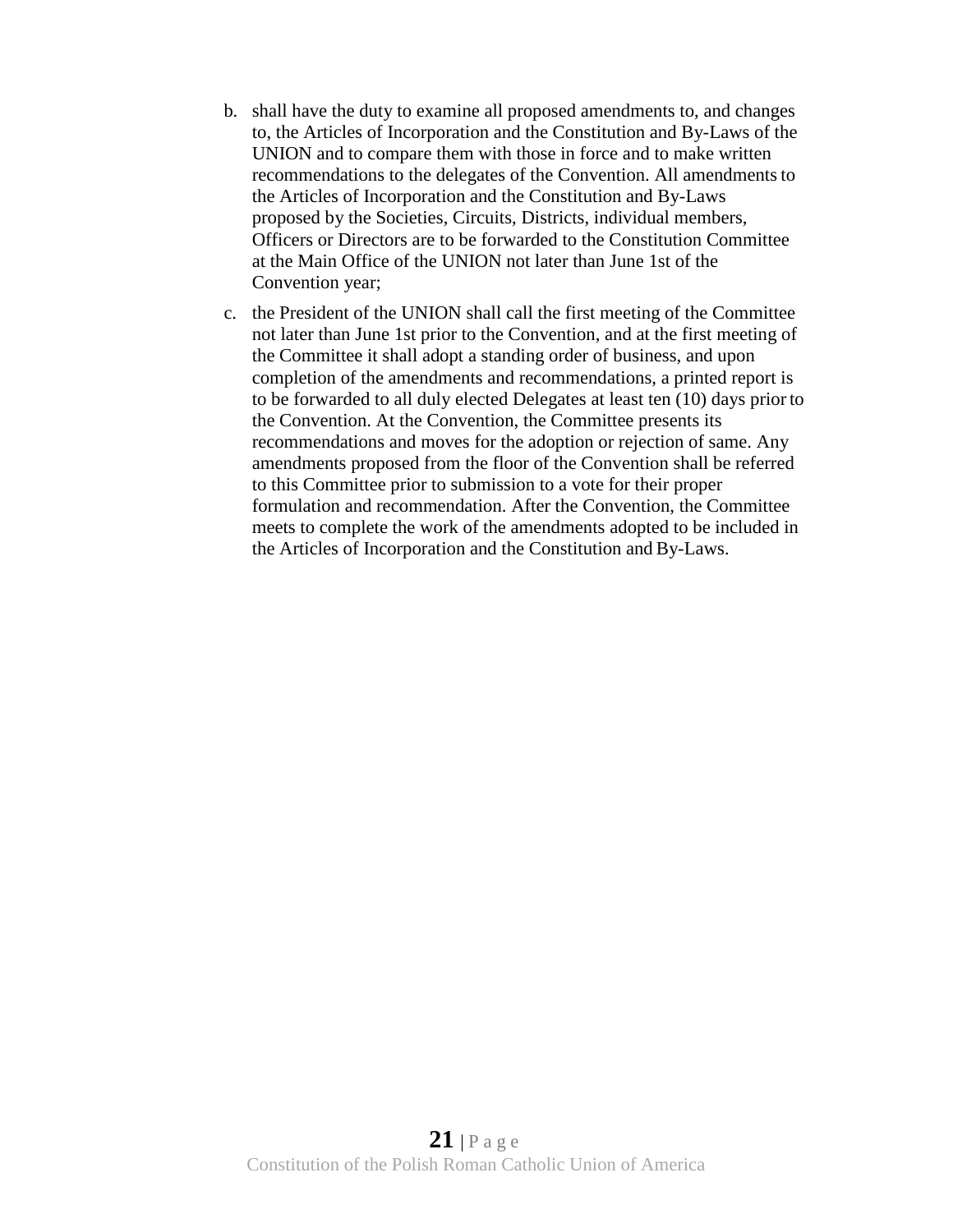b. shall have the duty to examine all proposed amendments to, and changes to, the Articles of Incorporation and the Constitution and By-Laws of the UNION and to compare them with those in force and to make written recommendations to the delegates of the Convention. All amendments to the Articles of Incorporation and the Constitution and By-Laws proposed by the Societies, Circuits, Districts, individual members, Officers or Directors are to be forwarded to the Constitution Committee at the Main Office of the UNION not later than June 1st of the Convention year;

c. the President of the UNION shall call the first meeting of the Committee not later than June 1st prior to the Convention, and at the first meeting of the Committee it shall adopt a standing order of business, and upon completion of the amendments and recommendations, a printed report is to be forwarded to all duly elected Delegates at least ten (10) days prior to the Convention. At the Convention, the Committee presents its recommendations and moves for the adoption or rejection of same. Any amendments proposed from the floor of the Convention shall be referred to this Committee prior to submission to a vote for their proper formulation and recommendation. After the Convention, the Committee meets to complete the work of the amendments adopted to be included in the Articles of Incorporation and the Constitution and By-Laws.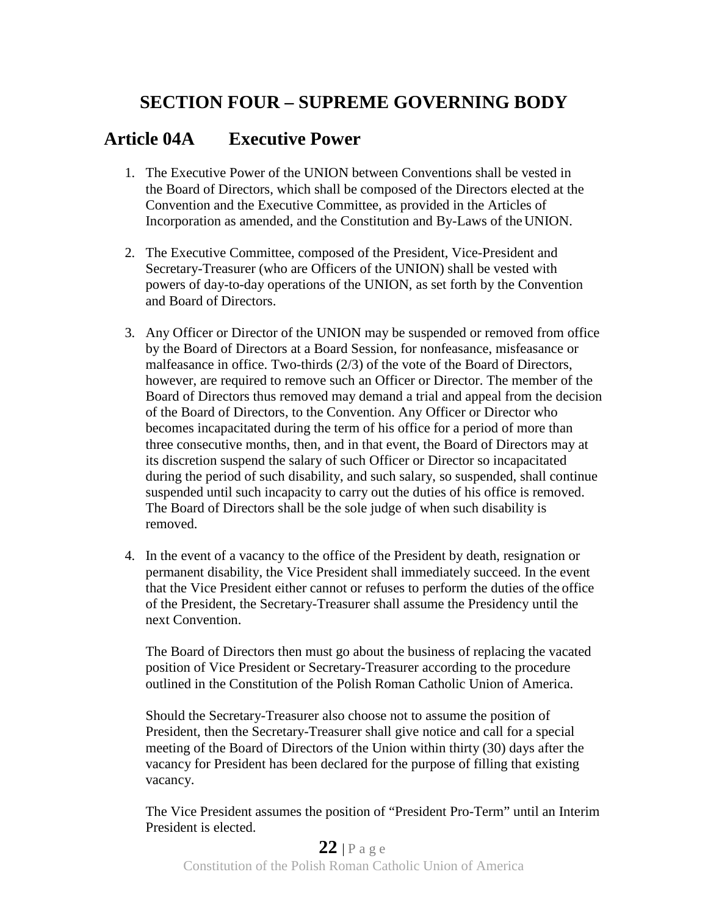# SECTION FOUR – SUPREME GOVERNING BODY

## Article 04A Executive Power

1. The Executive Power of the UNION between Conventions shall be vested in the Board of Directors, which shall be composed of the Directors elected at the Convention and the Executive Committee, as provided in the Articles of Incorporation as amended, and the Constitution and By-Laws of the UNION.

2. The Executive Committee, composed of the President, Vice-President and Secretary-Treasurer (who are Officers of the UNION) shall be vested with powers of day-to-day operations of the UNION, as set forth by the Convention and Board of Directors.

3. Any Officer or Director of the UNION may be suspended or removed from office by the Board of Directors at a Board Session, for nonfeasance, misfeasance or malfeasance in office. Two-thirds (2/3) of the vote of the Board of Directors, however, are required to remove such an Officer or Director. The member of the Board of Directors thus removed may demand a trial and appeal from the decision of the Board of Directors, to the Convention. Any Officer or Director who becomes incapacitated during the term of his office for a period of more than three consecutive months, then, and in that event, the Board of Directors may at its discretion suspend the salary of such Officer or Director so incapacitated during the period of such disability, and such salary, so suspended, shall continue suspended until such incapacity to carry out the duties of his office is removed. The Board of Directors shall be the sole judge of when such disability is removed.

4. In the event of a vacancy to the office of the President by death, resignation or permanent disability, the Vice President shall immediately succeed. In the event that the Vice President either cannot or refuses to perform the duties of the office of the President, the Secretary-Treasurer shall assume the Presidency until the next Convention.

   The Board of Directors then must go about the business of replacing the vacated position of Vice President or Secretary-Treasurer according to the procedure outlined in the Constitution of the Polish Roman Catholic Union of America.

   Should the Secretary-Treasurer also choose not to assume the position of President, then the Secretary-Treasurer shall give notice and call for a special meeting of the Board of Directors of the Union within thirty (30) days after the vacancy for President has been declared for the purpose of filling that existing vacancy.

   The Vice President assumes the position of "President Pro-Term" until an Interim President is elected.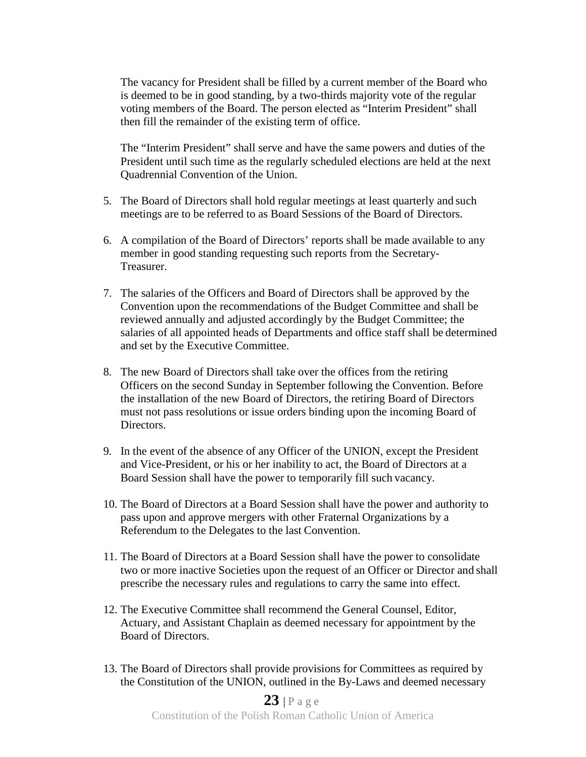The vacancy for President shall be filled by a current member of the Board who is deemed to be in good standing, by a two-thirds majority vote of the regular voting members of the Board. The person elected as "Interim President" shall then fill the remainder of the existing term of office.

The "Interim President" shall serve and have the same powers and duties of the President until such time as the regularly scheduled elections are held at the next Quadrennial Convention of the Union.

5. The Board of Directors shall hold regular meetings at least quarterly and such meetings are to be referred to as Board Sessions of the Board of Directors.

6. A compilation of the Board of Directors' reports shall be made available to any member in good standing requesting such reports from the Secretary-Treasurer.

7. The salaries of the Officers and Board of Directors shall be approved by the Convention upon the recommendations of the Budget Committee and shall be reviewed annually and adjusted accordingly by the Budget Committee; the salaries of all appointed heads of Departments and office staff shall be determined and set by the Executive Committee.

8. The new Board of Directors shall take over the offices from the retiring Officers on the second Sunday in September following the Convention. Before the installation of the new Board of Directors, the retiring Board of Directors must not pass resolutions or issue orders binding upon the incoming Board of Directors.

9. In the event of the absence of any Officer of the UNION, except the President and Vice-President, or his or her inability to act, the Board of Directors at a Board Session shall have the power to temporarily fill such vacancy.

10. The Board of Directors at a Board Session shall have the power and authority to pass upon and approve mergers with other Fraternal Organizations by a Referendum to the Delegates to the last Convention.

11. The Board of Directors at a Board Session shall have the power to consolidate two or more inactive Societies upon the request of an Officer or Director and shall prescribe the necessary rules and regulations to carry the same into effect.

12. The Executive Committee shall recommend the General Counsel, Editor, Actuary, and Assistant Chaplain as deemed necessary for appointment by the Board of Directors.

13. The Board of Directors shall provide provisions for Committees as required by the Constitution of the UNION, outlined in the By-Laws and deemed necessary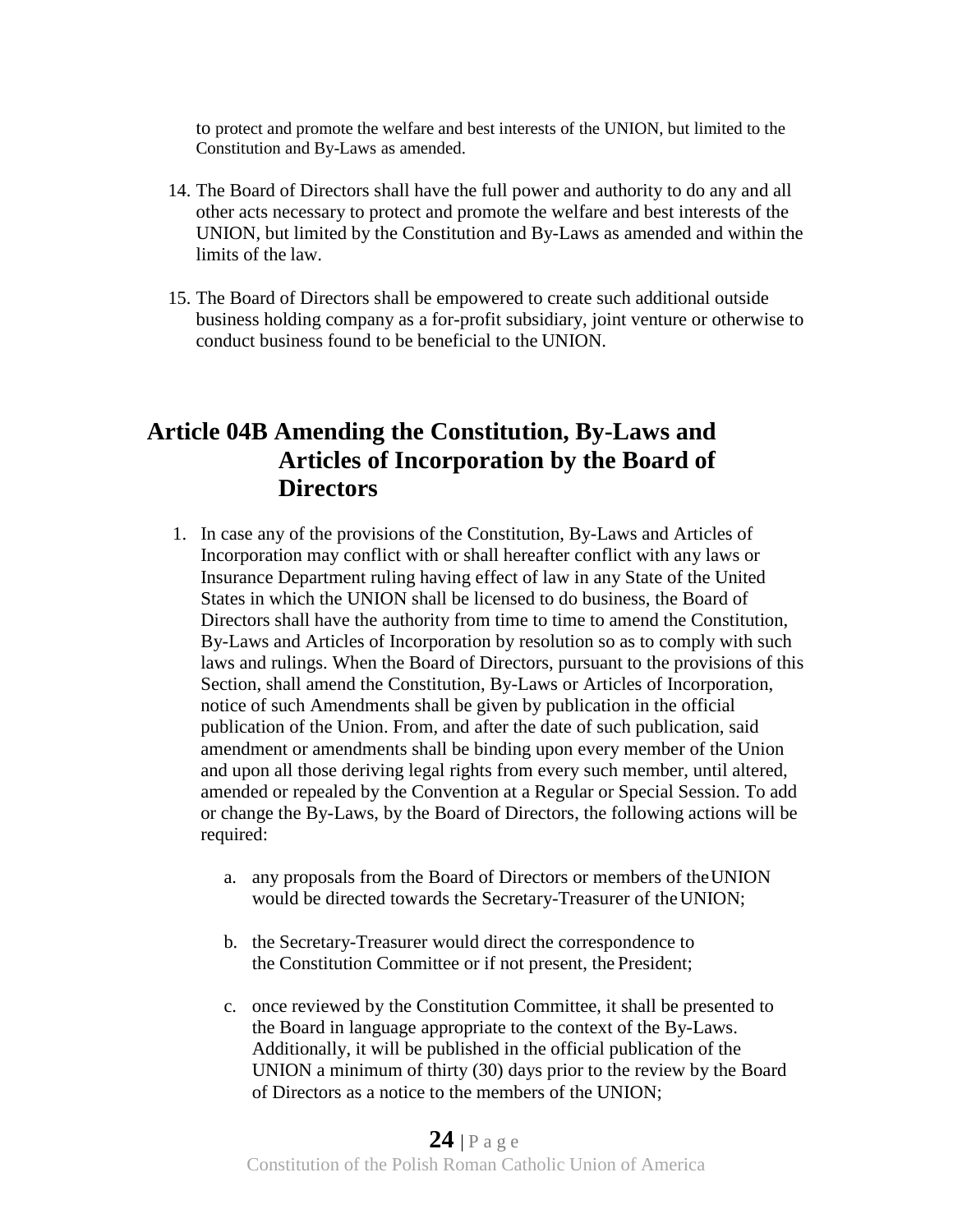to protect and promote the welfare and best interests of the UNION, but limited to the Constitution and By-Laws as amended.

14. The Board of Directors shall have the full power and authority to do any and all other acts necessary to protect and promote the welfare and best interests of the UNION, but limited by the Constitution and By-Laws as amended and within the limits of the law.

15. The Board of Directors shall be empowered to create such additional outside business holding company as a for-profit subsidiary, joint venture or otherwise to conduct business found to be beneficial to the UNION.

## Article 04B Amending the Constitution, By-Laws and Articles of Incorporation by the Board of Directors

1. In case any of the provisions of the Constitution, By-Laws and Articles of Incorporation may conflict with or shall hereafter conflict with any laws or Insurance Department ruling having effect of law in any State of the United States in which the UNION shall be licensed to do business, the Board of Directors shall have the authority from time to time to amend the Constitution, By-Laws and Articles of Incorporation by resolution so as to comply with such laws and rulings. When the Board of Directors, pursuant to the provisions of this Section, shall amend the Constitution, By-Laws or Articles of Incorporation, notice of such Amendments shall be given by publication in the official publication of the Union. From, and after the date of such publication, said amendment or amendments shall be binding upon every member of the Union and upon all those deriving legal rights from every such member, until altered, amended or repealed by the Convention at a Regular or Special Session. To add or change the By-Laws, by the Board of Directors, the following actions will be required:

   a. any proposals from the Board of Directors or members of the UNION would be directed towards the Secretary-Treasurer of the UNION;

   b. the Secretary-Treasurer would direct the correspondence to the Constitution Committee or if not present, the President;

   c. once reviewed by the Constitution Committee, it shall be presented to the Board in language appropriate to the context of the By-Laws. Additionally, it will be published in the official publication of the UNION a minimum of thirty (30) days prior to the review by the Board of Directors as a notice to the members of the UNION;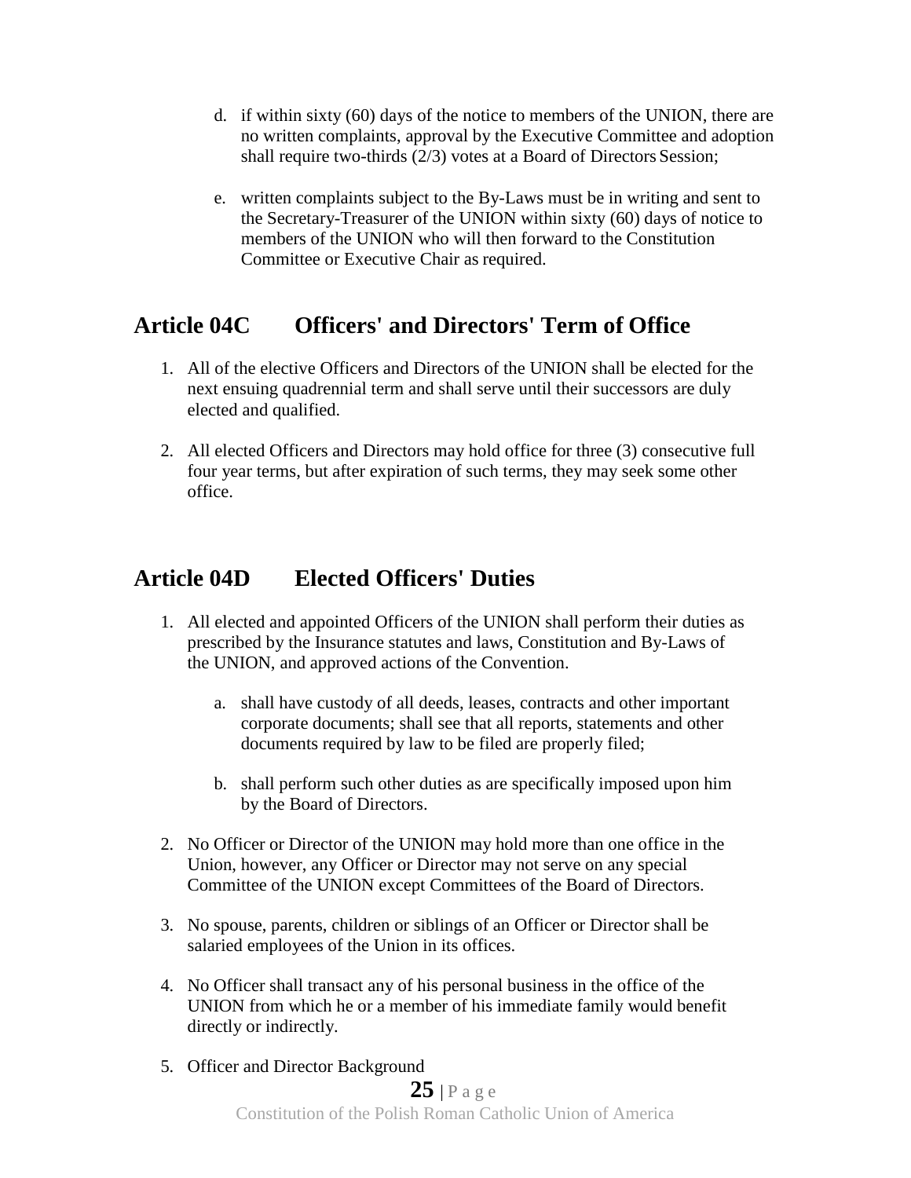d. if within sixty (60) days of the notice to members of the UNION, there are no written complaints, approval by the Executive Committee and adoption shall require two-thirds (2/3) votes at a Board of Directors Session;

e. written complaints subject to the By-Laws must be in writing and sent to the Secretary-Treasurer of the UNION within sixty (60) days of notice to members of the UNION who will then forward to the Constitution Committee or Executive Chair as required.

## Article 04C Officers' and Directors' Term of Office

1. All of the elective Officers and Directors of the UNION shall be elected for the next ensuing quadrennial term and shall serve until their successors are duly elected and qualified.

2. All elected Officers and Directors may hold office for three (3) consecutive full four year terms, but after expiration of such terms, they may seek some other office.

## Article 04D Elected Officers' Duties

1. All elected and appointed Officers of the UNION shall perform their duties as prescribed by the Insurance statutes and laws, Constitution and By-Laws of the UNION, and approved actions of the Convention.

   a. shall have custody of all deeds, leases, contracts and other important corporate documents; shall see that all reports, statements and other documents required by law to be filed are properly filed;

   b. shall perform such other duties as are specifically imposed upon him by the Board of Directors.

2. No Officer or Director of the UNION may hold more than one office in the Union, however, any Officer or Director may not serve on any special Committee of the UNION except Committees of the Board of Directors.

3. No spouse, parents, children or siblings of an Officer or Director shall be salaried employees of the Union in its offices.

4. No Officer shall transact any of his personal business in the office of the UNION from which he or a member of his immediate family would benefit directly or indirectly.

5. Officer and Director Background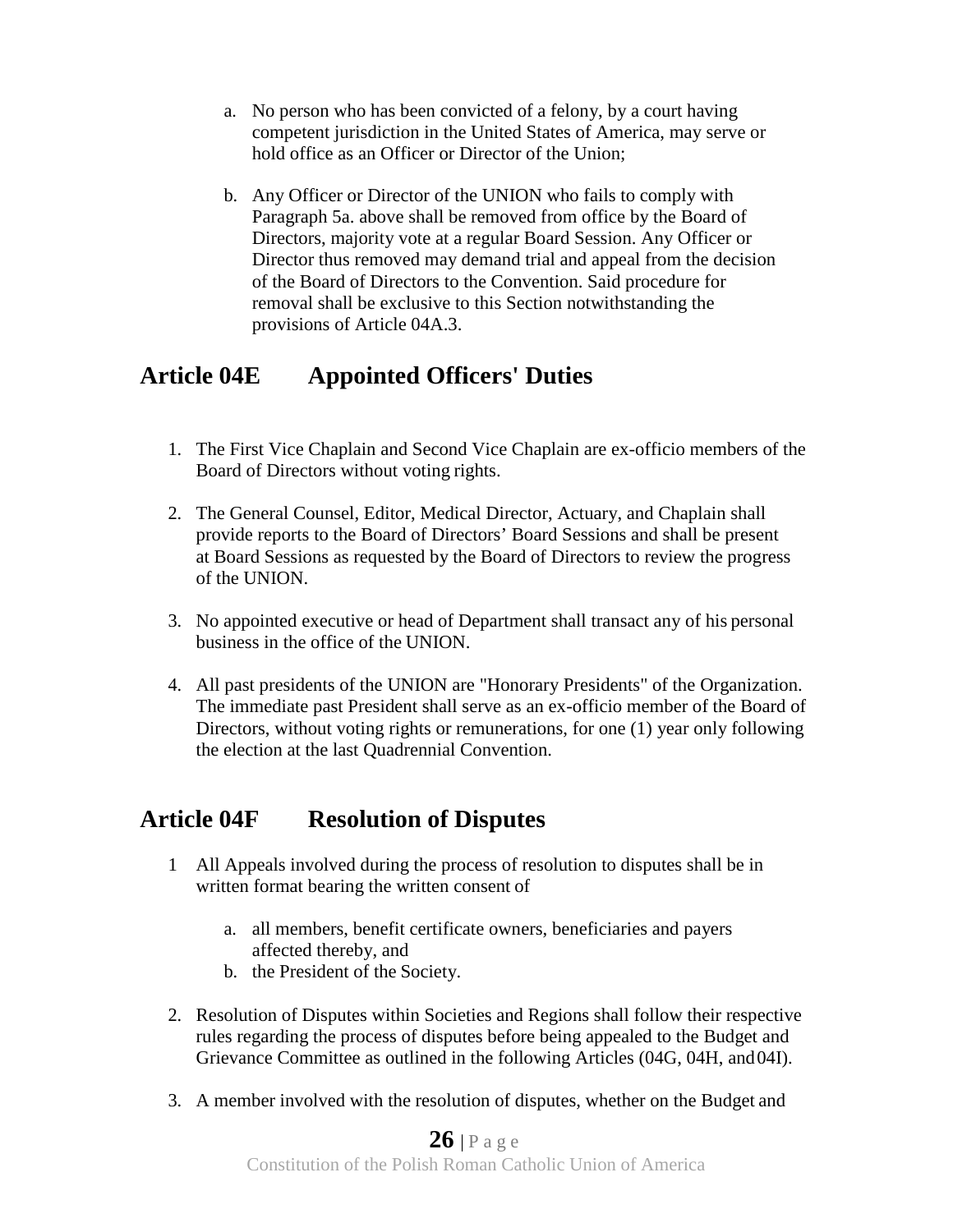a. No person who has been convicted of a felony, by a court having competent jurisdiction in the United States of America, may serve or hold office as an Officer or Director of the Union;

b. Any Officer or Director of the UNION who fails to comply with Paragraph 5a. above shall be removed from office by the Board of Directors, majority vote at a regular Board Session. Any Officer or Director thus removed may demand trial and appeal from the decision of the Board of Directors to the Convention. Said procedure for removal shall be exclusive to this Section notwithstanding the provisions of Article 04A.3.

## Article 04E Appointed Officers' Duties

1. The First Vice Chaplain and Second Vice Chaplain are ex-officio members of the Board of Directors without voting rights.

2. The General Counsel, Editor, Medical Director, Actuary, and Chaplain shall provide reports to the Board of Directors' Board Sessions and shall be present at Board Sessions as requested by the Board of Directors to review the progress of the UNION.

3. No appointed executive or head of Department shall transact any of his personal business in the office of the UNION.

4. All past presidents of the UNION are "Honorary Presidents" of the Organization. The immediate past President shall serve as an ex-officio member of the Board of Directors, without voting rights or remunerations, for one (1) year only following the election at the last Quadrennial Convention.

## Article 04F Resolution of Disputes

1 All Appeals involved during the process of resolution to disputes shall be in written format bearing the written consent of

   a. all members, benefit certificate owners, beneficiaries and payers affected thereby, and
   b. the President of the Society.

2. Resolution of Disputes within Societies and Regions shall follow their respective rules regarding the process of disputes before being appealed to the Budget and Grievance Committee as outlined in the following Articles (04G, 04H, and 04I).

3. A member involved with the resolution of disputes, whether on the Budget and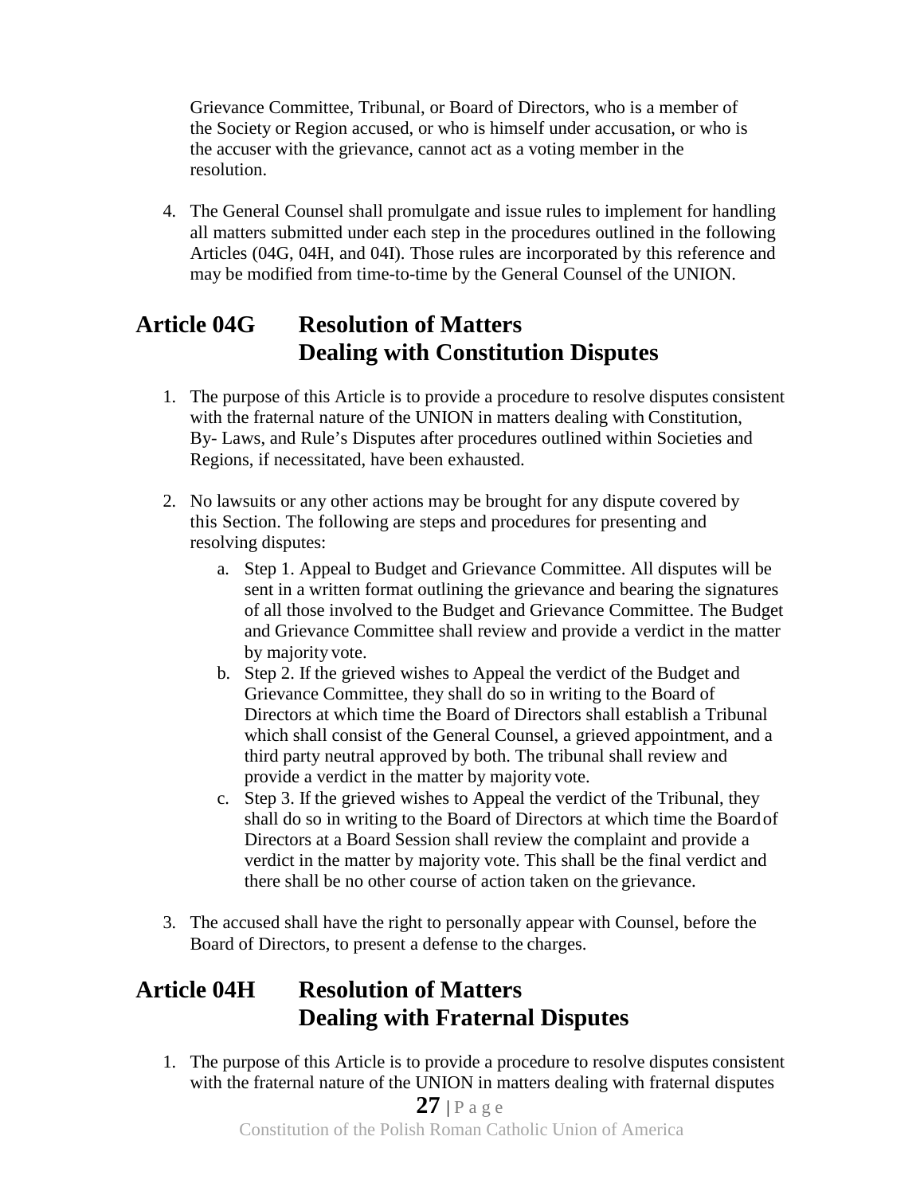Grievance Committee, Tribunal, or Board of Directors, who is a member of the Society or Region accused, or who is himself under accusation, or who is the accuser with the grievance, cannot act as a voting member in the resolution.

4. The General Counsel shall promulgate and issue rules to implement for handling all matters submitted under each step in the procedures outlined in the following Articles (04G, 04H, and 04I). Those rules are incorporated by this reference and may be modified from time-to-time by the General Counsel of the UNION.

## Article 04G Resolution of Matters Dealing with Constitution Disputes

1. The purpose of this Article is to provide a procedure to resolve disputes consistent with the fraternal nature of the UNION in matters dealing with Constitution, By- Laws, and Rule's Disputes after procedures outlined within Societies and Regions, if necessitated, have been exhausted.

2. No lawsuits or any other actions may be brought for any dispute covered by this Section. The following are steps and procedures for presenting and resolving disputes:
   a. Step 1. Appeal to Budget and Grievance Committee. All disputes will be sent in a written format outlining the grievance and bearing the signatures of all those involved to the Budget and Grievance Committee. The Budget and Grievance Committee shall review and provide a verdict in the matter by majority vote.
   b. Step 2. If the grieved wishes to Appeal the verdict of the Budget and Grievance Committee, they shall do so in writing to the Board of Directors at which time the Board of Directors shall establish a Tribunal which shall consist of the General Counsel, a grieved appointment, and a third party neutral approved by both. The tribunal shall review and provide a verdict in the matter by majority vote.
   c. Step 3. If the grieved wishes to Appeal the verdict of the Tribunal, they shall do so in writing to the Board of Directors at which time the Board of Directors at a Board Session shall review the complaint and provide a verdict in the matter by majority vote. This shall be the final verdict and there shall be no other course of action taken on the grievance.

3. The accused shall have the right to personally appear with Counsel, before the Board of Directors, to present a defense to the charges.

## Article 04H Resolution of Matters Dealing with Fraternal Disputes

1. The purpose of this Article is to provide a procedure to resolve disputes consistent with the fraternal nature of the UNION in matters dealing with fraternal disputes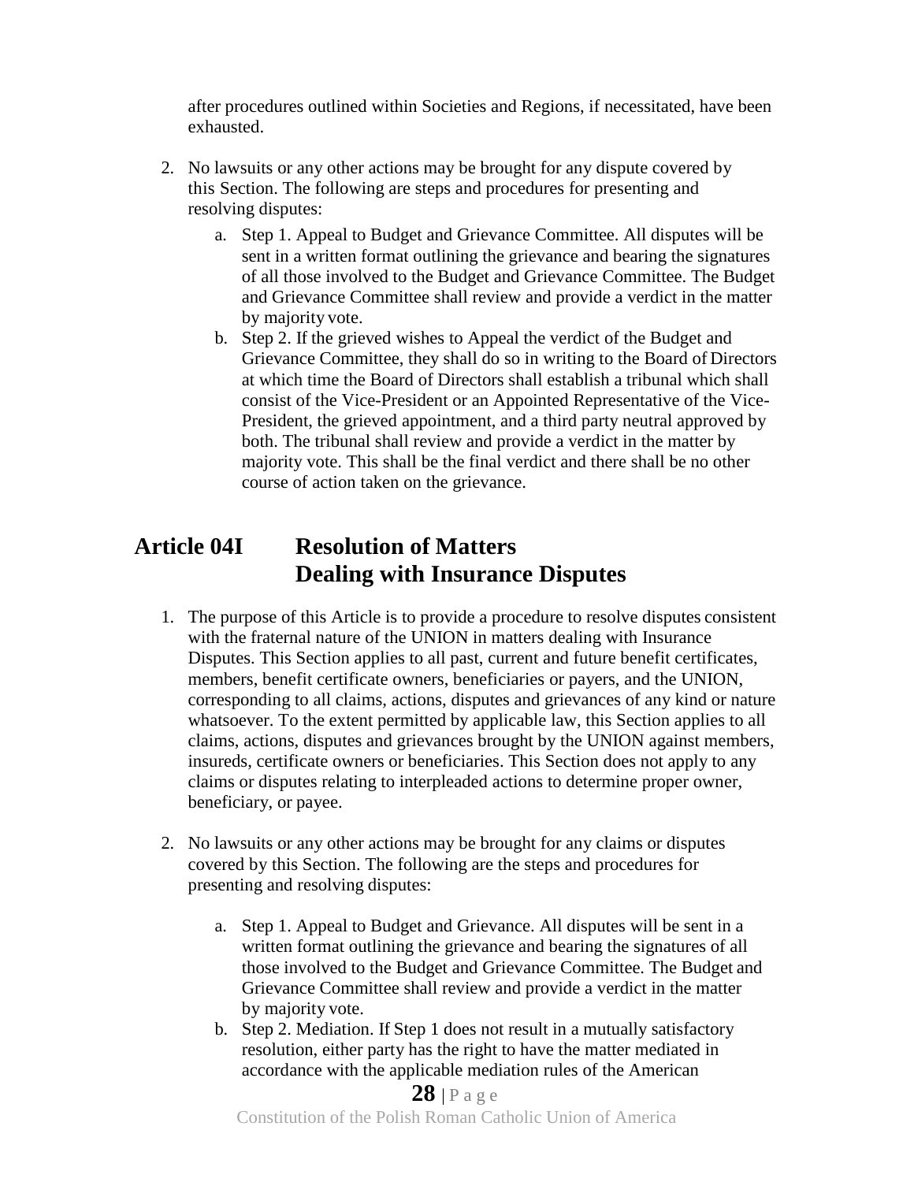after procedures outlined within Societies and Regions, if necessitated, have been exhausted.

2. No lawsuits or any other actions may be brought for any dispute covered by this Section. The following are steps and procedures for presenting and resolving disputes:

   a. Step 1. Appeal to Budget and Grievance Committee. All disputes will be sent in a written format outlining the grievance and bearing the signatures of all those involved to the Budget and Grievance Committee. The Budget and Grievance Committee shall review and provide a verdict in the matter by majority vote.
   b. Step 2. If the grieved wishes to Appeal the verdict of the Budget and Grievance Committee, they shall do so in writing to the Board of Directors at which time the Board of Directors shall establish a tribunal which shall consist of the Vice-President or an Appointed Representative of the Vice-President, the grieved appointment, and a third party neutral approved by both. The tribunal shall review and provide a verdict in the matter by majority vote. This shall be the final verdict and there shall be no other course of action taken on the grievance.

## Article 04I Resolution of Matters Dealing with Insurance Disputes

1. The purpose of this Article is to provide a procedure to resolve disputes consistent with the fraternal nature of the UNION in matters dealing with Insurance Disputes. This Section applies to all past, current and future benefit certificates, members, benefit certificate owners, beneficiaries or payers, and the UNION, corresponding to all claims, actions, disputes and grievances of any kind or nature whatsoever. To the extent permitted by applicable law, this Section applies to all claims, actions, disputes and grievances brought by the UNION against members, insureds, certificate owners or beneficiaries. This Section does not apply to any claims or disputes relating to interpleaded actions to determine proper owner, beneficiary, or payee.

2. No lawsuits or any other actions may be brought for any claims or disputes covered by this Section. The following are the steps and procedures for presenting and resolving disputes:

   a. Step 1. Appeal to Budget and Grievance. All disputes will be sent in a written format outlining the grievance and bearing the signatures of all those involved to the Budget and Grievance Committee. The Budget and Grievance Committee shall review and provide a verdict in the matter by majority vote.
   b. Step 2. Mediation. If Step 1 does not result in a mutually satisfactory resolution, either party has the right to have the matter mediated in accordance with the applicable mediation rules of the American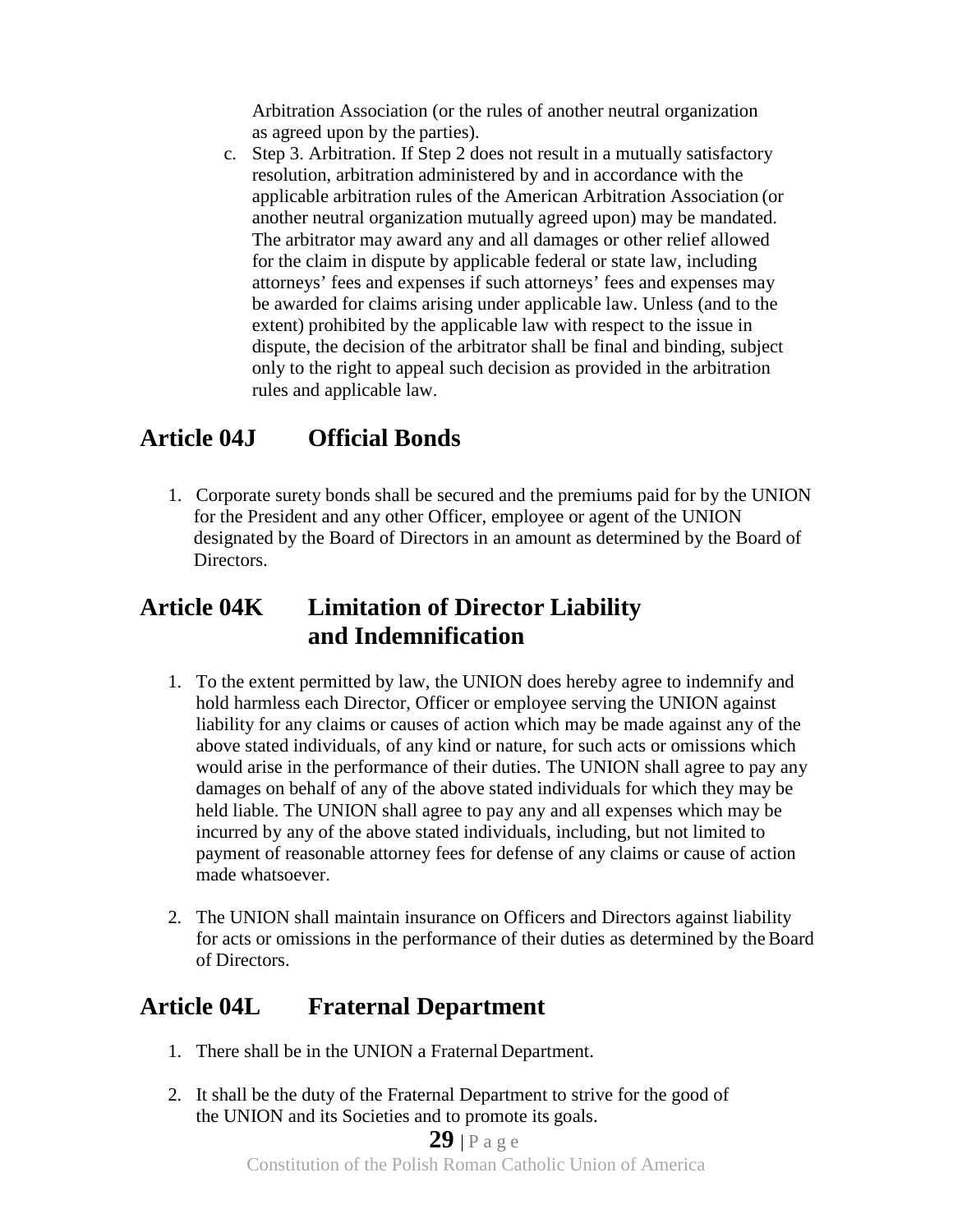Arbitration Association (or the rules of another neutral organization as agreed upon by the parties).

c. Step 3. Arbitration. If Step 2 does not result in a mutually satisfactory resolution, arbitration administered by and in accordance with the applicable arbitration rules of the American Arbitration Association (or another neutral organization mutually agreed upon) may be mandated. The arbitrator may award any and all damages or other relief allowed for the claim in dispute by applicable federal or state law, including attorneys' fees and expenses if such attorneys' fees and expenses may be awarded for claims arising under applicable law. Unless (and to the extent) prohibited by the applicable law with respect to the issue in dispute, the decision of the arbitrator shall be final and binding, subject only to the right to appeal such decision as provided in the arbitration rules and applicable law.

## Article 04J Official Bonds

1. Corporate surety bonds shall be secured and the premiums paid for by the UNION for the President and any other Officer, employee or agent of the UNION designated by the Board of Directors in an amount as determined by the Board of Directors.

## Article 04K Limitation of Director Liability and Indemnification

1. To the extent permitted by law, the UNION does hereby agree to indemnify and hold harmless each Director, Officer or employee serving the UNION against liability for any claims or causes of action which may be made against any of the above stated individuals, of any kind or nature, for such acts or omissions which would arise in the performance of their duties. The UNION shall agree to pay any damages on behalf of any of the above stated individuals for which they may be held liable. The UNION shall agree to pay any and all expenses which may be incurred by any of the above stated individuals, including, but not limited to payment of reasonable attorney fees for defense of any claims or cause of action made whatsoever.

2. The UNION shall maintain insurance on Officers and Directors against liability for acts or omissions in the performance of their duties as determined by the Board of Directors.

## Article 04L Fraternal Department

1. There shall be in the UNION a Fraternal Department.

2. It shall be the duty of the Fraternal Department to strive for the good of the UNION and its Societies and to promote its goals.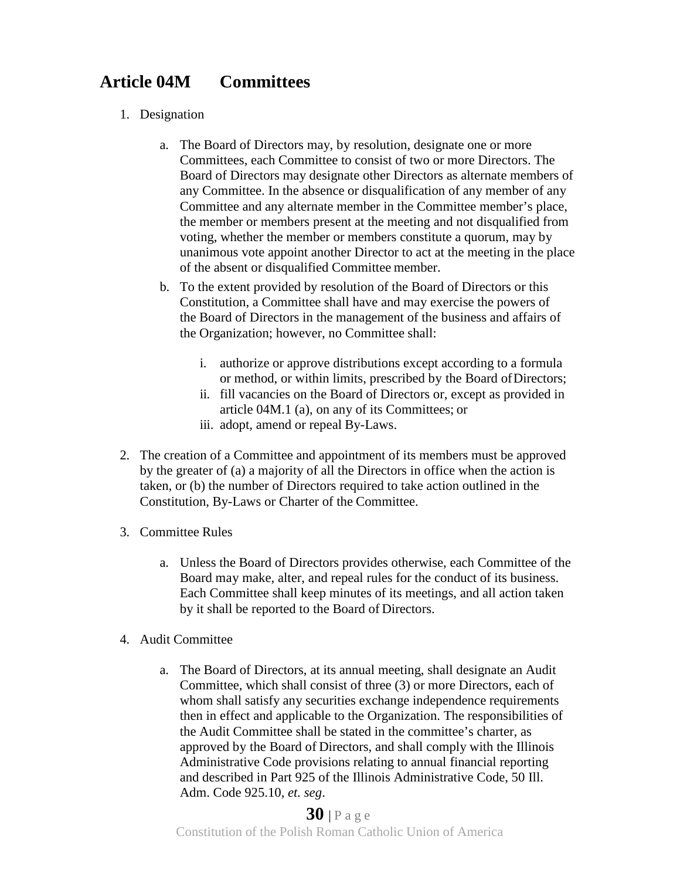# Article 04M Committees

1. Designation

    a. The Board of Directors may, by resolution, designate one or more Committees, each Committee to consist of two or more Directors. The Board of Directors may designate other Directors as alternate members of any Committee. In the absence or disqualification of any member of any Committee and any alternate member in the Committee member's place, the member or members present at the meeting and not disqualified from voting, whether the member or members constitute a quorum, may by unanimous vote appoint another Director to act at the meeting in the place of the absent or disqualified Committee member.

    b. To the extent provided by resolution of the Board of Directors or this Constitution, a Committee shall have and may exercise the powers of the Board of Directors in the management of the business and affairs of the Organization; however, no Committee shall:

        i. authorize or approve distributions except according to a formula or method, or within limits, prescribed by the Board of Directors;
        ii. fill vacancies on the Board of Directors or, except as provided in article 04M.1 (a), on any of its Committees; or
        iii. adopt, amend or repeal By-Laws.

2. The creation of a Committee and appointment of its members must be approved by the greater of (a) a majority of all the Directors in office when the action is taken, or (b) the number of Directors required to take action outlined in the Constitution, By-Laws or Charter of the Committee.

3. Committee Rules

    a. Unless the Board of Directors provides otherwise, each Committee of the Board may make, alter, and repeal rules for the conduct of its business. Each Committee shall keep minutes of its meetings, and all action taken by it shall be reported to the Board of Directors.

4. Audit Committee

    a. The Board of Directors, at its annual meeting, shall designate an Audit Committee, which shall consist of three (3) or more Directors, each of whom shall satisfy any securities exchange independence requirements then in effect and applicable to the Organization. The responsibilities of the Audit Committee shall be stated in the committee's charter, as approved by the Board of Directors, and shall comply with the Illinois Administrative Code provisions relating to annual financial reporting and described in Part 925 of the Illinois Administrative Code, 50 Ill. Adm. Code 925.10, *et. seg*.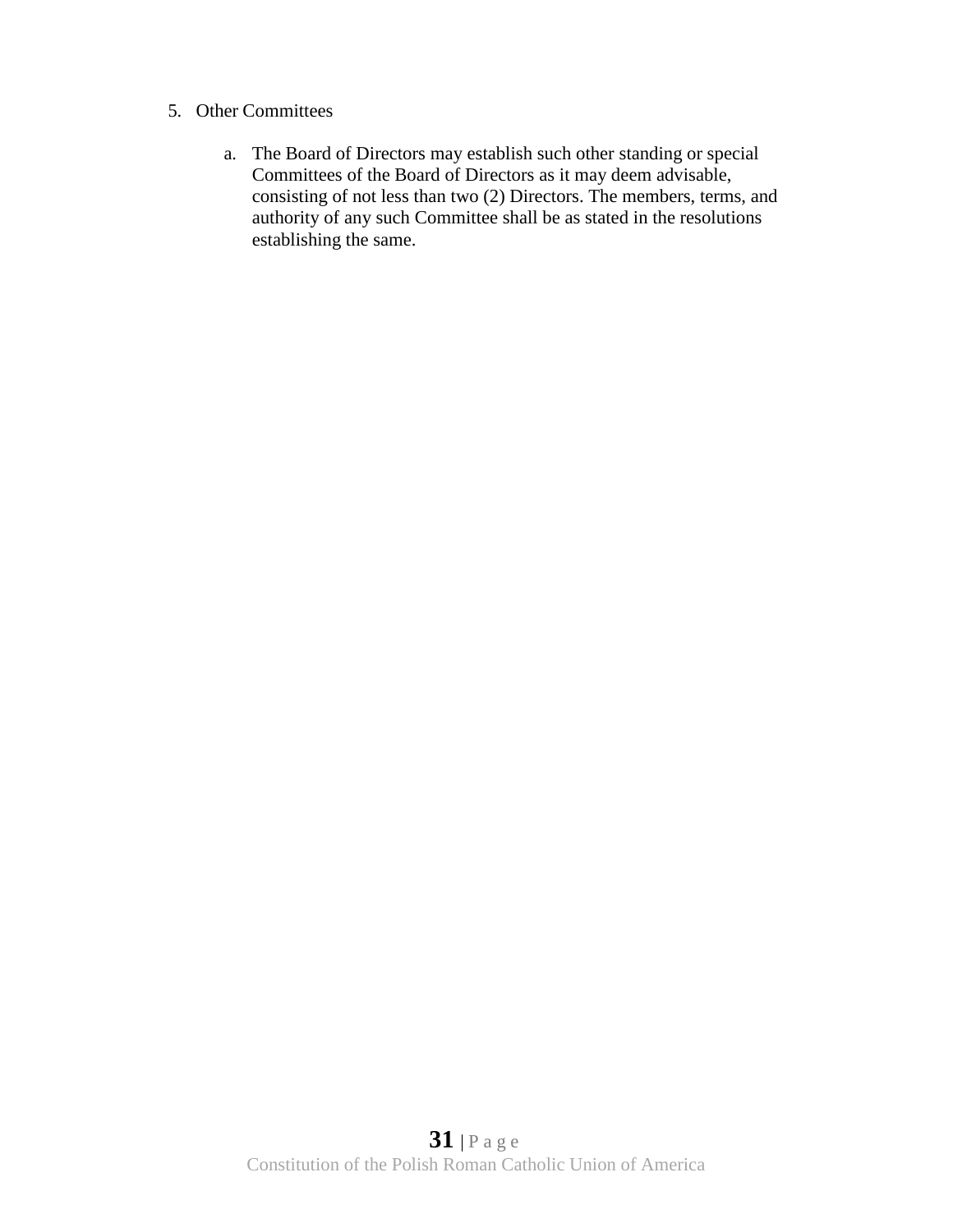5. Other Committees

   a. The Board of Directors may establish such other standing or special Committees of the Board of Directors as it may deem advisable, consisting of not less than two (2) Directors. The members, terms, and authority of any such Committee shall be as stated in the resolutions establishing the same.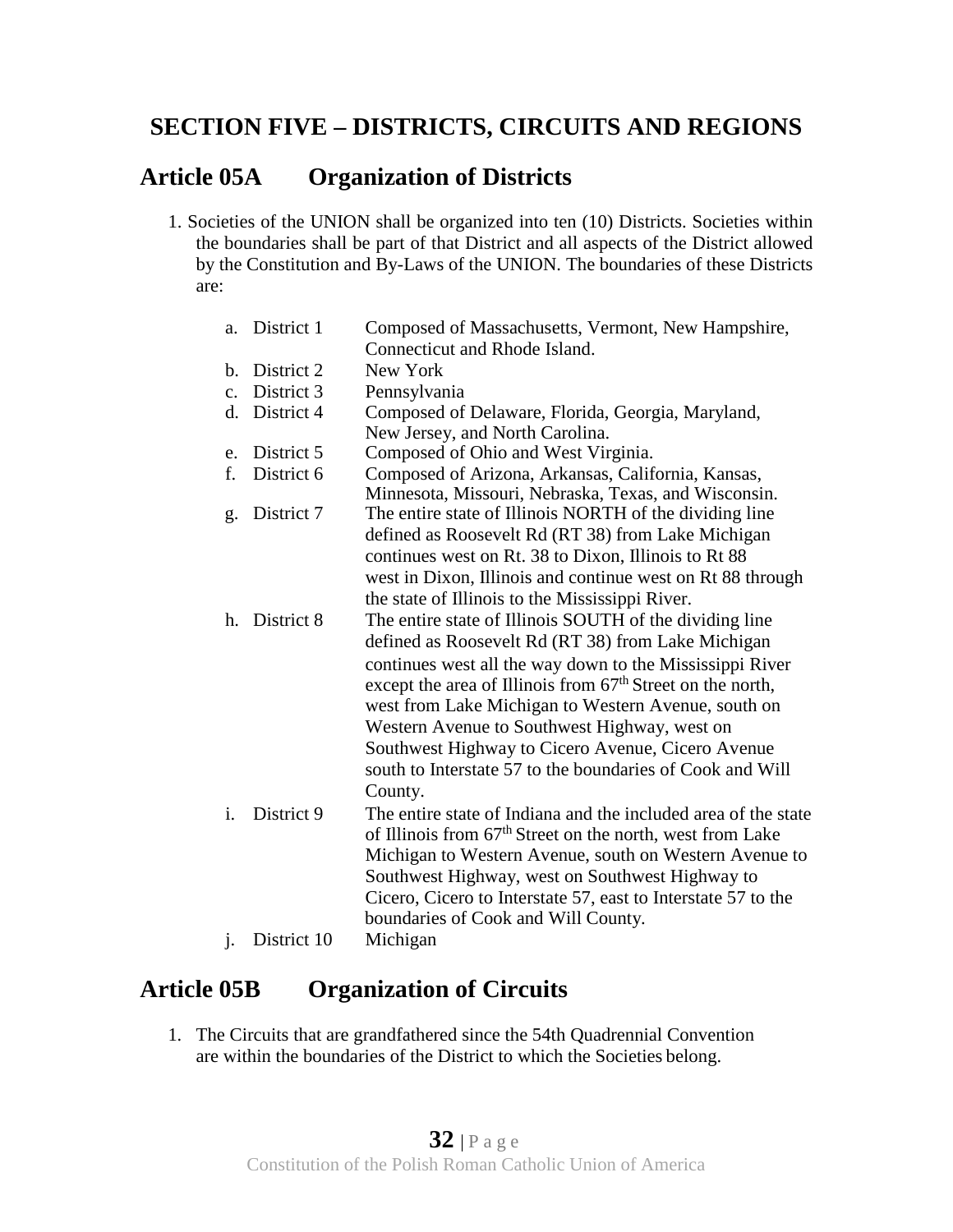# SECTION FIVE – DISTRICTS, CIRCUITS AND REGIONS

## Article 05A Organization of Districts

1. Societies of the UNION shall be organized into ten (10) Districts. Societies within the boundaries shall be part of that District and all aspects of the District allowed by the Constitution and By-Laws of the UNION. The boundaries of these Districts are:

   a. District 1 — Composed of Massachusetts, Vermont, New Hampshire, Connecticut and Rhode Island.
   b. District 2 — New York
   c. District 3 — Pennsylvania
   d. District 4 — Composed of Delaware, Florida, Georgia, Maryland, New Jersey, and North Carolina.
   e. District 5 — Composed of Ohio and West Virginia.
   f. District 6 — Composed of Arizona, Arkansas, California, Kansas, Minnesota, Missouri, Nebraska, Texas, and Wisconsin.
   g. District 7 — The entire state of Illinois NORTH of the dividing line defined as Roosevelt Rd (RT 38) from Lake Michigan continues west on Rt. 38 to Dixon, Illinois to Rt 88 west in Dixon, Illinois and continue west on Rt 88 through the state of Illinois to the Mississippi River.
   h. District 8 — The entire state of Illinois SOUTH of the dividing line defined as Roosevelt Rd (RT 38) from Lake Michigan continues west all the way down to the Mississippi River except the area of Illinois from 67th Street on the north, west from Lake Michigan to Western Avenue, south on Western Avenue to Southwest Highway, west on Southwest Highway to Cicero Avenue, Cicero Avenue south to Interstate 57 to the boundaries of Cook and Will County.
   i. District 9 — The entire state of Indiana and the included area of the state of Illinois from 67th Street on the north, west from Lake Michigan to Western Avenue, south on Western Avenue to Southwest Highway, west on Southwest Highway to Cicero, Cicero to Interstate 57, east to Interstate 57 to the boundaries of Cook and Will County.
   j. District 10 — Michigan

## Article 05B Organization of Circuits

1. The Circuits that are grandfathered since the 54th Quadrennial Convention are within the boundaries of the District to which the Societies belong.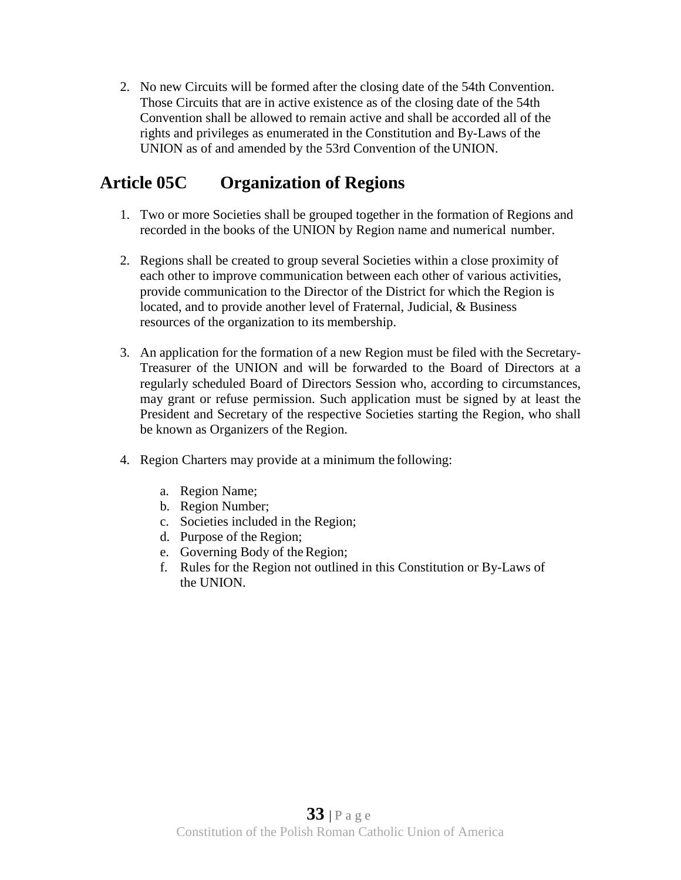2. No new Circuits will be formed after the closing date of the 54th Convention. Those Circuits that are in active existence as of the closing date of the 54th Convention shall be allowed to remain active and shall be accorded all of the rights and privileges as enumerated in the Constitution and By-Laws of the UNION as of and amended by the 53rd Convention of the UNION.

## Article 05C Organization of Regions

1. Two or more Societies shall be grouped together in the formation of Regions and recorded in the books of the UNION by Region name and numerical number.

2. Regions shall be created to group several Societies within a close proximity of each other to improve communication between each other of various activities, provide communication to the Director of the District for which the Region is located, and to provide another level of Fraternal, Judicial, & Business resources of the organization to its membership.

3. An application for the formation of a new Region must be filed with the Secretary-Treasurer of the UNION and will be forwarded to the Board of Directors at a regularly scheduled Board of Directors Session who, according to circumstances, may grant or refuse permission. Such application must be signed by at least the President and Secretary of the respective Societies starting the Region, who shall be known as Organizers of the Region.

4. Region Charters may provide at a minimum the following:

   a. Region Name;
   b. Region Number;
   c. Societies included in the Region;
   d. Purpose of the Region;
   e. Governing Body of the Region;
   f. Rules for the Region not outlined in this Constitution or By-Laws of the UNION.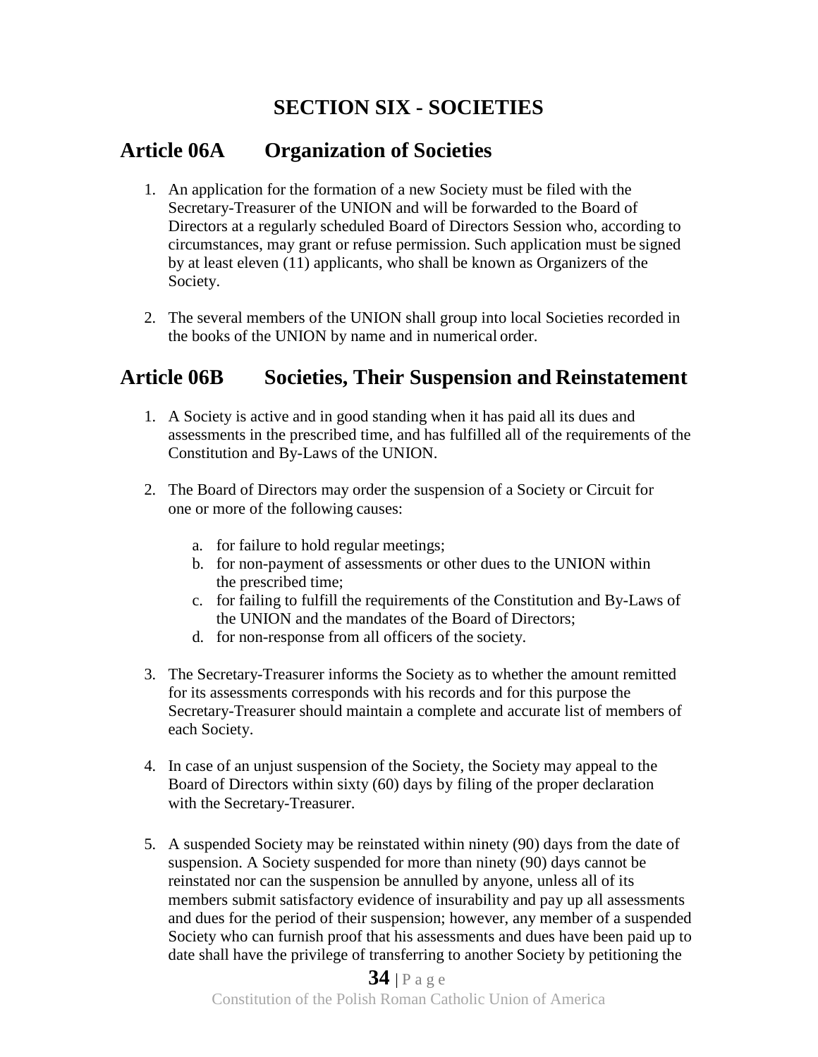# SECTION SIX - SOCIETIES

## Article 06A Organization of Societies

1. An application for the formation of a new Society must be filed with the Secretary-Treasurer of the UNION and will be forwarded to the Board of Directors at a regularly scheduled Board of Directors Session who, according to circumstances, may grant or refuse permission. Such application must be signed by at least eleven (11) applicants, who shall be known as Organizers of the Society.

2. The several members of the UNION shall group into local Societies recorded in the books of the UNION by name and in numerical order.

## Article 06B Societies, Their Suspension and Reinstatement

1. A Society is active and in good standing when it has paid all its dues and assessments in the prescribed time, and has fulfilled all of the requirements of the Constitution and By-Laws of the UNION.

2. The Board of Directors may order the suspension of a Society or Circuit for one or more of the following causes:

   a. for failure to hold regular meetings;
   b. for non-payment of assessments or other dues to the UNION within the prescribed time;
   c. for failing to fulfill the requirements of the Constitution and By-Laws of the UNION and the mandates of the Board of Directors;
   d. for non-response from all officers of the society.

3. The Secretary-Treasurer informs the Society as to whether the amount remitted for its assessments corresponds with his records and for this purpose the Secretary-Treasurer should maintain a complete and accurate list of members of each Society.

4. In case of an unjust suspension of the Society, the Society may appeal to the Board of Directors within sixty (60) days by filing of the proper declaration with the Secretary-Treasurer.

5. A suspended Society may be reinstated within ninety (90) days from the date of suspension. A Society suspended for more than ninety (90) days cannot be reinstated nor can the suspension be annulled by anyone, unless all of its members submit satisfactory evidence of insurability and pay up all assessments and dues for the period of their suspension; however, any member of a suspended Society who can furnish proof that his assessments and dues have been paid up to date shall have the privilege of transferring to another Society by petitioning the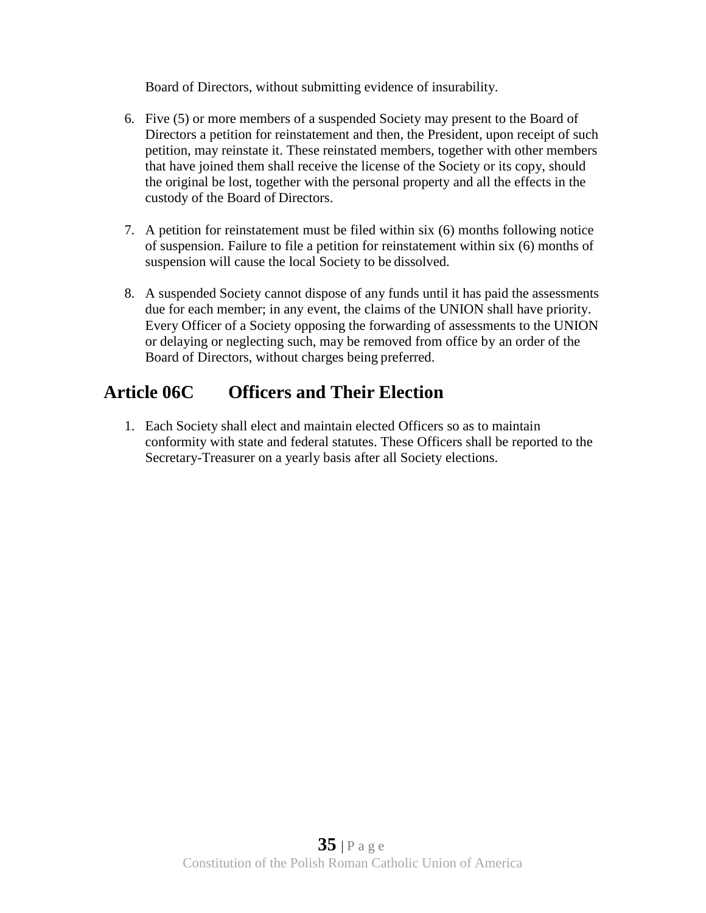Board of Directors, without submitting evidence of insurability.

6. Five (5) or more members of a suspended Society may present to the Board of Directors a petition for reinstatement and then, the President, upon receipt of such petition, may reinstate it. These reinstated members, together with other members that have joined them shall receive the license of the Society or its copy, should the original be lost, together with the personal property and all the effects in the custody of the Board of Directors.

7. A petition for reinstatement must be filed within six (6) months following notice of suspension. Failure to file a petition for reinstatement within six (6) months of suspension will cause the local Society to be dissolved.

8. A suspended Society cannot dispose of any funds until it has paid the assessments due for each member; in any event, the claims of the UNION shall have priority. Every Officer of a Society opposing the forwarding of assessments to the UNION or delaying or neglecting such, may be removed from office by an order of the Board of Directors, without charges being preferred.

## Article 06C Officers and Their Election

1. Each Society shall elect and maintain elected Officers so as to maintain conformity with state and federal statutes. These Officers shall be reported to the Secretary-Treasurer on a yearly basis after all Society elections.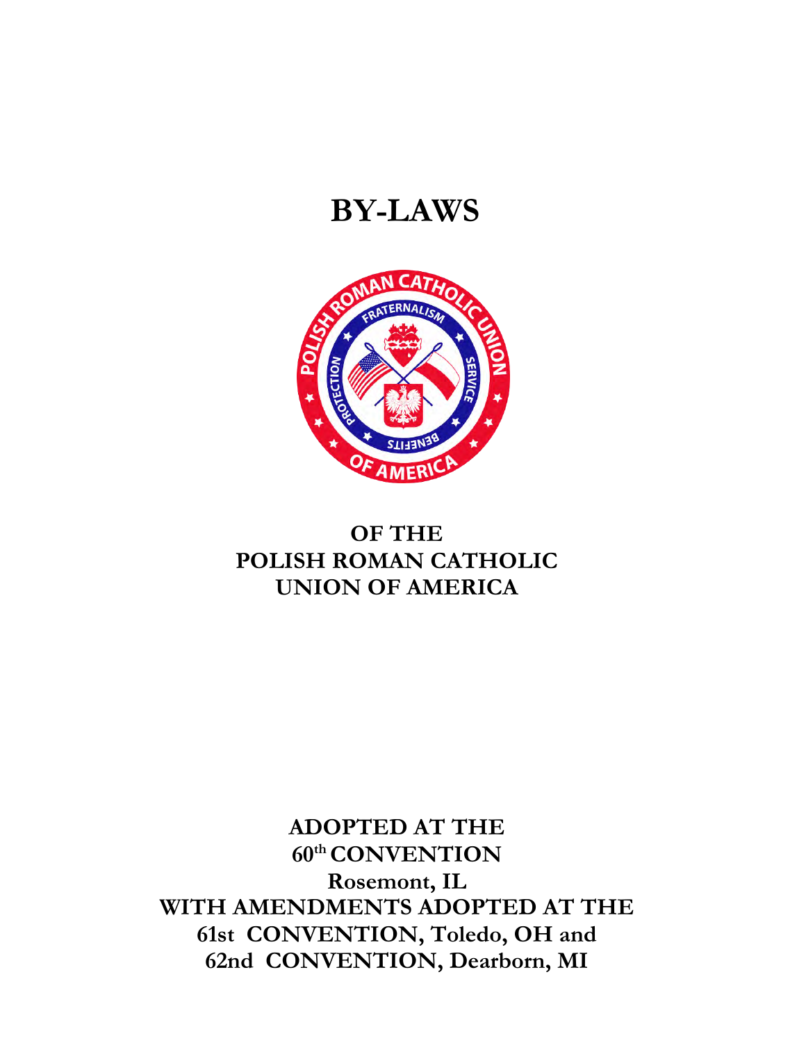# BY-LAWS

## OF THE POLISH ROMAN CATHOLIC UNION OF AMERICA

**ADOPTED AT THE**
**60th CONVENTION**
**Rosemont, IL**
**WITH AMENDMENTS ADOPTED AT THE**
**61st CONVENTION, Toledo, OH and**
**62nd CONVENTION, Dearborn, MI**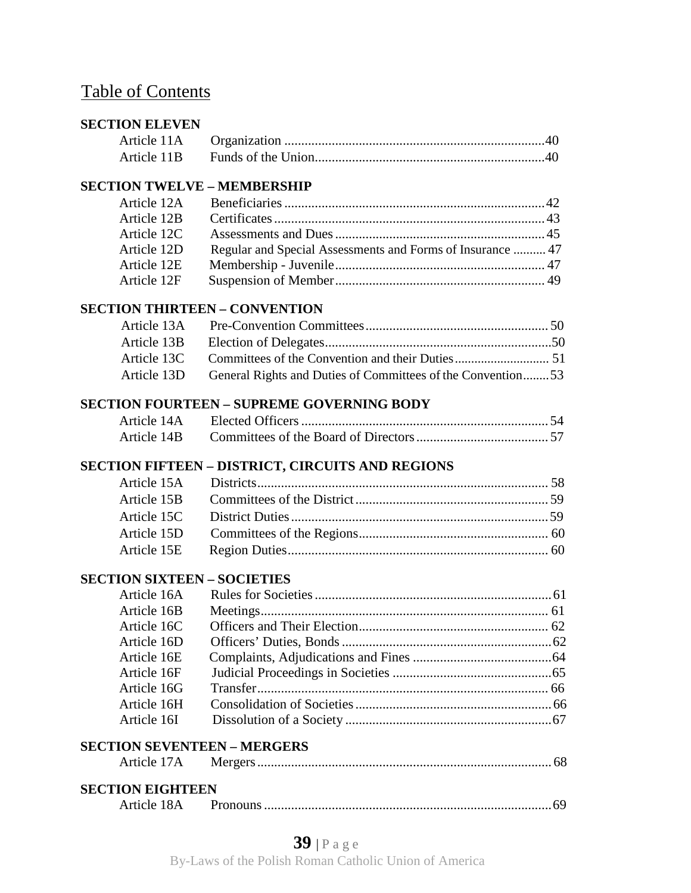## Table of Contents

**SECTION ELEVEN**

| | | |
|---|---|---|
| Article 11A | Organization | 40 |
| Article 11B | Funds of the Union | 40 |

**SECTION TWELVE – MEMBERSHIP**

| | | |
|---|---|---|
| Article 12A | Beneficiaries | 42 |
| Article 12B | Certificates | 43 |
| Article 12C | Assessments and Dues | 45 |
| Article 12D | Regular and Special Assessments and Forms of Insurance | 47 |
| Article 12E | Membership - Juvenile | 47 |
| Article 12F | Suspension of Member | 49 |

**SECTION THIRTEEN – CONVENTION**

| | | |
|---|---|---|
| Article 13A | Pre-Convention Committees | 50 |
| Article 13B | Election of Delegates | 50 |
| Article 13C | Committees of the Convention and their Duties | 51 |
| Article 13D | General Rights and Duties of Committees of the Convention | 53 |

**SECTION FOURTEEN – SUPREME GOVERNING BODY**

| | | |
|---|---|---|
| Article 14A | Elected Officers | 54 |
| Article 14B | Committees of the Board of Directors | 57 |

**SECTION FIFTEEN – DISTRICT, CIRCUITS AND REGIONS**

| | | |
|---|---|---|
| Article 15A | Districts | 58 |
| Article 15B | Committees of the District | 59 |
| Article 15C | District Duties | 59 |
| Article 15D | Committees of the Regions | 60 |
| Article 15E | Region Duties | 60 |

**SECTION SIXTEEN – SOCIETIES**

| | | |
|---|---|---|
| Article 16A | Rules for Societies | 61 |
| Article 16B | Meetings | 61 |
| Article 16C | Officers and Their Election | 62 |
| Article 16D | Officers' Duties, Bonds | 62 |
| Article 16E | Complaints, Adjudications and Fines | 64 |
| Article 16F | Judicial Proceedings in Societies | 65 |
| Article 16G | Transfer | 66 |
| Article 16H | Consolidation of Societies | 66 |
| Article 16I | Dissolution of a Society | 67 |

**SECTION SEVENTEEN – MERGERS**

| | | |
|---|---|---|
| Article 17A | Mergers | 68 |

**SECTION EIGHTEEN**

| | | |
|---|---|---|
| Article 18A | Pronouns | 69 |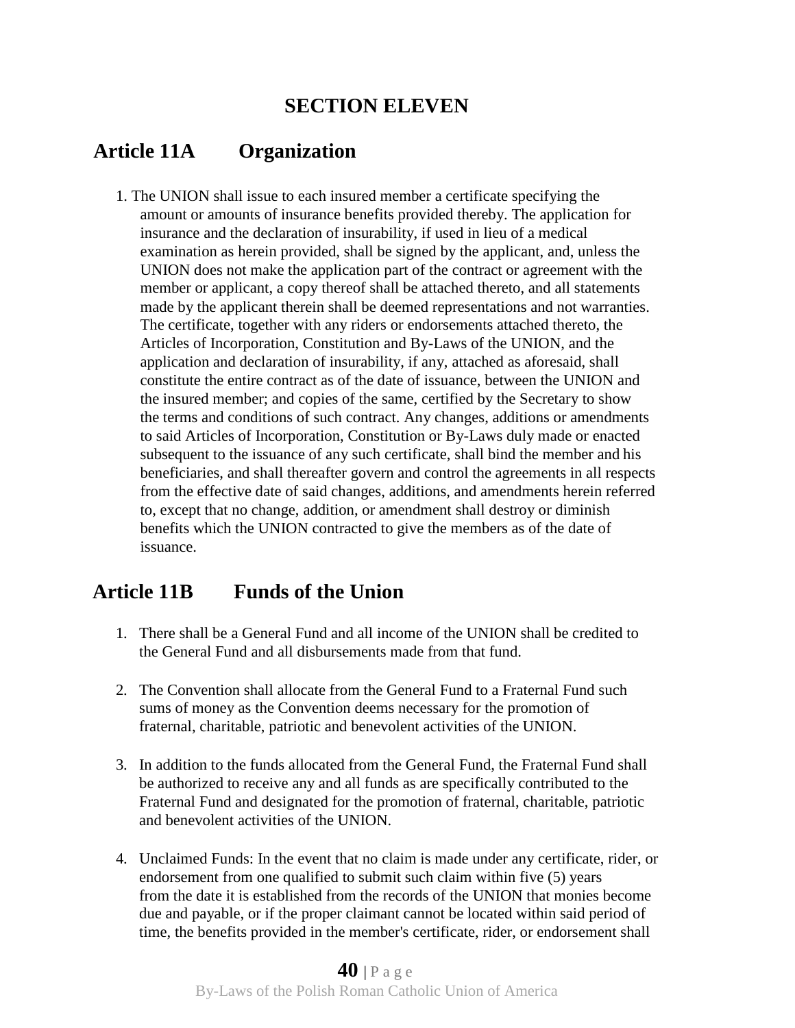# SECTION ELEVEN

## Article 11A Organization

1. The UNION shall issue to each insured member a certificate specifying the amount or amounts of insurance benefits provided thereby. The application for insurance and the declaration of insurability, if used in lieu of a medical examination as herein provided, shall be signed by the applicant, and, unless the UNION does not make the application part of the contract or agreement with the member or applicant, a copy thereof shall be attached thereto, and all statements made by the applicant therein shall be deemed representations and not warranties. The certificate, together with any riders or endorsements attached thereto, the Articles of Incorporation, Constitution and By-Laws of the UNION, and the application and declaration of insurability, if any, attached as aforesaid, shall constitute the entire contract as of the date of issuance, between the UNION and the insured member; and copies of the same, certified by the Secretary to show the terms and conditions of such contract. Any changes, additions or amendments to said Articles of Incorporation, Constitution or By-Laws duly made or enacted subsequent to the issuance of any such certificate, shall bind the member and his beneficiaries, and shall thereafter govern and control the agreements in all respects from the effective date of said changes, additions, and amendments herein referred to, except that no change, addition, or amendment shall destroy or diminish benefits which the UNION contracted to give the members as of the date of issuance.

## Article 11B Funds of the Union

1. There shall be a General Fund and all income of the UNION shall be credited to the General Fund and all disbursements made from that fund.

2. The Convention shall allocate from the General Fund to a Fraternal Fund such sums of money as the Convention deems necessary for the promotion of fraternal, charitable, patriotic and benevolent activities of the UNION.

3. In addition to the funds allocated from the General Fund, the Fraternal Fund shall be authorized to receive any and all funds as are specifically contributed to the Fraternal Fund and designated for the promotion of fraternal, charitable, patriotic and benevolent activities of the UNION.

4. Unclaimed Funds: In the event that no claim is made under any certificate, rider, or endorsement from one qualified to submit such claim within five (5) years from the date it is established from the records of the UNION that monies become due and payable, or if the proper claimant cannot be located within said period of time, the benefits provided in the member's certificate, rider, or endorsement shall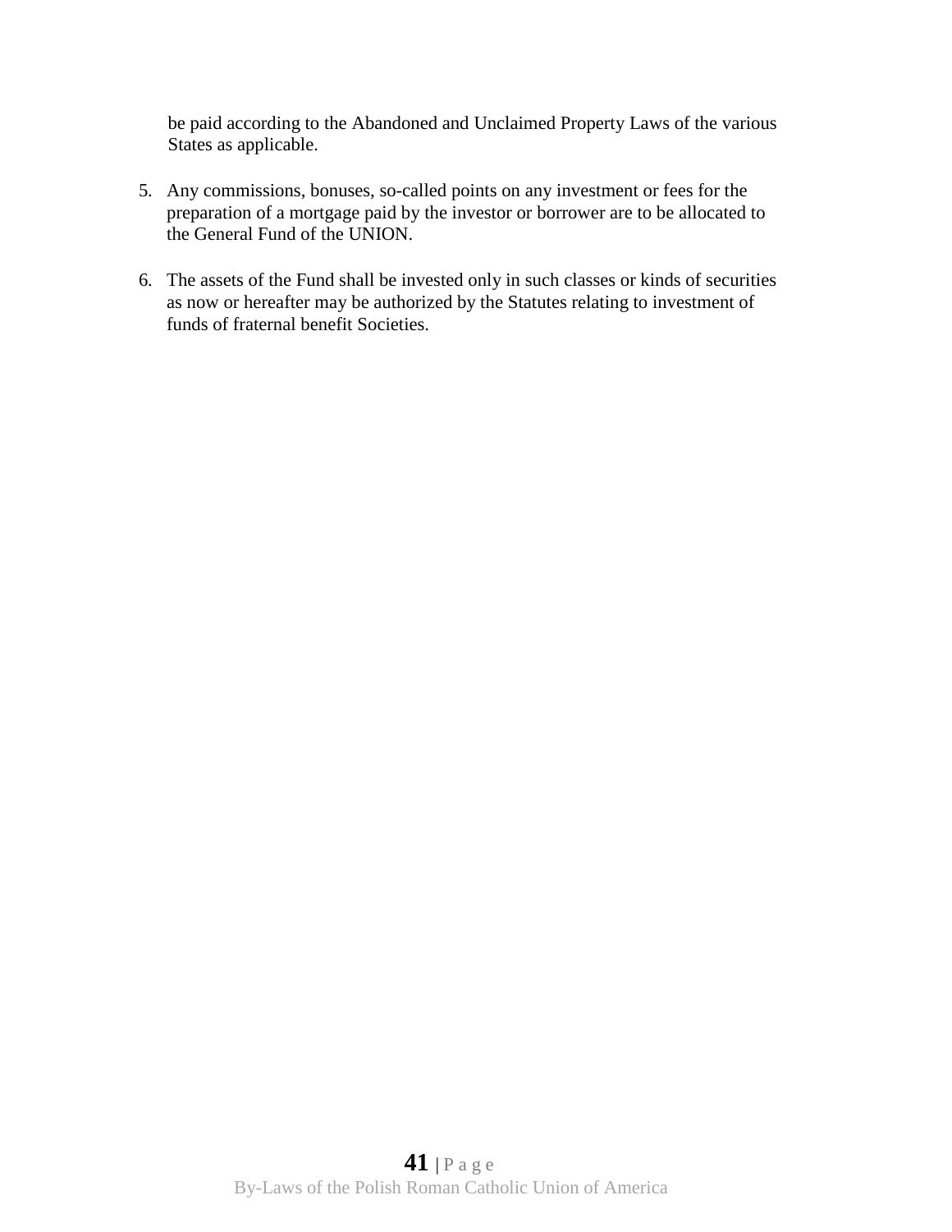be paid according to the Abandoned and Unclaimed Property Laws of the various States as applicable.

5. Any commissions, bonuses, so-called points on any investment or fees for the preparation of a mortgage paid by the investor or borrower are to be allocated to the General Fund of the UNION.

6. The assets of the Fund shall be invested only in such classes or kinds of securities as now or hereafter may be authorized by the Statutes relating to investment of funds of fraternal benefit Societies.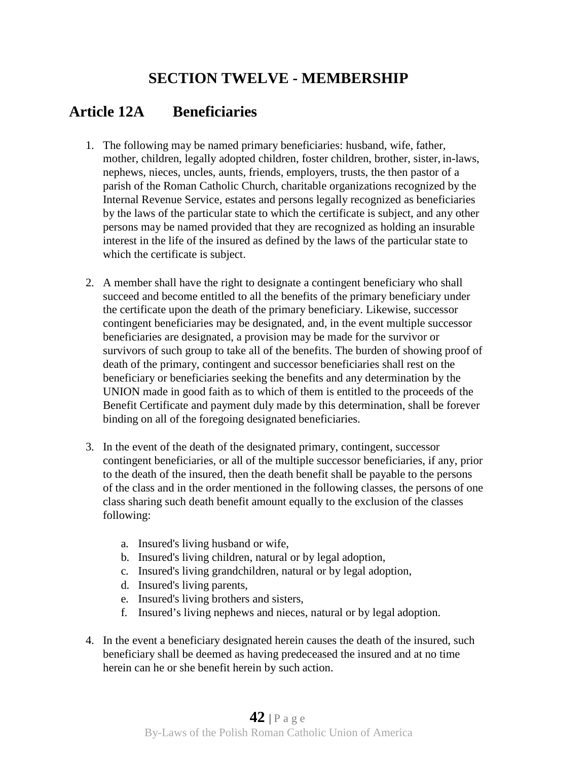# SECTION TWELVE - MEMBERSHIP

## Article 12A Beneficiaries

1. The following may be named primary beneficiaries: husband, wife, father, mother, children, legally adopted children, foster children, brother, sister, in-laws, nephews, nieces, uncles, aunts, friends, employers, trusts, the then pastor of a parish of the Roman Catholic Church, charitable organizations recognized by the Internal Revenue Service, estates and persons legally recognized as beneficiaries by the laws of the particular state to which the certificate is subject, and any other persons may be named provided that they are recognized as holding an insurable interest in the life of the insured as defined by the laws of the particular state to which the certificate is subject.

2. A member shall have the right to designate a contingent beneficiary who shall succeed and become entitled to all the benefits of the primary beneficiary under the certificate upon the death of the primary beneficiary. Likewise, successor contingent beneficiaries may be designated, and, in the event multiple successor beneficiaries are designated, a provision may be made for the survivor or survivors of such group to take all of the benefits. The burden of showing proof of death of the primary, contingent and successor beneficiaries shall rest on the beneficiary or beneficiaries seeking the benefits and any determination by the UNION made in good faith as to which of them is entitled to the proceeds of the Benefit Certificate and payment duly made by this determination, shall be forever binding on all of the foregoing designated beneficiaries.

3. In the event of the death of the designated primary, contingent, successor contingent beneficiaries, or all of the multiple successor beneficiaries, if any, prior to the death of the insured, then the death benefit shall be payable to the persons of the class and in the order mentioned in the following classes, the persons of one class sharing such death benefit amount equally to the exclusion of the classes following:

   a. Insured's living husband or wife,
   b. Insured's living children, natural or by legal adoption,
   c. Insured's living grandchildren, natural or by legal adoption,
   d. Insured's living parents,
   e. Insured's living brothers and sisters,
   f. Insured’s living nephews and nieces, natural or by legal adoption.

4. In the event a beneficiary designated herein causes the death of the insured, such beneficiary shall be deemed as having predeceased the insured and at no time herein can he or she benefit herein by such action.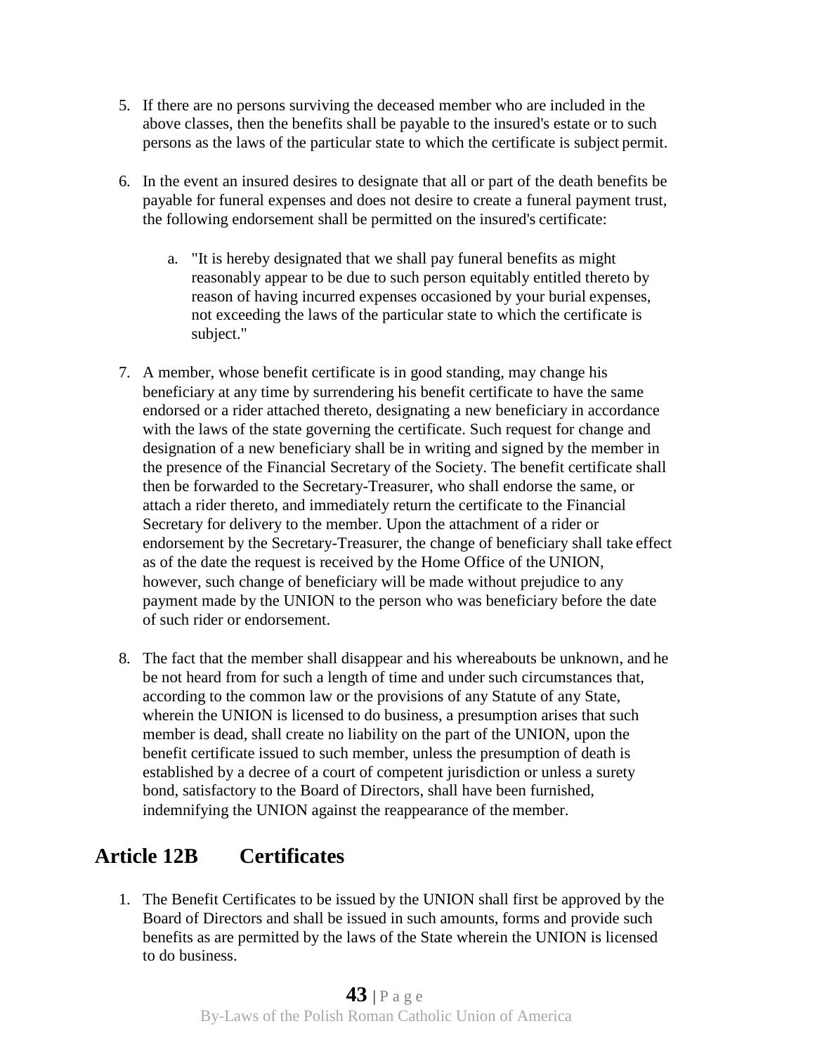5. If there are no persons surviving the deceased member who are included in the above classes, then the benefits shall be payable to the insured's estate or to such persons as the laws of the particular state to which the certificate is subject permit.

6. In the event an insured desires to designate that all or part of the death benefits be payable for funeral expenses and does not desire to create a funeral payment trust, the following endorsement shall be permitted on the insured's certificate:

   a. "It is hereby designated that we shall pay funeral benefits as might reasonably appear to be due to such person equitably entitled thereto by reason of having incurred expenses occasioned by your burial expenses, not exceeding the laws of the particular state to which the certificate is subject."

7. A member, whose benefit certificate is in good standing, may change his beneficiary at any time by surrendering his benefit certificate to have the same endorsed or a rider attached thereto, designating a new beneficiary in accordance with the laws of the state governing the certificate. Such request for change and designation of a new beneficiary shall be in writing and signed by the member in the presence of the Financial Secretary of the Society. The benefit certificate shall then be forwarded to the Secretary-Treasurer, who shall endorse the same, or attach a rider thereto, and immediately return the certificate to the Financial Secretary for delivery to the member. Upon the attachment of a rider or endorsement by the Secretary-Treasurer, the change of beneficiary shall take effect as of the date the request is received by the Home Office of the UNION, however, such change of beneficiary will be made without prejudice to any payment made by the UNION to the person who was beneficiary before the date of such rider or endorsement.

8. The fact that the member shall disappear and his whereabouts be unknown, and he be not heard from for such a length of time and under such circumstances that, according to the common law or the provisions of any Statute of any State, wherein the UNION is licensed to do business, a presumption arises that such member is dead, shall create no liability on the part of the UNION, upon the benefit certificate issued to such member, unless the presumption of death is established by a decree of a court of competent jurisdiction or unless a surety bond, satisfactory to the Board of Directors, shall have been furnished, indemnifying the UNION against the reappearance of the member.

## Article 12B Certificates

1. The Benefit Certificates to be issued by the UNION shall first be approved by the Board of Directors and shall be issued in such amounts, forms and provide such benefits as are permitted by the laws of the State wherein the UNION is licensed to do business.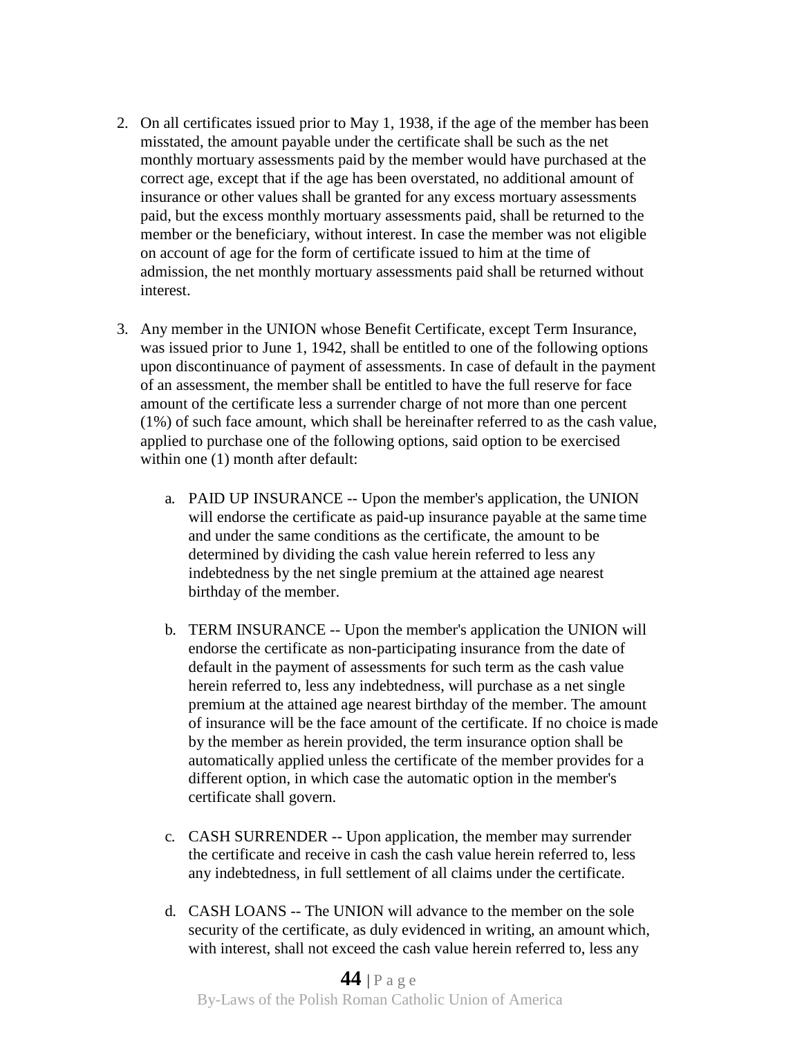2. On all certificates issued prior to May 1, 1938, if the age of the member has been misstated, the amount payable under the certificate shall be such as the net monthly mortuary assessments paid by the member would have purchased at the correct age, except that if the age has been overstated, no additional amount of insurance or other values shall be granted for any excess mortuary assessments paid, but the excess monthly mortuary assessments paid, shall be returned to the member or the beneficiary, without interest. In case the member was not eligible on account of age for the form of certificate issued to him at the time of admission, the net monthly mortuary assessments paid shall be returned without interest.

3. Any member in the UNION whose Benefit Certificate, except Term Insurance, was issued prior to June 1, 1942, shall be entitled to one of the following options upon discontinuance of payment of assessments. In case of default in the payment of an assessment, the member shall be entitled to have the full reserve for face amount of the certificate less a surrender charge of not more than one percent (1%) of such face amount, which shall be hereinafter referred to as the cash value, applied to purchase one of the following options, said option to be exercised within one (1) month after default:

    a. PAID UP INSURANCE -- Upon the member's application, the UNION will endorse the certificate as paid-up insurance payable at the same time and under the same conditions as the certificate, the amount to be determined by dividing the cash value herein referred to less any indebtedness by the net single premium at the attained age nearest birthday of the member.

    b. TERM INSURANCE -- Upon the member's application the UNION will endorse the certificate as non-participating insurance from the date of default in the payment of assessments for such term as the cash value herein referred to, less any indebtedness, will purchase as a net single premium at the attained age nearest birthday of the member. The amount of insurance will be the face amount of the certificate. If no choice is made by the member as herein provided, the term insurance option shall be automatically applied unless the certificate of the member provides for a different option, in which case the automatic option in the member's certificate shall govern.

    c. CASH SURRENDER -- Upon application, the member may surrender the certificate and receive in cash the cash value herein referred to, less any indebtedness, in full settlement of all claims under the certificate.

    d. CASH LOANS -- The UNION will advance to the member on the sole security of the certificate, as duly evidenced in writing, an amount which, with interest, shall not exceed the cash value herein referred to, less any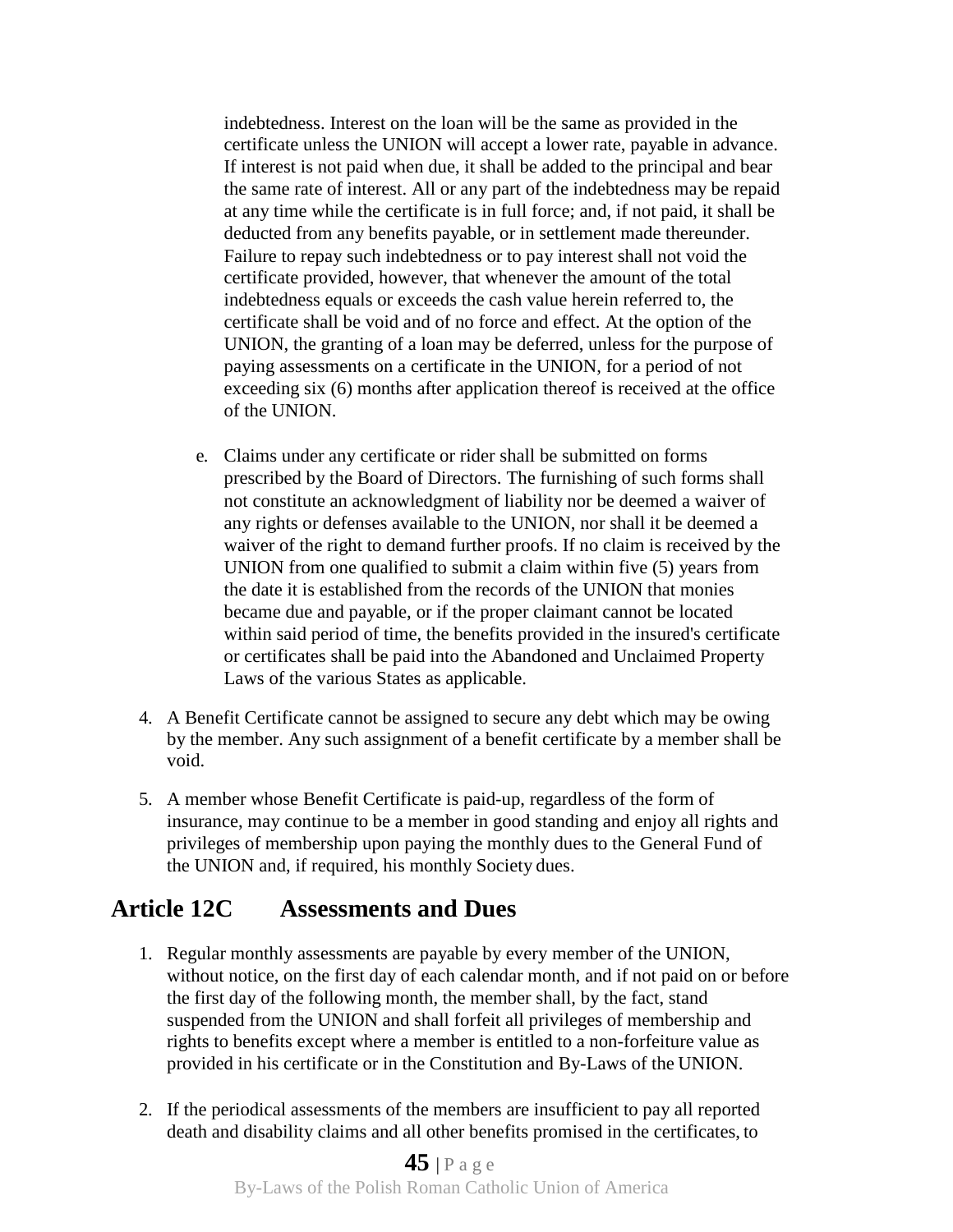indebtedness. Interest on the loan will be the same as provided in the certificate unless the UNION will accept a lower rate, payable in advance. If interest is not paid when due, it shall be added to the principal and bear the same rate of interest. All or any part of the indebtedness may be repaid at any time while the certificate is in full force; and, if not paid, it shall be deducted from any benefits payable, or in settlement made thereunder. Failure to repay such indebtedness or to pay interest shall not void the certificate provided, however, that whenever the amount of the total indebtedness equals or exceeds the cash value herein referred to, the certificate shall be void and of no force and effect. At the option of the UNION, the granting of a loan may be deferred, unless for the purpose of paying assessments on a certificate in the UNION, for a period of not exceeding six (6) months after application thereof is received at the office of the UNION.

e. Claims under any certificate or rider shall be submitted on forms prescribed by the Board of Directors. The furnishing of such forms shall not constitute an acknowledgment of liability nor be deemed a waiver of any rights or defenses available to the UNION, nor shall it be deemed a waiver of the right to demand further proofs. If no claim is received by the UNION from one qualified to submit a claim within five (5) years from the date it is established from the records of the UNION that monies became due and payable, or if the proper claimant cannot be located within said period of time, the benefits provided in the insured's certificate or certificates shall be paid into the Abandoned and Unclaimed Property Laws of the various States as applicable.

4. A Benefit Certificate cannot be assigned to secure any debt which may be owing by the member. Any such assignment of a benefit certificate by a member shall be void.

5. A member whose Benefit Certificate is paid-up, regardless of the form of insurance, may continue to be a member in good standing and enjoy all rights and privileges of membership upon paying the monthly dues to the General Fund of the UNION and, if required, his monthly Society dues.

## Article 12C Assessments and Dues

1. Regular monthly assessments are payable by every member of the UNION, without notice, on the first day of each calendar month, and if not paid on or before the first day of the following month, the member shall, by the fact, stand suspended from the UNION and shall forfeit all privileges of membership and rights to benefits except where a member is entitled to a non-forfeiture value as provided in his certificate or in the Constitution and By-Laws of the UNION.

2. If the periodical assessments of the members are insufficient to pay all reported death and disability claims and all other benefits promised in the certificates, to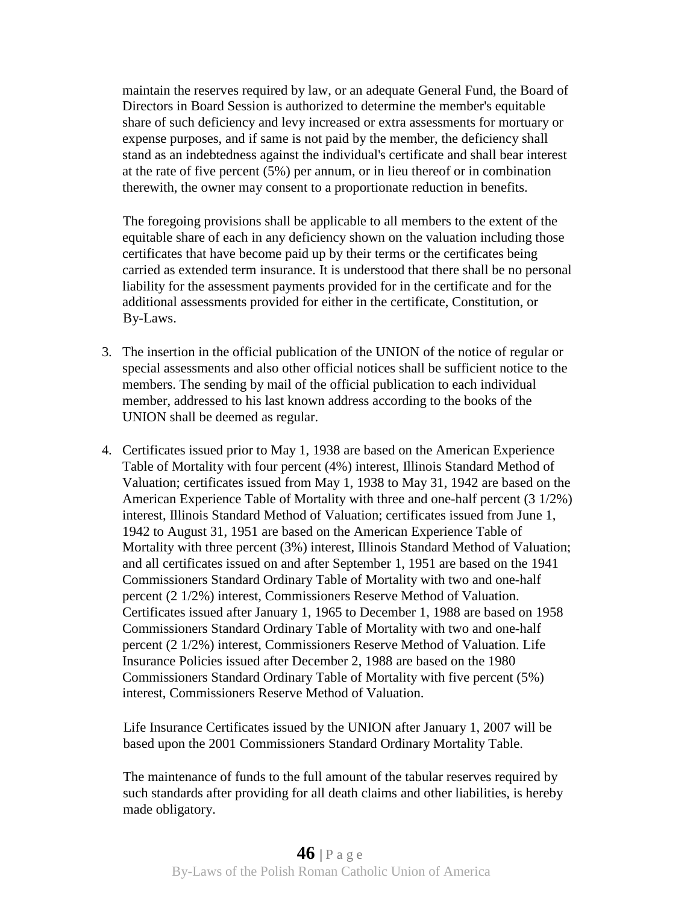maintain the reserves required by law, or an adequate General Fund, the Board of Directors in Board Session is authorized to determine the member's equitable share of such deficiency and levy increased or extra assessments for mortuary or expense purposes, and if same is not paid by the member, the deficiency shall stand as an indebtedness against the individual's certificate and shall bear interest at the rate of five percent (5%) per annum, or in lieu thereof or in combination therewith, the owner may consent to a proportionate reduction in benefits.

The foregoing provisions shall be applicable to all members to the extent of the equitable share of each in any deficiency shown on the valuation including those certificates that have become paid up by their terms or the certificates being carried as extended term insurance. It is understood that there shall be no personal liability for the assessment payments provided for in the certificate and for the additional assessments provided for either in the certificate, Constitution, or By-Laws.

3. The insertion in the official publication of the UNION of the notice of regular or special assessments and also other official notices shall be sufficient notice to the members. The sending by mail of the official publication to each individual member, addressed to his last known address according to the books of the UNION shall be deemed as regular.

4. Certificates issued prior to May 1, 1938 are based on the American Experience Table of Mortality with four percent (4%) interest, Illinois Standard Method of Valuation; certificates issued from May 1, 1938 to May 31, 1942 are based on the American Experience Table of Mortality with three and one-half percent (3 1/2%) interest, Illinois Standard Method of Valuation; certificates issued from June 1, 1942 to August 31, 1951 are based on the American Experience Table of Mortality with three percent (3%) interest, Illinois Standard Method of Valuation; and all certificates issued on and after September 1, 1951 are based on the 1941 Commissioners Standard Ordinary Table of Mortality with two and one-half percent (2 1/2%) interest, Commissioners Reserve Method of Valuation. Certificates issued after January 1, 1965 to December 1, 1988 are based on 1958 Commissioners Standard Ordinary Table of Mortality with two and one-half percent (2 1/2%) interest, Commissioners Reserve Method of Valuation. Life Insurance Policies issued after December 2, 1988 are based on the 1980 Commissioners Standard Ordinary Table of Mortality with five percent (5%) interest, Commissioners Reserve Method of Valuation.

   Life Insurance Certificates issued by the UNION after January 1, 2007 will be based upon the 2001 Commissioners Standard Ordinary Mortality Table.

   The maintenance of funds to the full amount of the tabular reserves required by such standards after providing for all death claims and other liabilities, is hereby made obligatory.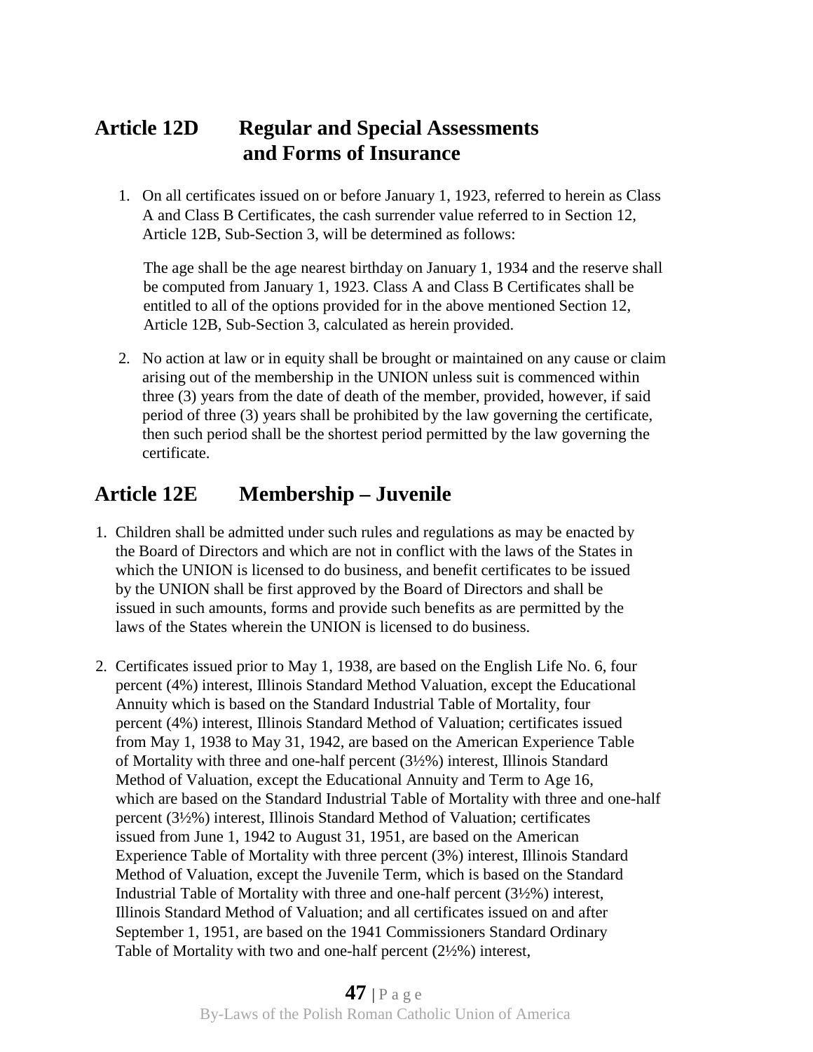## Article 12D Regular and Special Assessments and Forms of Insurance

1. On all certificates issued on or before January 1, 1923, referred to herein as Class A and Class B Certificates, the cash surrender value referred to in Section 12, Article 12B, Sub-Section 3, will be determined as follows:

   The age shall be the age nearest birthday on January 1, 1934 and the reserve shall be computed from January 1, 1923. Class A and Class B Certificates shall be entitled to all of the options provided for in the above mentioned Section 12, Article 12B, Sub-Section 3, calculated as herein provided.

2. No action at law or in equity shall be brought or maintained on any cause or claim arising out of the membership in the UNION unless suit is commenced within three (3) years from the date of death of the member, provided, however, if said period of three (3) years shall be prohibited by the law governing the certificate, then such period shall be the shortest period permitted by the law governing the certificate.

## Article 12E Membership – Juvenile

1. Children shall be admitted under such rules and regulations as may be enacted by the Board of Directors and which are not in conflict with the laws of the States in which the UNION is licensed to do business, and benefit certificates to be issued by the UNION shall be first approved by the Board of Directors and shall be issued in such amounts, forms and provide such benefits as are permitted by the laws of the States wherein the UNION is licensed to do business.

2. Certificates issued prior to May 1, 1938, are based on the English Life No. 6, four percent (4%) interest, Illinois Standard Method Valuation, except the Educational Annuity which is based on the Standard Industrial Table of Mortality, four percent (4%) interest, Illinois Standard Method of Valuation; certificates issued from May 1, 1938 to May 31, 1942, are based on the American Experience Table of Mortality with three and one-half percent (3½%) interest, Illinois Standard Method of Valuation, except the Educational Annuity and Term to Age 16, which are based on the Standard Industrial Table of Mortality with three and one-half percent (3½%) interest, Illinois Standard Method of Valuation; certificates issued from June 1, 1942 to August 31, 1951, are based on the American Experience Table of Mortality with three percent (3%) interest, Illinois Standard Method of Valuation, except the Juvenile Term, which is based on the Standard Industrial Table of Mortality with three and one-half percent (3½%) interest, Illinois Standard Method of Valuation; and all certificates issued on and after September 1, 1951, are based on the 1941 Commissioners Standard Ordinary Table of Mortality with two and one-half percent (2½%) interest,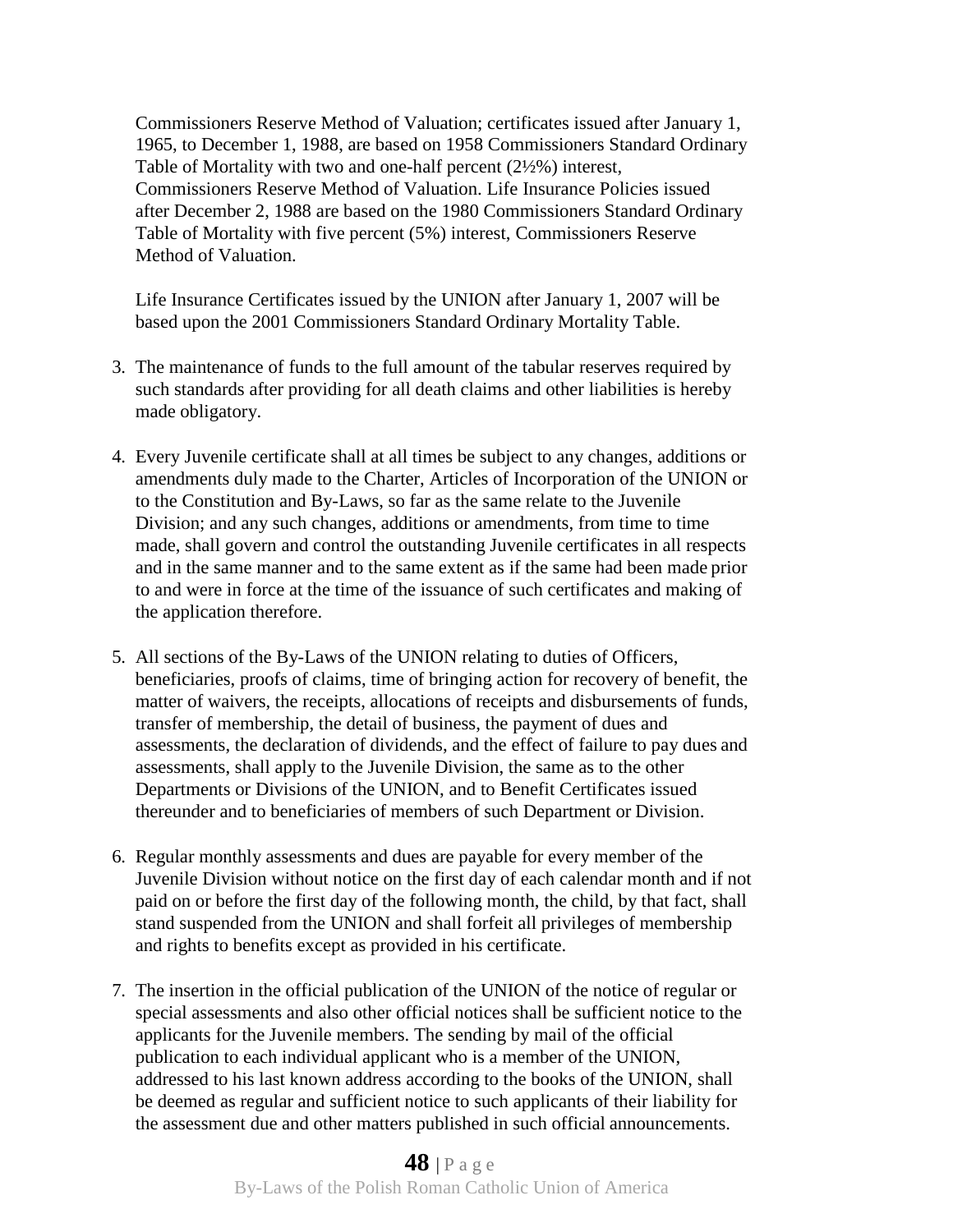Commissioners Reserve Method of Valuation; certificates issued after January 1, 1965, to December 1, 1988, are based on 1958 Commissioners Standard Ordinary Table of Mortality with two and one-half percent (2½%) interest, Commissioners Reserve Method of Valuation. Life Insurance Policies issued after December 2, 1988 are based on the 1980 Commissioners Standard Ordinary Table of Mortality with five percent (5%) interest, Commissioners Reserve Method of Valuation.

Life Insurance Certificates issued by the UNION after January 1, 2007 will be based upon the 2001 Commissioners Standard Ordinary Mortality Table.

3. The maintenance of funds to the full amount of the tabular reserves required by such standards after providing for all death claims and other liabilities is hereby made obligatory.

4. Every Juvenile certificate shall at all times be subject to any changes, additions or amendments duly made to the Charter, Articles of Incorporation of the UNION or to the Constitution and By-Laws, so far as the same relate to the Juvenile Division; and any such changes, additions or amendments, from time to time made, shall govern and control the outstanding Juvenile certificates in all respects and in the same manner and to the same extent as if the same had been made prior to and were in force at the time of the issuance of such certificates and making of the application therefore.

5. All sections of the By-Laws of the UNION relating to duties of Officers, beneficiaries, proofs of claims, time of bringing action for recovery of benefit, the matter of waivers, the receipts, allocations of receipts and disbursements of funds, transfer of membership, the detail of business, the payment of dues and assessments, the declaration of dividends, and the effect of failure to pay dues and assessments, shall apply to the Juvenile Division, the same as to the other Departments or Divisions of the UNION, and to Benefit Certificates issued thereunder and to beneficiaries of members of such Department or Division.

6. Regular monthly assessments and dues are payable for every member of the Juvenile Division without notice on the first day of each calendar month and if not paid on or before the first day of the following month, the child, by that fact, shall stand suspended from the UNION and shall forfeit all privileges of membership and rights to benefits except as provided in his certificate.

7. The insertion in the official publication of the UNION of the notice of regular or special assessments and also other official notices shall be sufficient notice to the applicants for the Juvenile members. The sending by mail of the official publication to each individual applicant who is a member of the UNION, addressed to his last known address according to the books of the UNION, shall be deemed as regular and sufficient notice to such applicants of their liability for the assessment due and other matters published in such official announcements.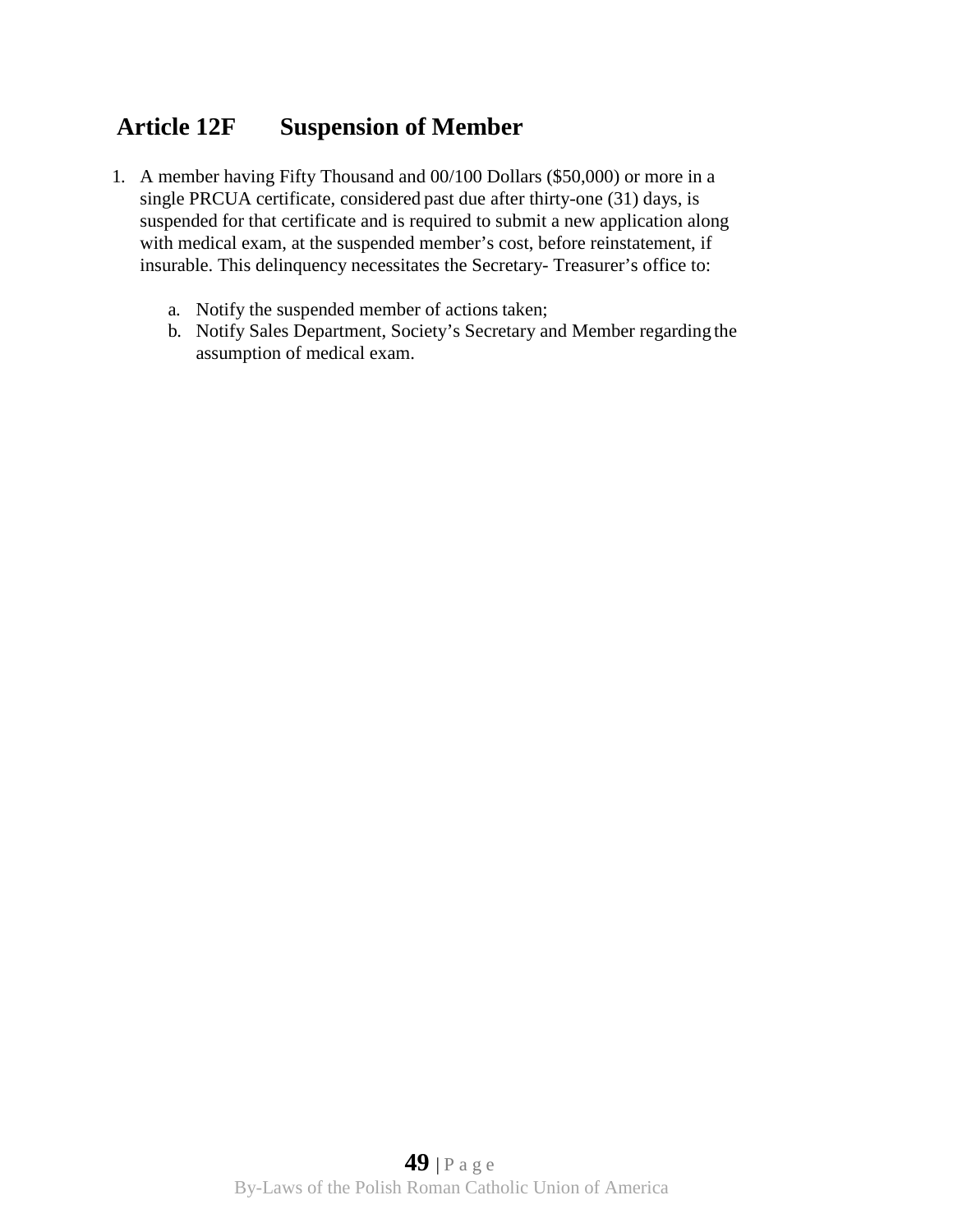## Article 12F Suspension of Member

1. A member having Fifty Thousand and 00/100 Dollars ($50,000) or more in a single PRCUA certificate, considered past due after thirty-one (31) days, is suspended for that certificate and is required to submit a new application along with medical exam, at the suspended member's cost, before reinstatement, if insurable. This delinquency necessitates the Secretary- Treasurer's office to:

    a. Notify the suspended member of actions taken;
    b. Notify Sales Department, Society's Secretary and Member regarding the assumption of medical exam.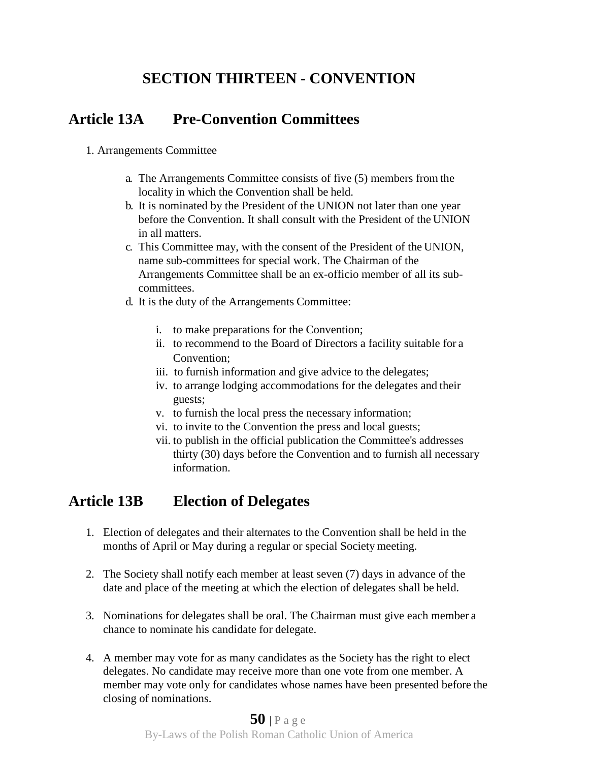# SECTION THIRTEEN - CONVENTION

## Article 13A Pre-Convention Committees

1. Arrangements Committee

   a. The Arrangements Committee consists of five (5) members from the locality in which the Convention shall be held.
   b. It is nominated by the President of the UNION not later than one year before the Convention. It shall consult with the President of the UNION in all matters.
   c. This Committee may, with the consent of the President of the UNION, name sub-committees for special work. The Chairman of the Arrangements Committee shall be an ex-officio member of all its sub-committees.
   d. It is the duty of the Arrangements Committee:

      i. to make preparations for the Convention;
      ii. to recommend to the Board of Directors a facility suitable for a Convention;
      iii. to furnish information and give advice to the delegates;
      iv. to arrange lodging accommodations for the delegates and their guests;
      v. to furnish the local press the necessary information;
      vi. to invite to the Convention the press and local guests;
      vii. to publish in the official publication the Committee's addresses thirty (30) days before the Convention and to furnish all necessary information.

## Article 13B Election of Delegates

1. Election of delegates and their alternates to the Convention shall be held in the months of April or May during a regular or special Society meeting.

2. The Society shall notify each member at least seven (7) days in advance of the date and place of the meeting at which the election of delegates shall be held.

3. Nominations for delegates shall be oral. The Chairman must give each member a chance to nominate his candidate for delegate.

4. A member may vote for as many candidates as the Society has the right to elect delegates. No candidate may receive more than one vote from one member. A member may vote only for candidates whose names have been presented before the closing of nominations.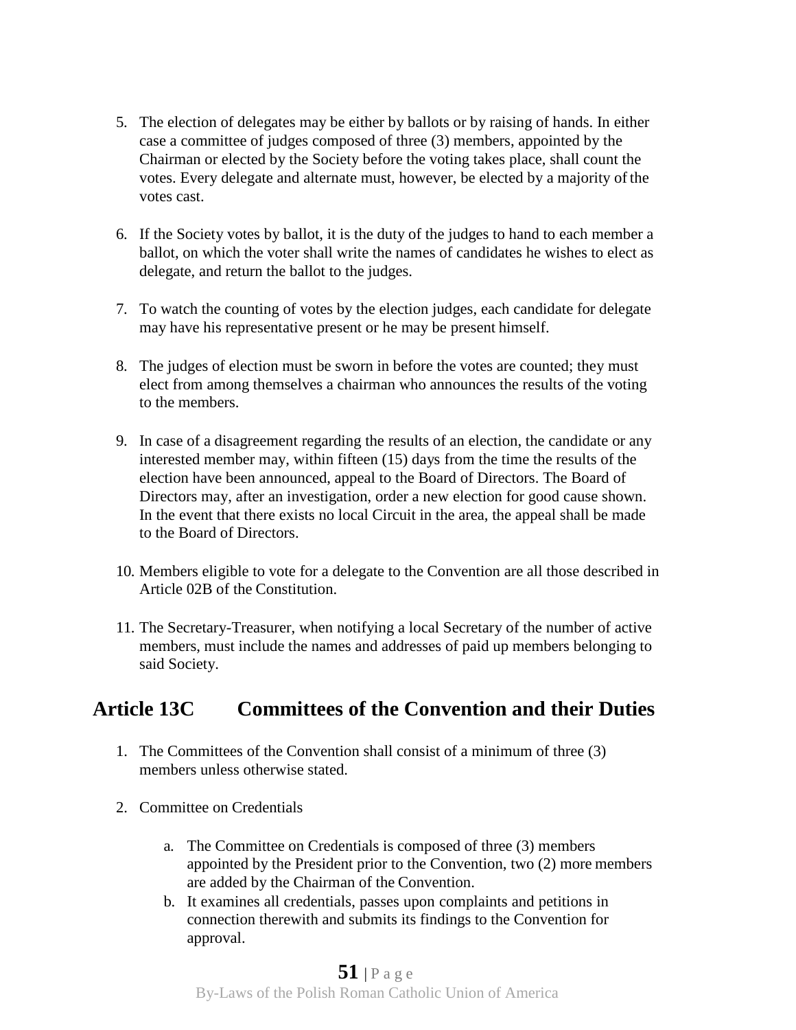5. The election of delegates may be either by ballots or by raising of hands. In either case a committee of judges composed of three (3) members, appointed by the Chairman or elected by the Society before the voting takes place, shall count the votes. Every delegate and alternate must, however, be elected by a majority of the votes cast.

6. If the Society votes by ballot, it is the duty of the judges to hand to each member a ballot, on which the voter shall write the names of candidates he wishes to elect as delegate, and return the ballot to the judges.

7. To watch the counting of votes by the election judges, each candidate for delegate may have his representative present or he may be present himself.

8. The judges of election must be sworn in before the votes are counted; they must elect from among themselves a chairman who announces the results of the voting to the members.

9. In case of a disagreement regarding the results of an election, the candidate or any interested member may, within fifteen (15) days from the time the results of the election have been announced, appeal to the Board of Directors. The Board of Directors may, after an investigation, order a new election for good cause shown. In the event that there exists no local Circuit in the area, the appeal shall be made to the Board of Directors.

10. Members eligible to vote for a delegate to the Convention are all those described in Article 02B of the Constitution.

11. The Secretary-Treasurer, when notifying a local Secretary of the number of active members, must include the names and addresses of paid up members belonging to said Society.

## Article 13C Committees of the Convention and their Duties

1. The Committees of the Convention shall consist of a minimum of three (3) members unless otherwise stated.

2. Committee on Credentials

   a. The Committee on Credentials is composed of three (3) members appointed by the President prior to the Convention, two (2) more members are added by the Chairman of the Convention.
   b. It examines all credentials, passes upon complaints and petitions in connection therewith and submits its findings to the Convention for approval.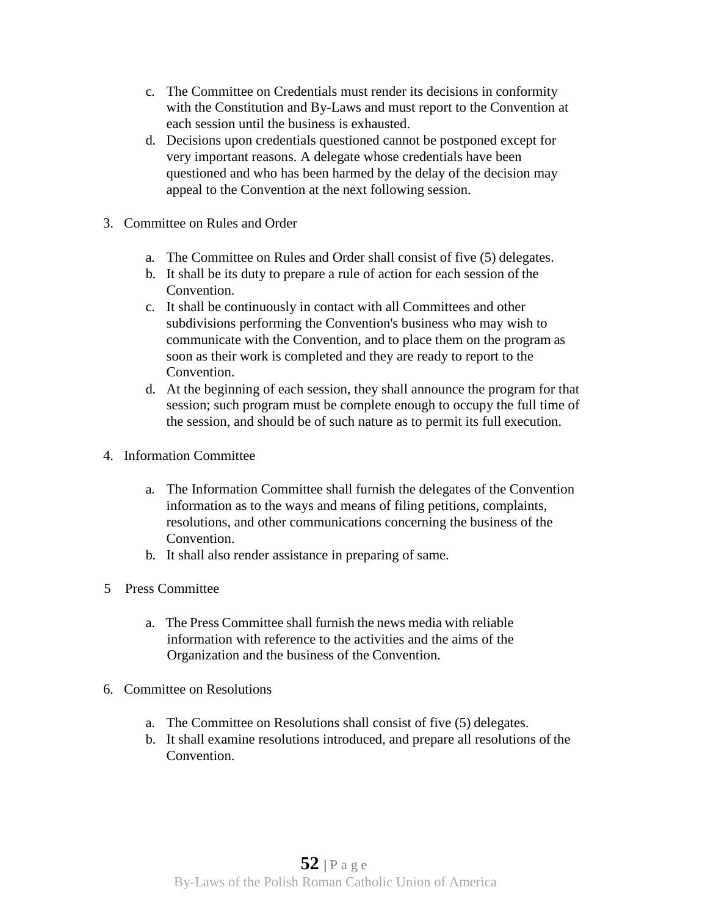c. The Committee on Credentials must render its decisions in conformity with the Constitution and By-Laws and must report to the Convention at each session until the business is exhausted.
d. Decisions upon credentials questioned cannot be postponed except for very important reasons. A delegate whose credentials have been questioned and who has been harmed by the delay of the decision may appeal to the Convention at the next following session.

3. Committee on Rules and Order

   a. The Committee on Rules and Order shall consist of five (5) delegates.
   b. It shall be its duty to prepare a rule of action for each session of the Convention.
   c. It shall be continuously in contact with all Committees and other subdivisions performing the Convention's business who may wish to communicate with the Convention, and to place them on the program as soon as their work is completed and they are ready to report to the Convention.
   d. At the beginning of each session, they shall announce the program for that session; such program must be complete enough to occupy the full time of the session, and should be of such nature as to permit its full execution.

4. Information Committee

   a. The Information Committee shall furnish the delegates of the Convention information as to the ways and means of filing petitions, complaints, resolutions, and other communications concerning the business of the Convention.
   b. It shall also render assistance in preparing of same.

5 Press Committee

   a. The Press Committee shall furnish the news media with reliable information with reference to the activities and the aims of the Organization and the business of the Convention.

6. Committee on Resolutions

   a. The Committee on Resolutions shall consist of five (5) delegates.
   b. It shall examine resolutions introduced, and prepare all resolutions of the Convention.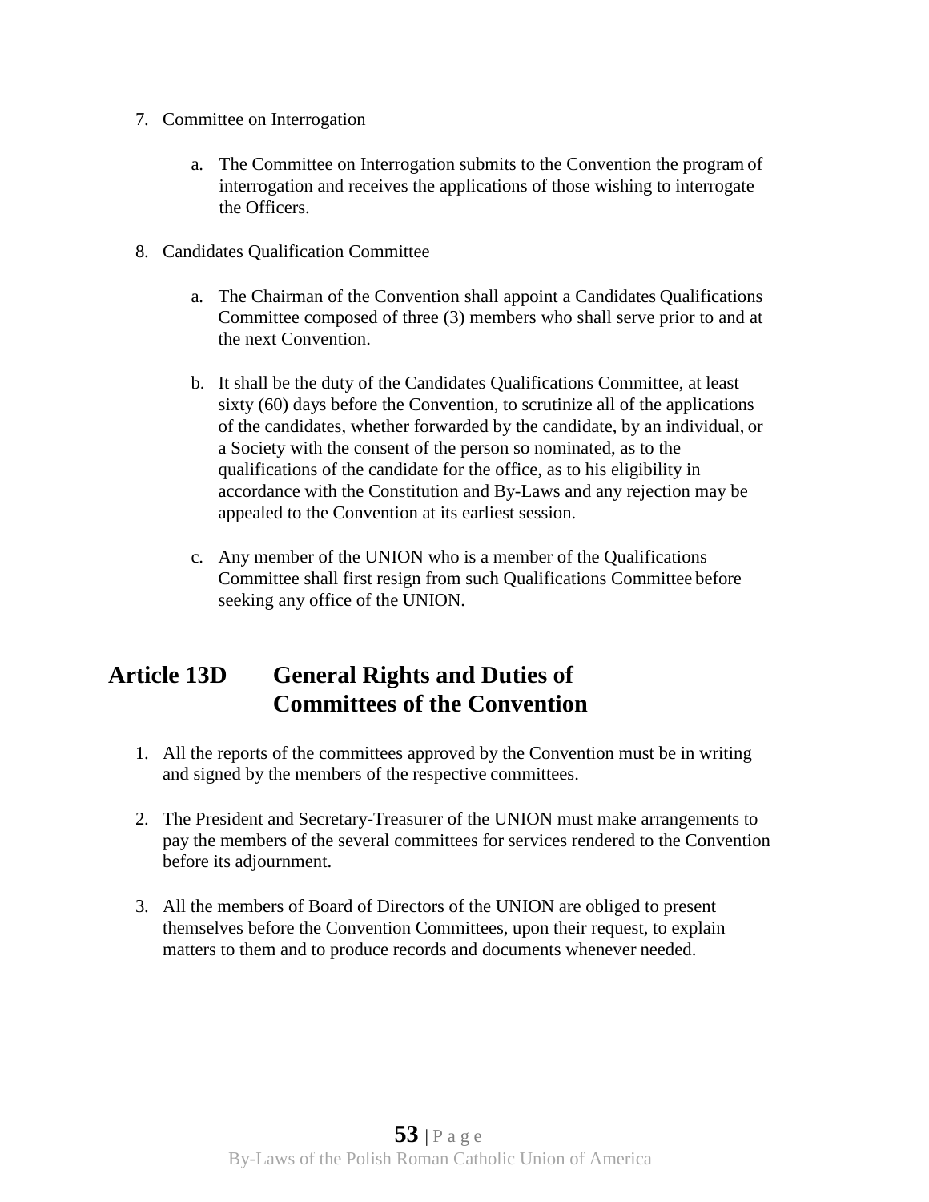7. Committee on Interrogation

    a. The Committee on Interrogation submits to the Convention the program of interrogation and receives the applications of those wishing to interrogate the Officers.

8. Candidates Qualification Committee

    a. The Chairman of the Convention shall appoint a Candidates Qualifications Committee composed of three (3) members who shall serve prior to and at the next Convention.

    b. It shall be the duty of the Candidates Qualifications Committee, at least sixty (60) days before the Convention, to scrutinize all of the applications of the candidates, whether forwarded by the candidate, by an individual, or a Society with the consent of the person so nominated, as to the qualifications of the candidate for the office, as to his eligibility in accordance with the Constitution and By-Laws and any rejection may be appealed to the Convention at its earliest session.

    c. Any member of the UNION who is a member of the Qualifications Committee shall first resign from such Qualifications Committee before seeking any office of the UNION.

## Article 13D General Rights and Duties of Committees of the Convention

1. All the reports of the committees approved by the Convention must be in writing and signed by the members of the respective committees.

2. The President and Secretary-Treasurer of the UNION must make arrangements to pay the members of the several committees for services rendered to the Convention before its adjournment.

3. All the members of Board of Directors of the UNION are obliged to present themselves before the Convention Committees, upon their request, to explain matters to them and to produce records and documents whenever needed.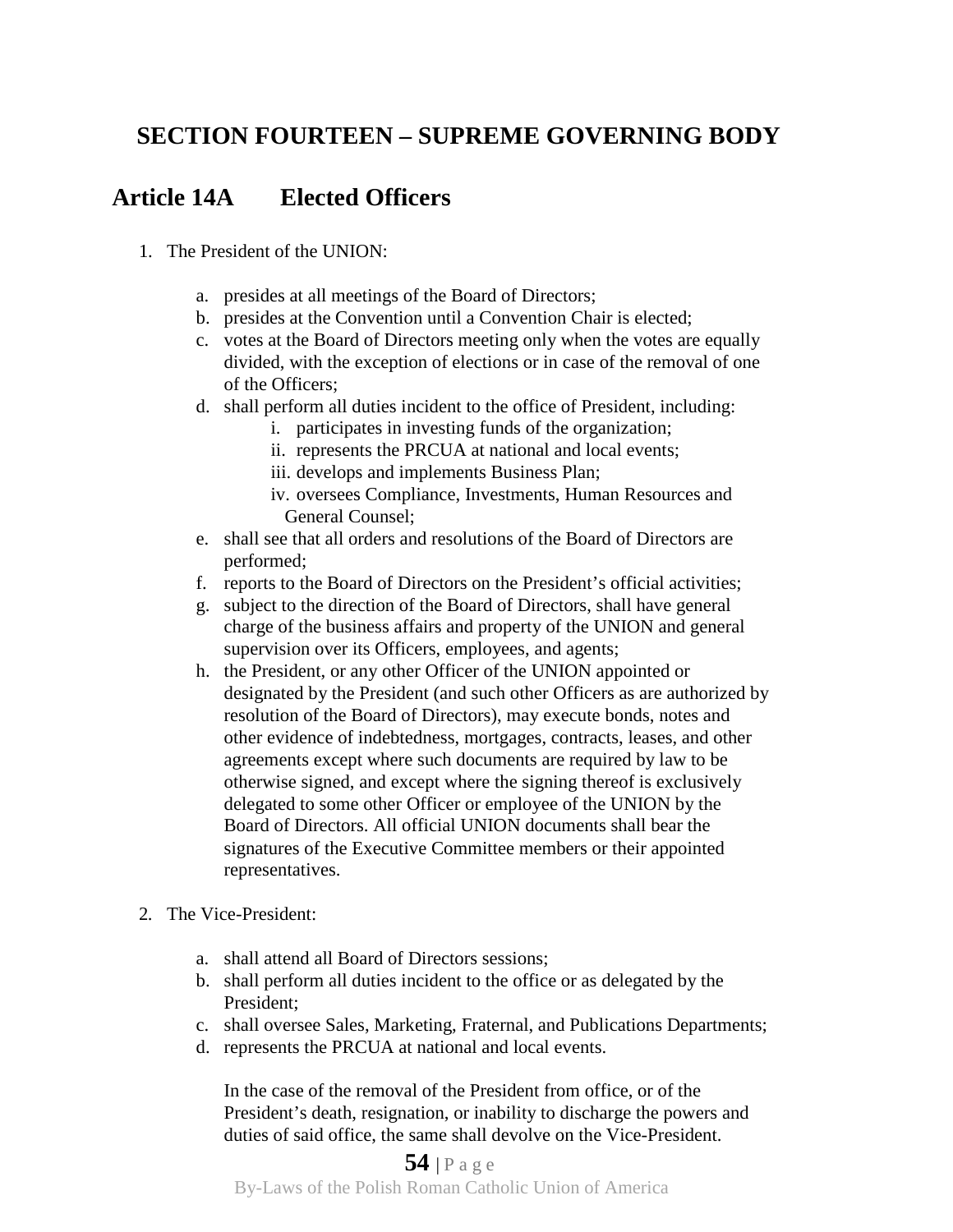# SECTION FOURTEEN – SUPREME GOVERNING BODY

## Article 14A Elected Officers

1. The President of the UNION:

   a. presides at all meetings of the Board of Directors;
   b. presides at the Convention until a Convention Chair is elected;
   c. votes at the Board of Directors meeting only when the votes are equally divided, with the exception of elections or in case of the removal of one of the Officers;
   d. shall perform all duties incident to the office of President, including:
      i. participates in investing funds of the organization;
      ii. represents the PRCUA at national and local events;
      iii. develops and implements Business Plan;
      iv. oversees Compliance, Investments, Human Resources and General Counsel;
   e. shall see that all orders and resolutions of the Board of Directors are performed;
   f. reports to the Board of Directors on the President's official activities;
   g. subject to the direction of the Board of Directors, shall have general charge of the business affairs and property of the UNION and general supervision over its Officers, employees, and agents;
   h. the President, or any other Officer of the UNION appointed or designated by the President (and such other Officers as are authorized by resolution of the Board of Directors), may execute bonds, notes and other evidence of indebtedness, mortgages, contracts, leases, and other agreements except where such documents are required by law to be otherwise signed, and except where the signing thereof is exclusively delegated to some other Officer or employee of the UNION by the Board of Directors. All official UNION documents shall bear the signatures of the Executive Committee members or their appointed representatives.

2. The Vice-President:

   a. shall attend all Board of Directors sessions;
   b. shall perform all duties incident to the office or as delegated by the President;
   c. shall oversee Sales, Marketing, Fraternal, and Publications Departments;
   d. represents the PRCUA at national and local events.

   In the case of the removal of the President from office, or of the President's death, resignation, or inability to discharge the powers and duties of said office, the same shall devolve on the Vice-President.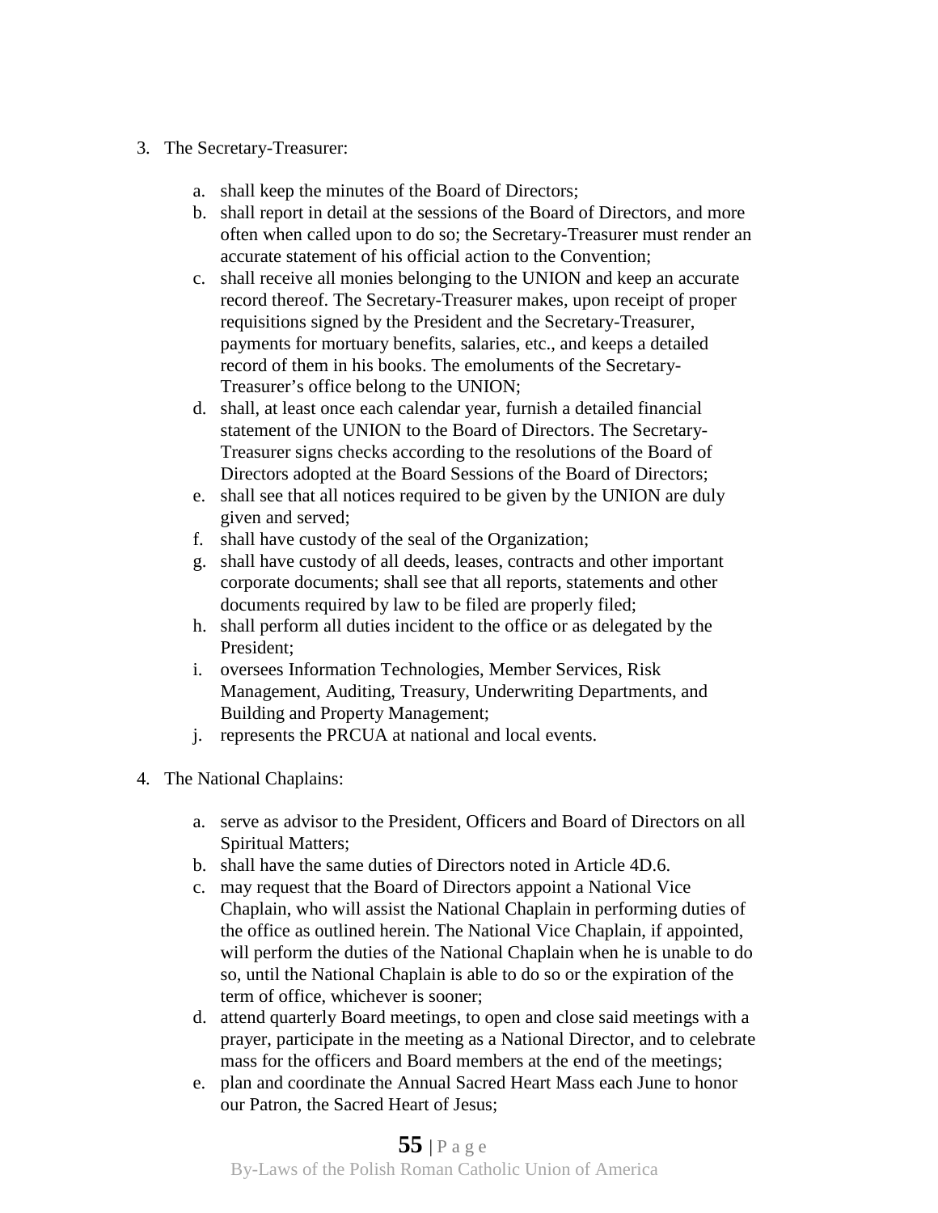3. The Secretary-Treasurer:

    a. shall keep the minutes of the Board of Directors;
    b. shall report in detail at the sessions of the Board of Directors, and more often when called upon to do so; the Secretary-Treasurer must render an accurate statement of his official action to the Convention;
    c. shall receive all monies belonging to the UNION and keep an accurate record thereof. The Secretary-Treasurer makes, upon receipt of proper requisitions signed by the President and the Secretary-Treasurer, payments for mortuary benefits, salaries, etc., and keeps a detailed record of them in his books. The emoluments of the Secretary-Treasurer's office belong to the UNION;
    d. shall, at least once each calendar year, furnish a detailed financial statement of the UNION to the Board of Directors. The Secretary-Treasurer signs checks according to the resolutions of the Board of Directors adopted at the Board Sessions of the Board of Directors;
    e. shall see that all notices required to be given by the UNION are duly given and served;
    f. shall have custody of the seal of the Organization;
    g. shall have custody of all deeds, leases, contracts and other important corporate documents; shall see that all reports, statements and other documents required by law to be filed are properly filed;
    h. shall perform all duties incident to the office or as delegated by the President;
    i. oversees Information Technologies, Member Services, Risk Management, Auditing, Treasury, Underwriting Departments, and Building and Property Management;
    j. represents the PRCUA at national and local events.

4. The National Chaplains:

    a. serve as advisor to the President, Officers and Board of Directors on all Spiritual Matters;
    b. shall have the same duties of Directors noted in Article 4D.6.
    c. may request that the Board of Directors appoint a National Vice Chaplain, who will assist the National Chaplain in performing duties of the office as outlined herein. The National Vice Chaplain, if appointed, will perform the duties of the National Chaplain when he is unable to do so, until the National Chaplain is able to do so or the expiration of the term of office, whichever is sooner;
    d. attend quarterly Board meetings, to open and close said meetings with a prayer, participate in the meeting as a National Director, and to celebrate mass for the officers and Board members at the end of the meetings;
    e. plan and coordinate the Annual Sacred Heart Mass each June to honor our Patron, the Sacred Heart of Jesus;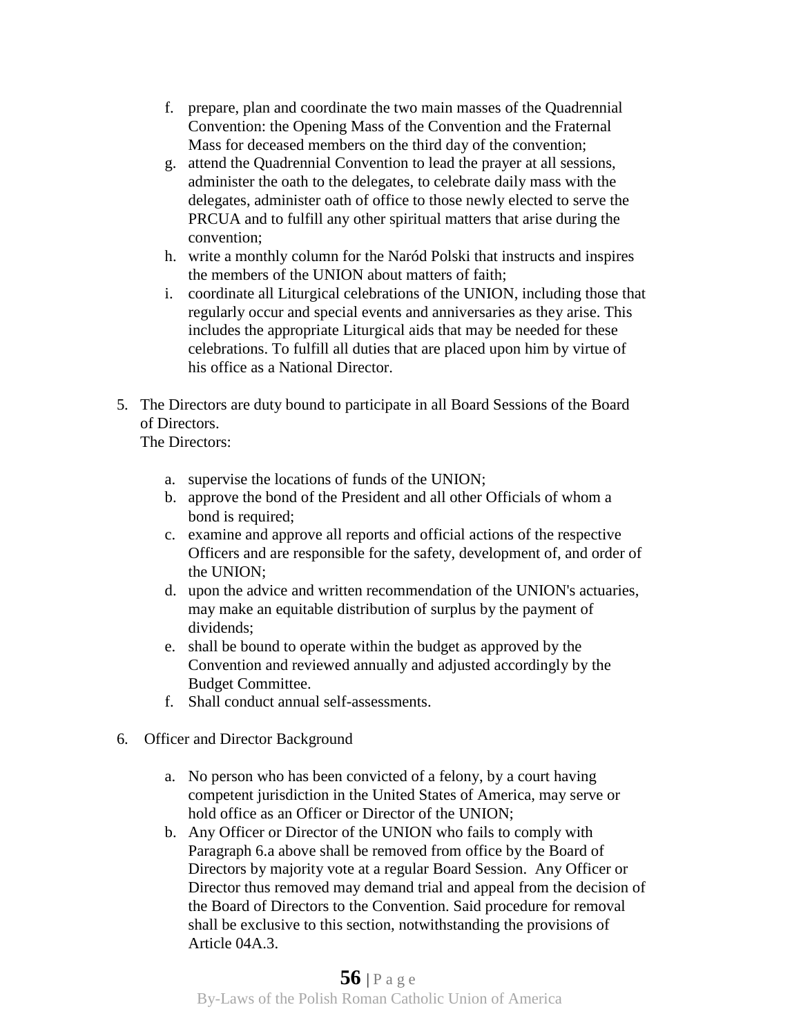f. prepare, plan and coordinate the two main masses of the Quadrennial Convention: the Opening Mass of the Convention and the Fraternal Mass for deceased members on the third day of the convention;
g. attend the Quadrennial Convention to lead the prayer at all sessions, administer the oath to the delegates, to celebrate daily mass with the delegates, administer oath of office to those newly elected to serve the PRCUA and to fulfill any other spiritual matters that arise during the convention;
h. write a monthly column for the Naród Polski that instructs and inspires the members of the UNION about matters of faith;
i. coordinate all Liturgical celebrations of the UNION, including those that regularly occur and special events and anniversaries as they arise. This includes the appropriate Liturgical aids that may be needed for these celebrations. To fulfill all duties that are placed upon him by virtue of his office as a National Director.

5. The Directors are duty bound to participate in all Board Sessions of the Board of Directors.
   The Directors:

   a. supervise the locations of funds of the UNION;
   b. approve the bond of the President and all other Officials of whom a bond is required;
   c. examine and approve all reports and official actions of the respective Officers and are responsible for the safety, development of, and order of the UNION;
   d. upon the advice and written recommendation of the UNION's actuaries, may make an equitable distribution of surplus by the payment of dividends;
   e. shall be bound to operate within the budget as approved by the Convention and reviewed annually and adjusted accordingly by the Budget Committee.
   f. Shall conduct annual self-assessments.

6. Officer and Director Background

   a. No person who has been convicted of a felony, by a court having competent jurisdiction in the United States of America, may serve or hold office as an Officer or Director of the UNION;
   b. Any Officer or Director of the UNION who fails to comply with Paragraph 6.a above shall be removed from office by the Board of Directors by majority vote at a regular Board Session. Any Officer or Director thus removed may demand trial and appeal from the decision of the Board of Directors to the Convention. Said procedure for removal shall be exclusive to this section, notwithstanding the provisions of Article 04A.3.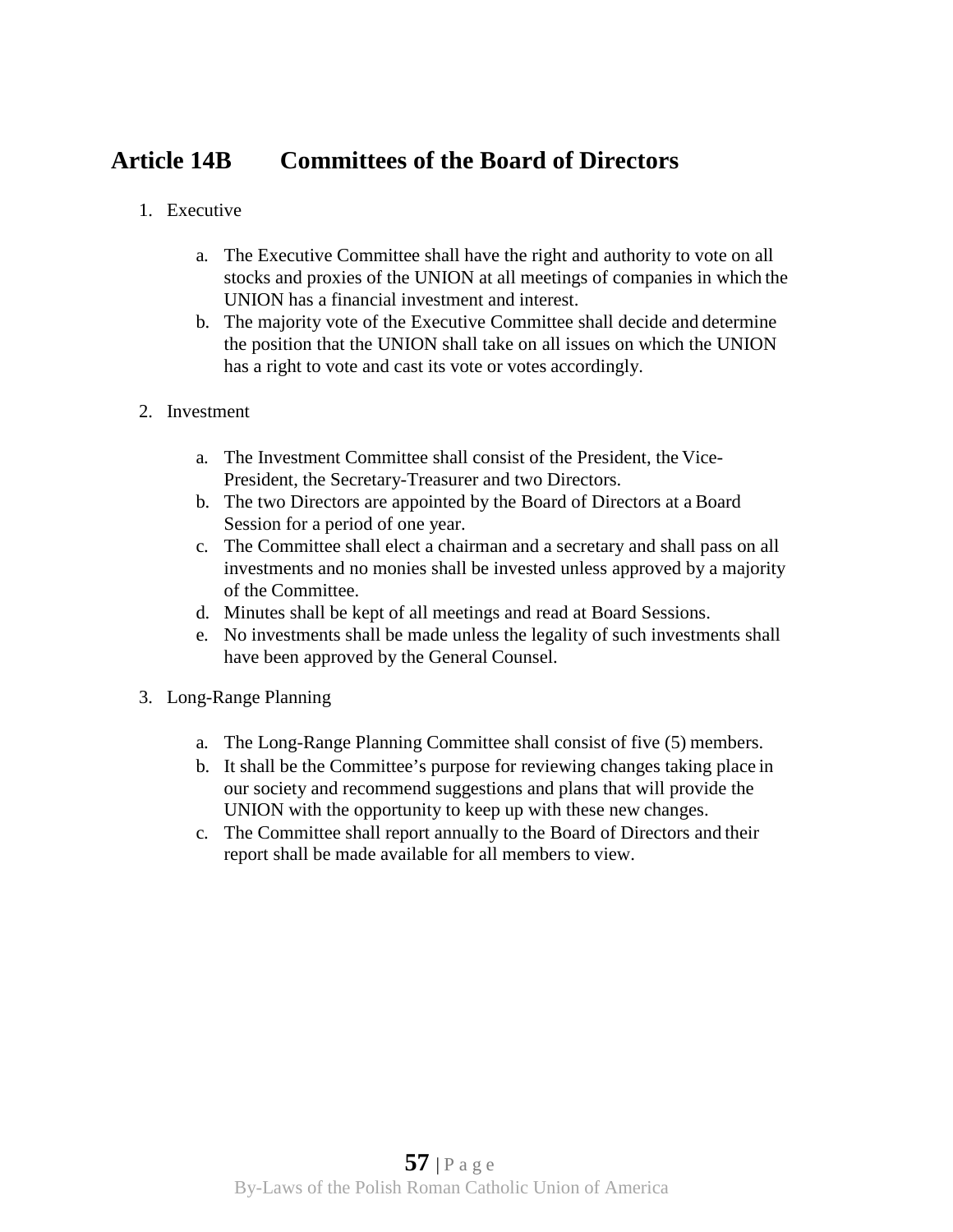## Article 14B Committees of the Board of Directors

1. Executive

   a. The Executive Committee shall have the right and authority to vote on all stocks and proxies of the UNION at all meetings of companies in which the UNION has a financial investment and interest.
   b. The majority vote of the Executive Committee shall decide and determine the position that the UNION shall take on all issues on which the UNION has a right to vote and cast its vote or votes accordingly.

2. Investment

   a. The Investment Committee shall consist of the President, the Vice-President, the Secretary-Treasurer and two Directors.
   b. The two Directors are appointed by the Board of Directors at a Board Session for a period of one year.
   c. The Committee shall elect a chairman and a secretary and shall pass on all investments and no monies shall be invested unless approved by a majority of the Committee.
   d. Minutes shall be kept of all meetings and read at Board Sessions.
   e. No investments shall be made unless the legality of such investments shall have been approved by the General Counsel.

3. Long-Range Planning

   a. The Long-Range Planning Committee shall consist of five (5) members.
   b. It shall be the Committee's purpose for reviewing changes taking place in our society and recommend suggestions and plans that will provide the UNION with the opportunity to keep up with these new changes.
   c. The Committee shall report annually to the Board of Directors and their report shall be made available for all members to view.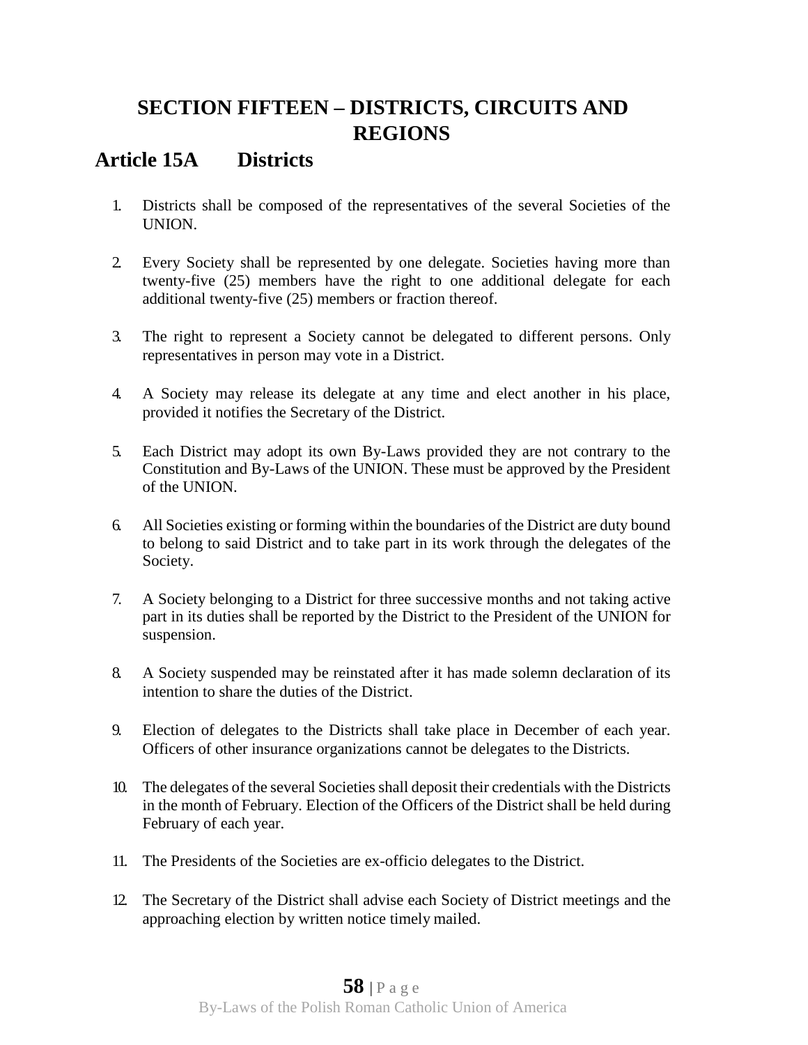# SECTION FIFTEEN – DISTRICTS, CIRCUITS AND REGIONS

## Article 15A Districts

1. Districts shall be composed of the representatives of the several Societies of the UNION.

2. Every Society shall be represented by one delegate. Societies having more than twenty-five (25) members have the right to one additional delegate for each additional twenty-five (25) members or fraction thereof.

3. The right to represent a Society cannot be delegated to different persons. Only representatives in person may vote in a District.

4. A Society may release its delegate at any time and elect another in his place, provided it notifies the Secretary of the District.

5. Each District may adopt its own By-Laws provided they are not contrary to the Constitution and By-Laws of the UNION. These must be approved by the President of the UNION.

6. All Societies existing or forming within the boundaries of the District are duty bound to belong to said District and to take part in its work through the delegates of the Society.

7. A Society belonging to a District for three successive months and not taking active part in its duties shall be reported by the District to the President of the UNION for suspension.

8. A Society suspended may be reinstated after it has made solemn declaration of its intention to share the duties of the District.

9. Election of delegates to the Districts shall take place in December of each year. Officers of other insurance organizations cannot be delegates to the Districts.

10. The delegates of the several Societies shall deposit their credentials with the Districts in the month of February. Election of the Officers of the District shall be held during February of each year.

11. The Presidents of the Societies are ex-officio delegates to the District.

12. The Secretary of the District shall advise each Society of District meetings and the approaching election by written notice timely mailed.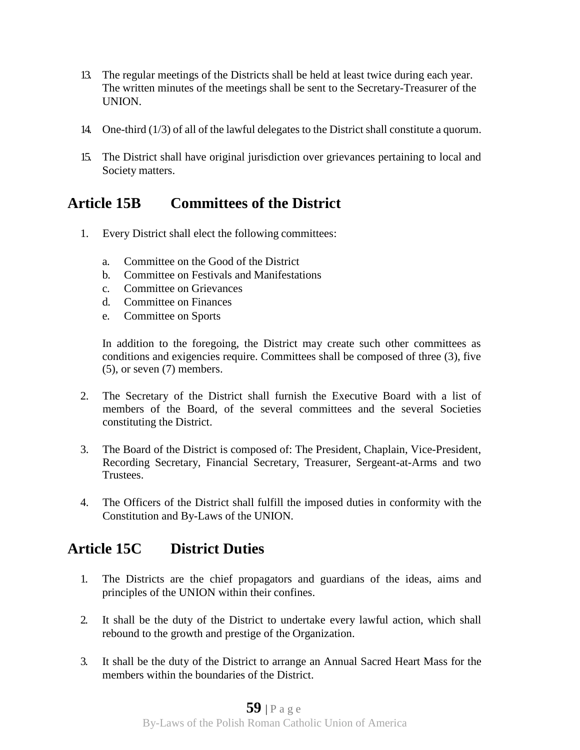13. The regular meetings of the Districts shall be held at least twice during each year. The written minutes of the meetings shall be sent to the Secretary-Treasurer of the UNION.

14. One-third (1/3) of all of the lawful delegates to the District shall constitute a quorum.

15. The District shall have original jurisdiction over grievances pertaining to local and Society matters.

## Article 15B Committees of the District

1. Every District shall elect the following committees:

   a. Committee on the Good of the District
   b. Committee on Festivals and Manifestations
   c. Committee on Grievances
   d. Committee on Finances
   e. Committee on Sports

   In addition to the foregoing, the District may create such other committees as conditions and exigencies require. Committees shall be composed of three (3), five (5), or seven (7) members.

2. The Secretary of the District shall furnish the Executive Board with a list of members of the Board, of the several committees and the several Societies constituting the District.

3. The Board of the District is composed of: The President, Chaplain, Vice-President, Recording Secretary, Financial Secretary, Treasurer, Sergeant-at-Arms and two Trustees.

4. The Officers of the District shall fulfill the imposed duties in conformity with the Constitution and By-Laws of the UNION.

## Article 15C District Duties

1. The Districts are the chief propagators and guardians of the ideas, aims and principles of the UNION within their confines.

2. It shall be the duty of the District to undertake every lawful action, which shall rebound to the growth and prestige of the Organization.

3. It shall be the duty of the District to arrange an Annual Sacred Heart Mass for the members within the boundaries of the District.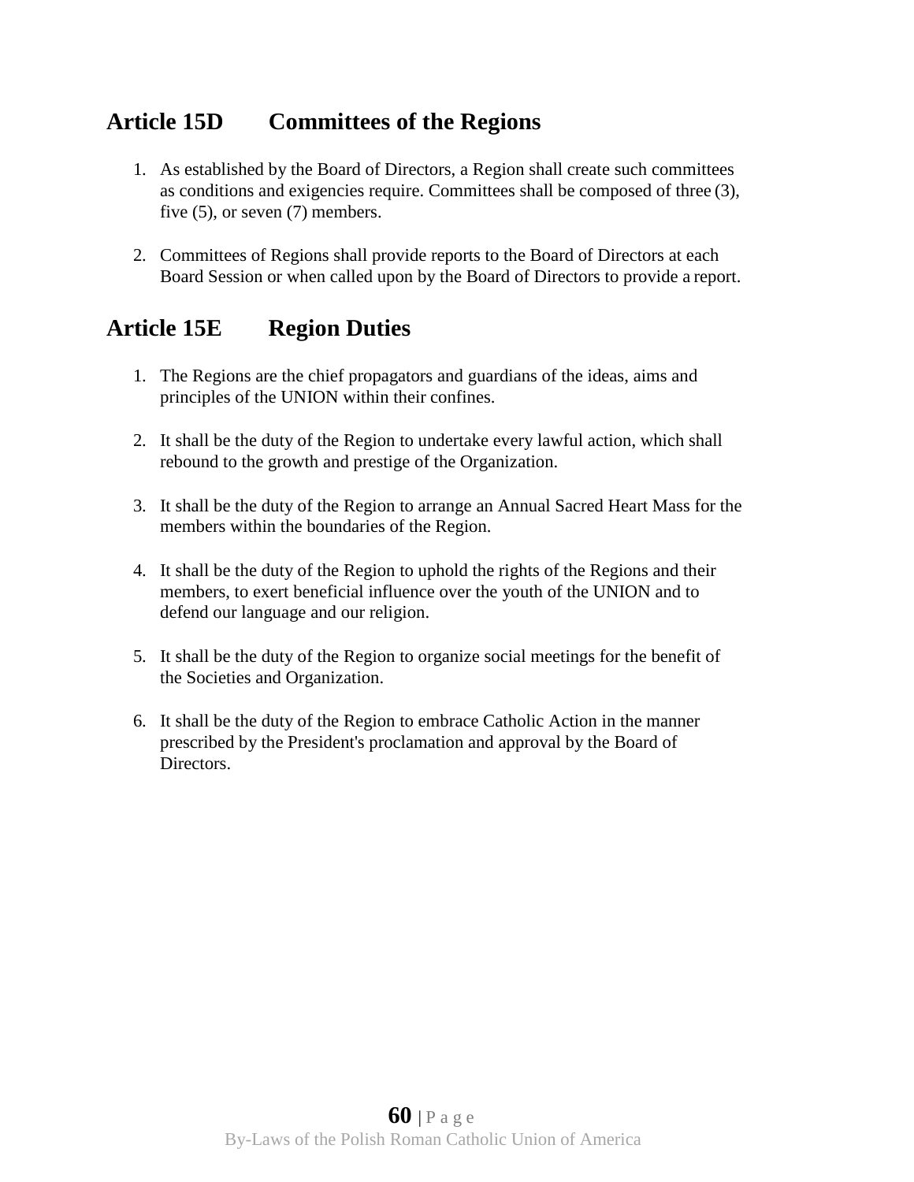## Article 15D Committees of the Regions

1. As established by the Board of Directors, a Region shall create such committees as conditions and exigencies require. Committees shall be composed of three (3), five (5), or seven (7) members.

2. Committees of Regions shall provide reports to the Board of Directors at each Board Session or when called upon by the Board of Directors to provide a report.

## Article 15E Region Duties

1. The Regions are the chief propagators and guardians of the ideas, aims and principles of the UNION within their confines.

2. It shall be the duty of the Region to undertake every lawful action, which shall rebound to the growth and prestige of the Organization.

3. It shall be the duty of the Region to arrange an Annual Sacred Heart Mass for the members within the boundaries of the Region.

4. It shall be the duty of the Region to uphold the rights of the Regions and their members, to exert beneficial influence over the youth of the UNION and to defend our language and our religion.

5. It shall be the duty of the Region to organize social meetings for the benefit of the Societies and Organization.

6. It shall be the duty of the Region to embrace Catholic Action in the manner prescribed by the President's proclamation and approval by the Board of Directors.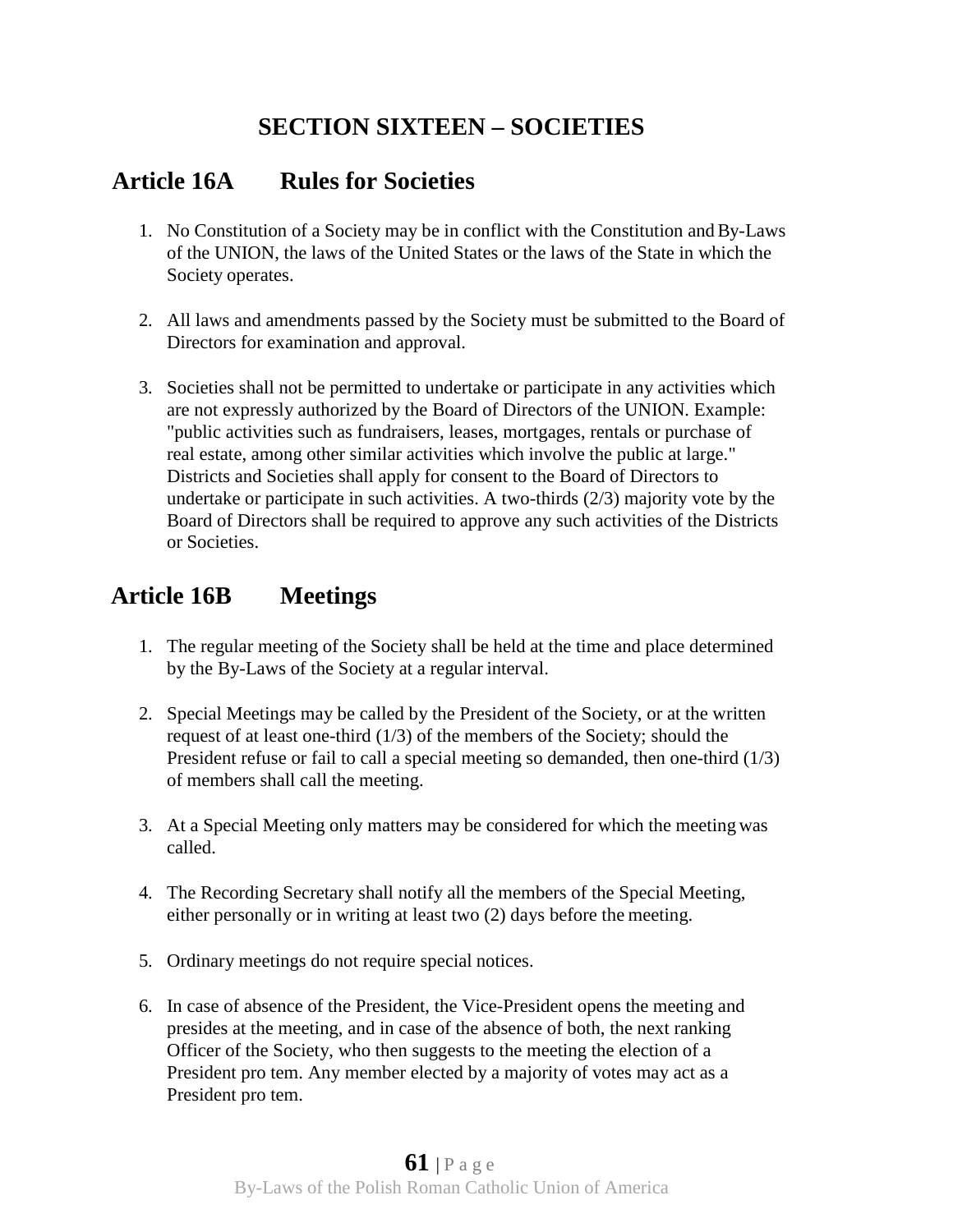# SECTION SIXTEEN – SOCIETIES

## Article 16A Rules for Societies

1. No Constitution of a Society may be in conflict with the Constitution and By-Laws of the UNION, the laws of the United States or the laws of the State in which the Society operates.

2. All laws and amendments passed by the Society must be submitted to the Board of Directors for examination and approval.

3. Societies shall not be permitted to undertake or participate in any activities which are not expressly authorized by the Board of Directors of the UNION. Example: "public activities such as fundraisers, leases, mortgages, rentals or purchase of real estate, among other similar activities which involve the public at large." Districts and Societies shall apply for consent to the Board of Directors to undertake or participate in such activities. A two-thirds (2/3) majority vote by the Board of Directors shall be required to approve any such activities of the Districts or Societies.

## Article 16B Meetings

1. The regular meeting of the Society shall be held at the time and place determined by the By-Laws of the Society at a regular interval.

2. Special Meetings may be called by the President of the Society, or at the written request of at least one-third (1/3) of the members of the Society; should the President refuse or fail to call a special meeting so demanded, then one-third (1/3) of members shall call the meeting.

3. At a Special Meeting only matters may be considered for which the meeting was called.

4. The Recording Secretary shall notify all the members of the Special Meeting, either personally or in writing at least two (2) days before the meeting.

5. Ordinary meetings do not require special notices.

6. In case of absence of the President, the Vice-President opens the meeting and presides at the meeting, and in case of the absence of both, the next ranking Officer of the Society, who then suggests to the meeting the election of a President pro tem. Any member elected by a majority of votes may act as a President pro tem.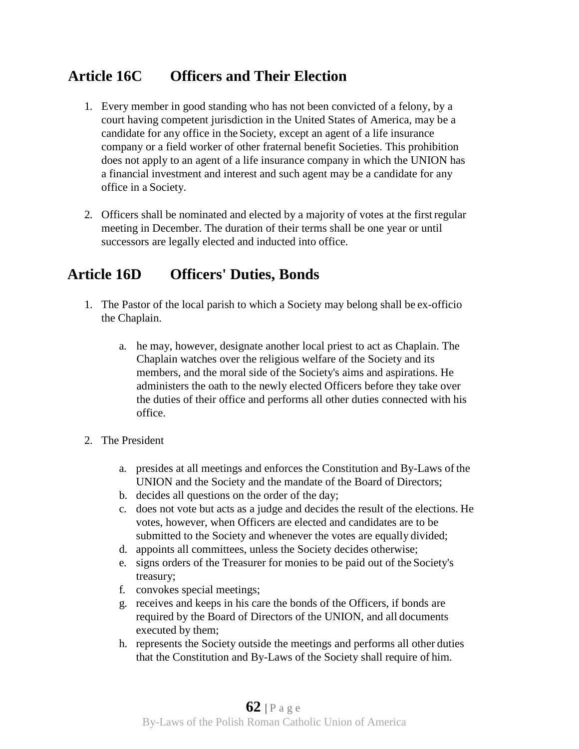## Article 16C Officers and Their Election

1. Every member in good standing who has not been convicted of a felony, by a court having competent jurisdiction in the United States of America, may be a candidate for any office in the Society, except an agent of a life insurance company or a field worker of other fraternal benefit Societies. This prohibition does not apply to an agent of a life insurance company in which the UNION has a financial investment and interest and such agent may be a candidate for any office in a Society.

2. Officers shall be nominated and elected by a majority of votes at the first regular meeting in December. The duration of their terms shall be one year or until successors are legally elected and inducted into office.

## Article 16D Officers' Duties, Bonds

1. The Pastor of the local parish to which a Society may belong shall be ex-officio the Chaplain.

   a. he may, however, designate another local priest to act as Chaplain. The Chaplain watches over the religious welfare of the Society and its members, and the moral side of the Society's aims and aspirations. He administers the oath to the newly elected Officers before they take over the duties of their office and performs all other duties connected with his office.

2. The President

   a. presides at all meetings and enforces the Constitution and By-Laws of the UNION and the Society and the mandate of the Board of Directors;
   b. decides all questions on the order of the day;
   c. does not vote but acts as a judge and decides the result of the elections. He votes, however, when Officers are elected and candidates are to be submitted to the Society and whenever the votes are equally divided;
   d. appoints all committees, unless the Society decides otherwise;
   e. signs orders of the Treasurer for monies to be paid out of the Society's treasury;
   f. convokes special meetings;
   g. receives and keeps in his care the bonds of the Officers, if bonds are required by the Board of Directors of the UNION, and all documents executed by them;
   h. represents the Society outside the meetings and performs all other duties that the Constitution and By-Laws of the Society shall require of him.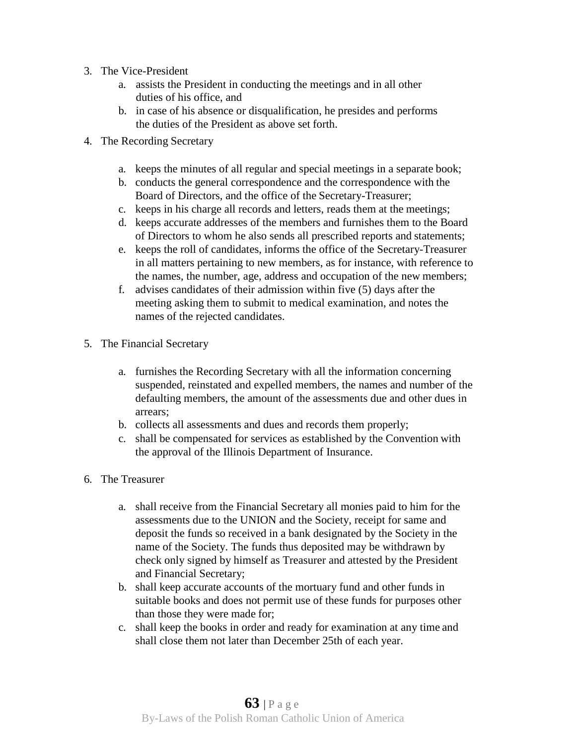3. The Vice-President
    a. assists the President in conducting the meetings and in all other duties of his office, and
    b. in case of his absence or disqualification, he presides and performs the duties of the President as above set forth.
4. The Recording Secretary
    a. keeps the minutes of all regular and special meetings in a separate book;
    b. conducts the general correspondence and the correspondence with the Board of Directors, and the office of the Secretary-Treasurer;
    c. keeps in his charge all records and letters, reads them at the meetings;
    d. keeps accurate addresses of the members and furnishes them to the Board of Directors to whom he also sends all prescribed reports and statements;
    e. keeps the roll of candidates, informs the office of the Secretary-Treasurer in all matters pertaining to new members, as for instance, with reference to the names, the number, age, address and occupation of the new members;
    f. advises candidates of their admission within five (5) days after the meeting asking them to submit to medical examination, and notes the names of the rejected candidates.
5. The Financial Secretary
    a. furnishes the Recording Secretary with all the information concerning suspended, reinstated and expelled members, the names and number of the defaulting members, the amount of the assessments due and other dues in arrears;
    b. collects all assessments and dues and records them properly;
    c. shall be compensated for services as established by the Convention with the approval of the Illinois Department of Insurance.
6. The Treasurer
    a. shall receive from the Financial Secretary all monies paid to him for the assessments due to the UNION and the Society, receipt for same and deposit the funds so received in a bank designated by the Society in the name of the Society. The funds thus deposited may be withdrawn by check only signed by himself as Treasurer and attested by the President and Financial Secretary;
    b. shall keep accurate accounts of the mortuary fund and other funds in suitable books and does not permit use of these funds for purposes other than those they were made for;
    c. shall keep the books in order and ready for examination at any time and shall close them not later than December 25th of each year.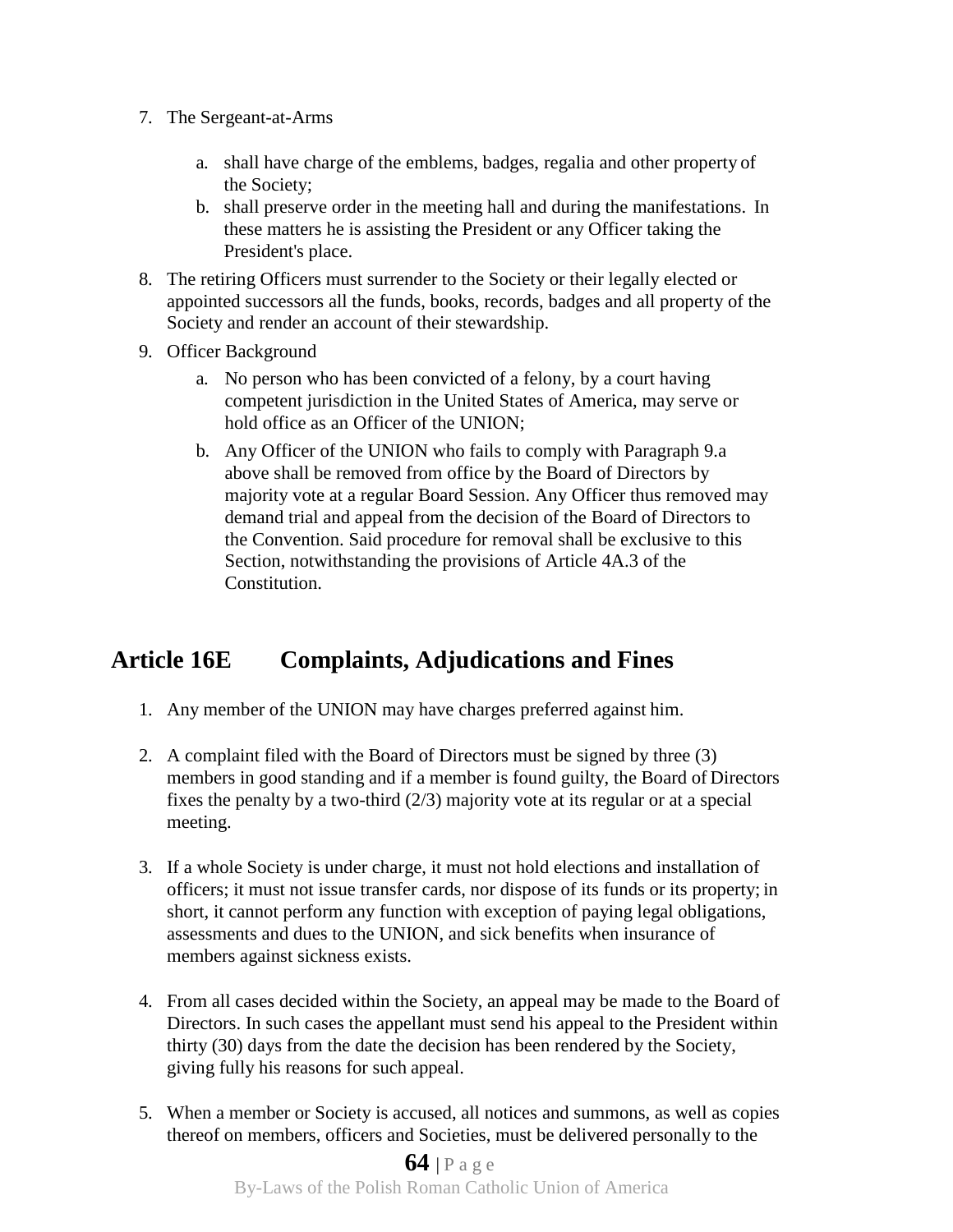7. The Sergeant-at-Arms

    a. shall have charge of the emblems, badges, regalia and other property of the Society;
    b. shall preserve order in the meeting hall and during the manifestations. In these matters he is assisting the President or any Officer taking the President's place.

8. The retiring Officers must surrender to the Society or their legally elected or appointed successors all the funds, books, records, badges and all property of the Society and render an account of their stewardship.

9. Officer Background

    a. No person who has been convicted of a felony, by a court having competent jurisdiction in the United States of America, may serve or hold office as an Officer of the UNION;
    b. Any Officer of the UNION who fails to comply with Paragraph 9.a above shall be removed from office by the Board of Directors by majority vote at a regular Board Session. Any Officer thus removed may demand trial and appeal from the decision of the Board of Directors to the Convention. Said procedure for removal shall be exclusive to this Section, notwithstanding the provisions of Article 4A.3 of the Constitution.

## Article 16E Complaints, Adjudications and Fines

1. Any member of the UNION may have charges preferred against him.

2. A complaint filed with the Board of Directors must be signed by three (3) members in good standing and if a member is found guilty, the Board of Directors fixes the penalty by a two-third (2/3) majority vote at its regular or at a special meeting.

3. If a whole Society is under charge, it must not hold elections and installation of officers; it must not issue transfer cards, nor dispose of its funds or its property; in short, it cannot perform any function with exception of paying legal obligations, assessments and dues to the UNION, and sick benefits when insurance of members against sickness exists.

4. From all cases decided within the Society, an appeal may be made to the Board of Directors. In such cases the appellant must send his appeal to the President within thirty (30) days from the date the decision has been rendered by the Society, giving fully his reasons for such appeal.

5. When a member or Society is accused, all notices and summons, as well as copies thereof on members, officers and Societies, must be delivered personally to the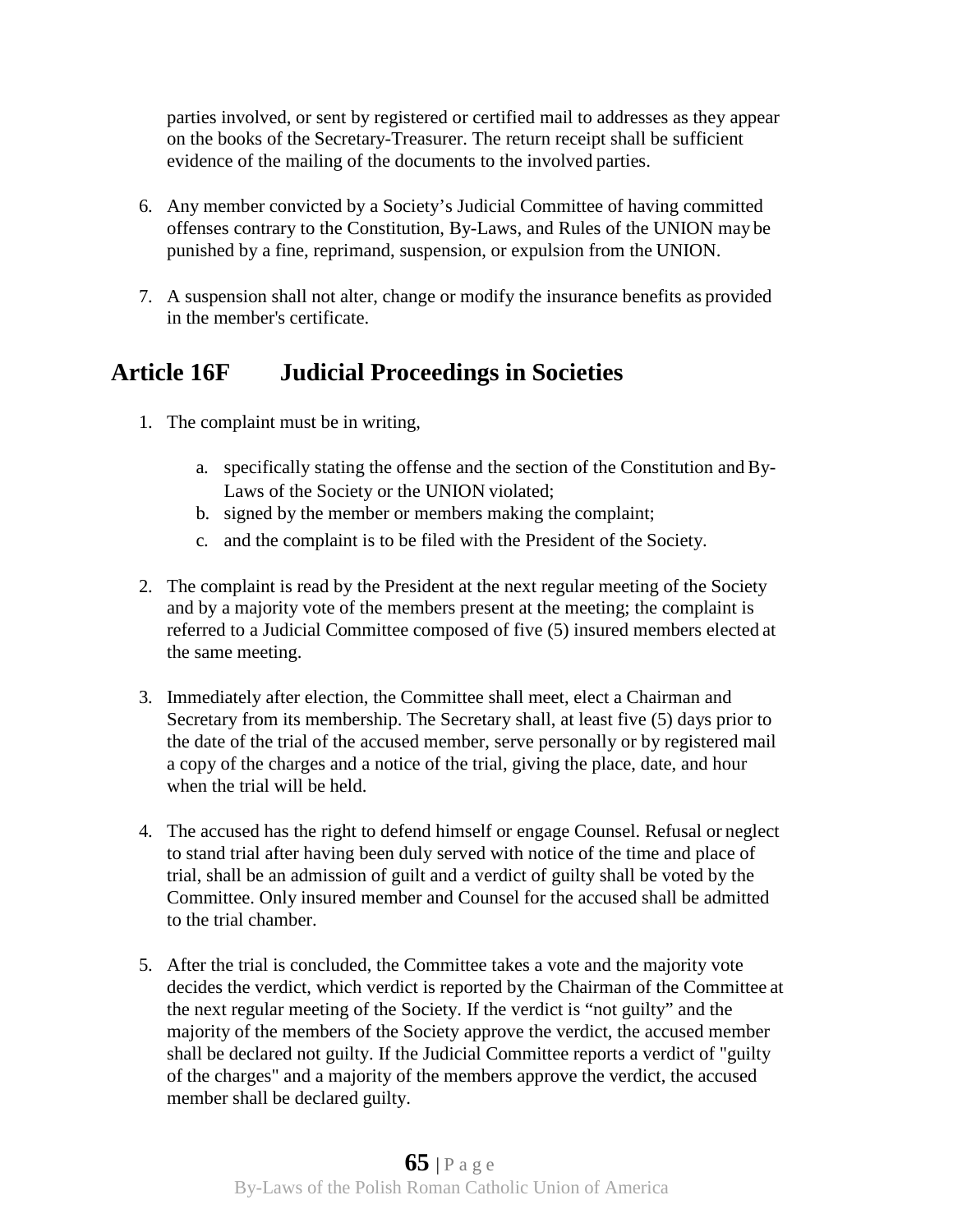parties involved, or sent by registered or certified mail to addresses as they appear on the books of the Secretary-Treasurer. The return receipt shall be sufficient evidence of the mailing of the documents to the involved parties.

6. Any member convicted by a Society's Judicial Committee of having committed offenses contrary to the Constitution, By-Laws, and Rules of the UNION may be punished by a fine, reprimand, suspension, or expulsion from the UNION.

7. A suspension shall not alter, change or modify the insurance benefits as provided in the member's certificate.

## Article 16F Judicial Proceedings in Societies

1. The complaint must be in writing,

   a. specifically stating the offense and the section of the Constitution and By-Laws of the Society or the UNION violated;
   b. signed by the member or members making the complaint;
   c. and the complaint is to be filed with the President of the Society.

2. The complaint is read by the President at the next regular meeting of the Society and by a majority vote of the members present at the meeting; the complaint is referred to a Judicial Committee composed of five (5) insured members elected at the same meeting.

3. Immediately after election, the Committee shall meet, elect a Chairman and Secretary from its membership. The Secretary shall, at least five (5) days prior to the date of the trial of the accused member, serve personally or by registered mail a copy of the charges and a notice of the trial, giving the place, date, and hour when the trial will be held.

4. The accused has the right to defend himself or engage Counsel. Refusal or neglect to stand trial after having been duly served with notice of the time and place of trial, shall be an admission of guilt and a verdict of guilty shall be voted by the Committee. Only insured member and Counsel for the accused shall be admitted to the trial chamber.

5. After the trial is concluded, the Committee takes a vote and the majority vote decides the verdict, which verdict is reported by the Chairman of the Committee at the next regular meeting of the Society. If the verdict is "not guilty" and the majority of the members of the Society approve the verdict, the accused member shall be declared not guilty. If the Judicial Committee reports a verdict of "guilty of the charges" and a majority of the members approve the verdict, the accused member shall be declared guilty.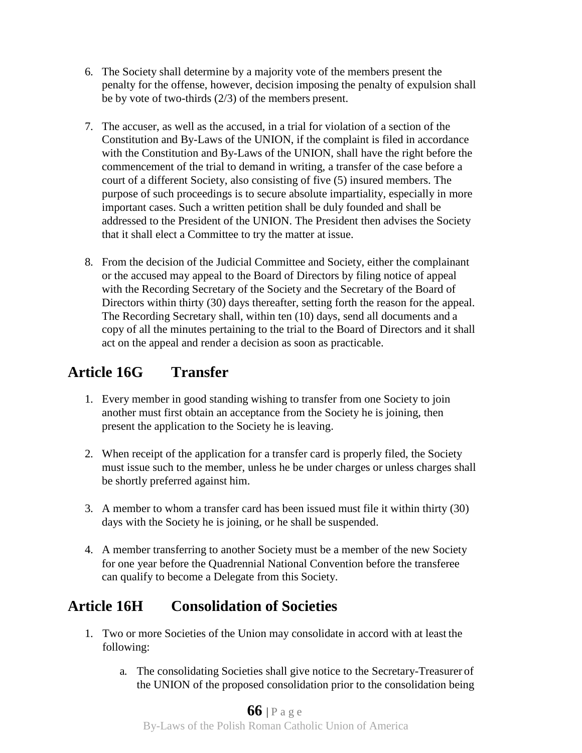6. The Society shall determine by a majority vote of the members present the penalty for the offense, however, decision imposing the penalty of expulsion shall be by vote of two-thirds (2/3) of the members present.

7. The accuser, as well as the accused, in a trial for violation of a section of the Constitution and By-Laws of the UNION, if the complaint is filed in accordance with the Constitution and By-Laws of the UNION, shall have the right before the commencement of the trial to demand in writing, a transfer of the case before a court of a different Society, also consisting of five (5) insured members. The purpose of such proceedings is to secure absolute impartiality, especially in more important cases. Such a written petition shall be duly founded and shall be addressed to the President of the UNION. The President then advises the Society that it shall elect a Committee to try the matter at issue.

8. From the decision of the Judicial Committee and Society, either the complainant or the accused may appeal to the Board of Directors by filing notice of appeal with the Recording Secretary of the Society and the Secretary of the Board of Directors within thirty (30) days thereafter, setting forth the reason for the appeal. The Recording Secretary shall, within ten (10) days, send all documents and a copy of all the minutes pertaining to the trial to the Board of Directors and it shall act on the appeal and render a decision as soon as practicable.

## Article 16G Transfer

1. Every member in good standing wishing to transfer from one Society to join another must first obtain an acceptance from the Society he is joining, then present the application to the Society he is leaving.

2. When receipt of the application for a transfer card is properly filed, the Society must issue such to the member, unless he be under charges or unless charges shall be shortly preferred against him.

3. A member to whom a transfer card has been issued must file it within thirty (30) days with the Society he is joining, or he shall be suspended.

4. A member transferring to another Society must be a member of the new Society for one year before the Quadrennial National Convention before the transferee can qualify to become a Delegate from this Society.

## Article 16H Consolidation of Societies

1. Two or more Societies of the Union may consolidate in accord with at least the following:

    a. The consolidating Societies shall give notice to the Secretary-Treasurer of the UNION of the proposed consolidation prior to the consolidation being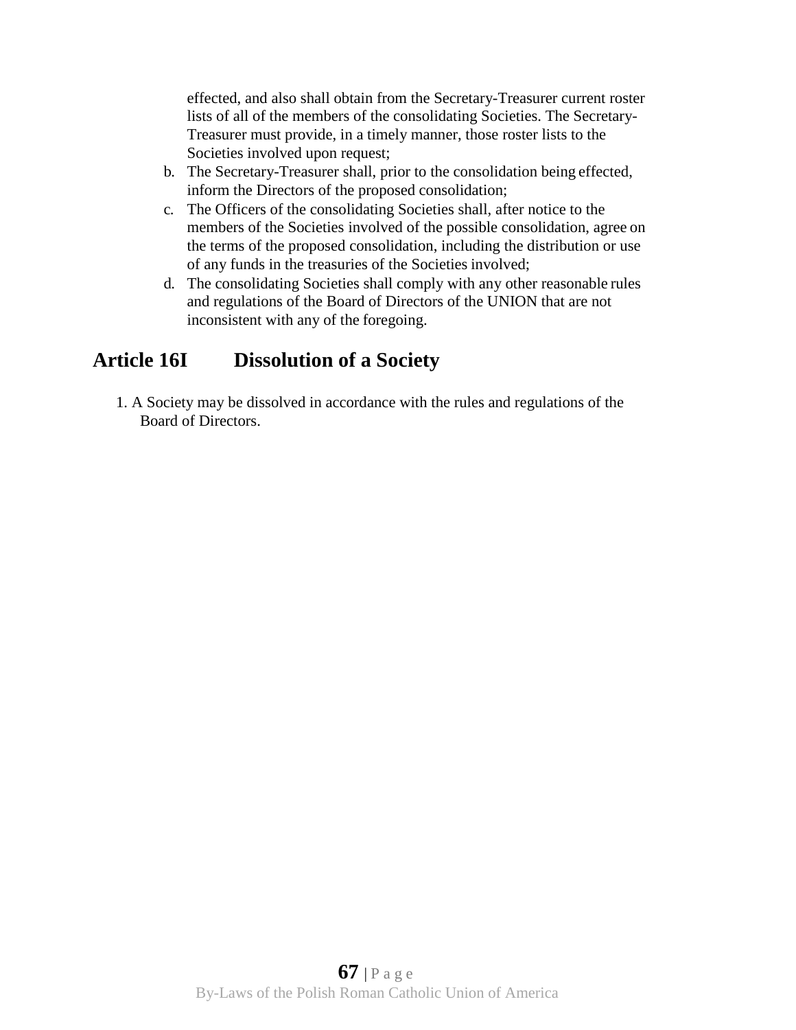effected, and also shall obtain from the Secretary-Treasurer current roster lists of all of the members of the consolidating Societies. The Secretary-Treasurer must provide, in a timely manner, those roster lists to the Societies involved upon request;

b. The Secretary-Treasurer shall, prior to the consolidation being effected, inform the Directors of the proposed consolidation;
c. The Officers of the consolidating Societies shall, after notice to the members of the Societies involved of the possible consolidation, agree on the terms of the proposed consolidation, including the distribution or use of any funds in the treasuries of the Societies involved;
d. The consolidating Societies shall comply with any other reasonable rules and regulations of the Board of Directors of the UNION that are not inconsistent with any of the foregoing.

## Article 16I Dissolution of a Society

1. A Society may be dissolved in accordance with the rules and regulations of the Board of Directors.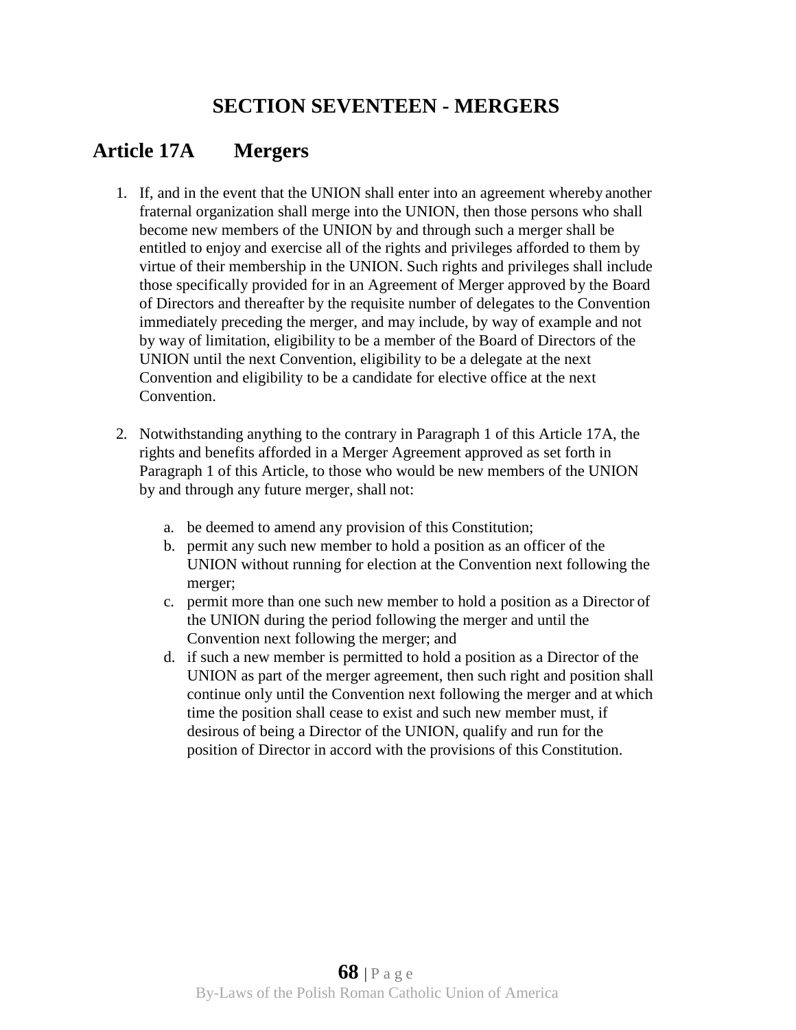# SECTION SEVENTEEN - MERGERS

## Article 17A Mergers

1. If, and in the event that the UNION shall enter into an agreement whereby another fraternal organization shall merge into the UNION, then those persons who shall become new members of the UNION by and through such a merger shall be entitled to enjoy and exercise all of the rights and privileges afforded to them by virtue of their membership in the UNION. Such rights and privileges shall include those specifically provided for in an Agreement of Merger approved by the Board of Directors and thereafter by the requisite number of delegates to the Convention immediately preceding the merger, and may include, by way of example and not by way of limitation, eligibility to be a member of the Board of Directors of the UNION until the next Convention, eligibility to be a delegate at the next Convention and eligibility to be a candidate for elective office at the next Convention.

2. Notwithstanding anything to the contrary in Paragraph 1 of this Article 17A, the rights and benefits afforded in a Merger Agreement approved as set forth in Paragraph 1 of this Article, to those who would be new members of the UNION by and through any future merger, shall not:

   a. be deemed to amend any provision of this Constitution;
   b. permit any such new member to hold a position as an officer of the UNION without running for election at the Convention next following the merger;
   c. permit more than one such new member to hold a position as a Director of the UNION during the period following the merger and until the Convention next following the merger; and
   d. if such a new member is permitted to hold a position as a Director of the UNION as part of the merger agreement, then such right and position shall continue only until the Convention next following the merger and at which time the position shall cease to exist and such new member must, if desirous of being a Director of the UNION, qualify and run for the position of Director in accord with the provisions of this Constitution.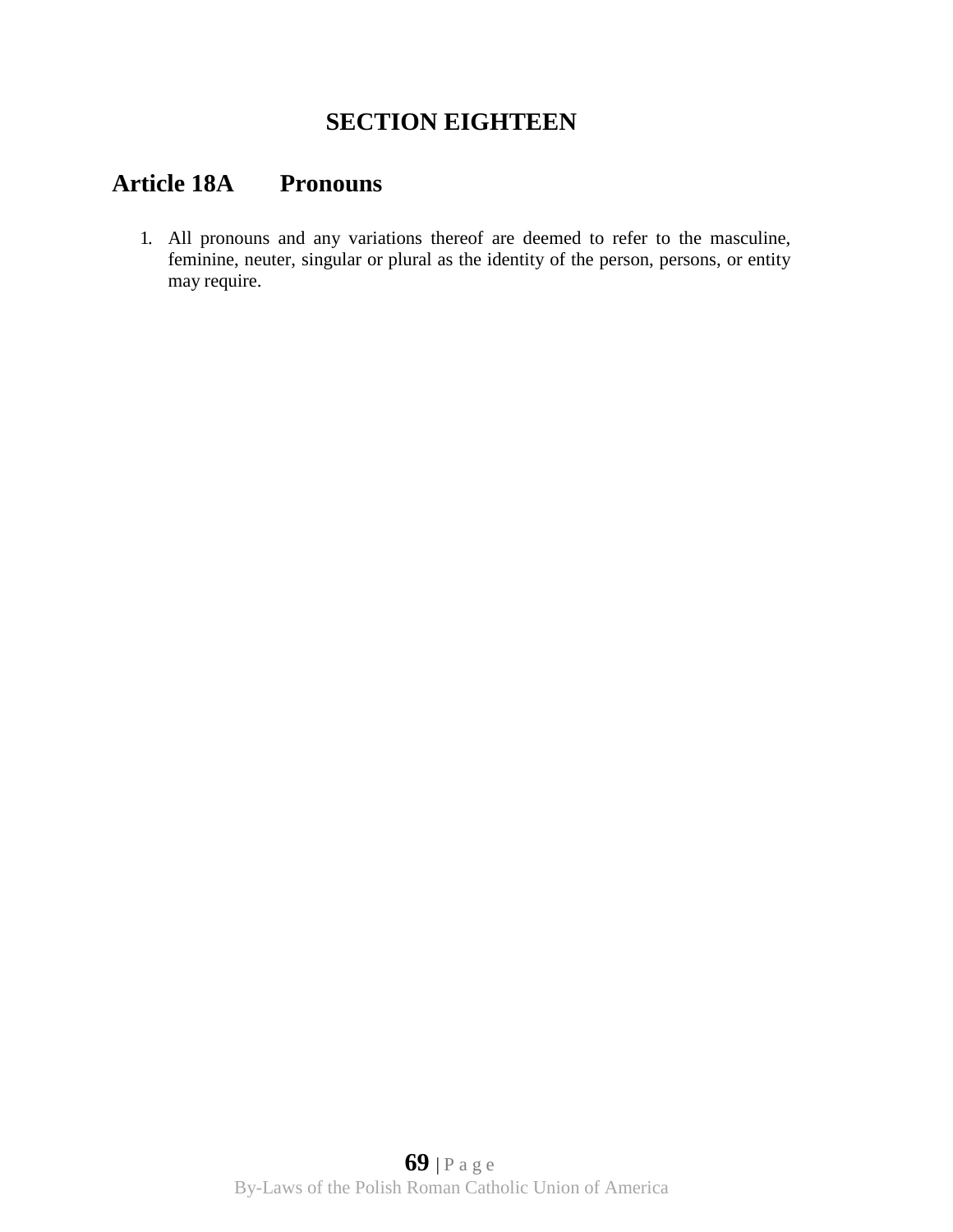# SECTION EIGHTEEN

## Article 18A Pronouns

1. All pronouns and any variations thereof are deemed to refer to the masculine, feminine, neuter, singular or plural as the identity of the person, persons, or entity may require.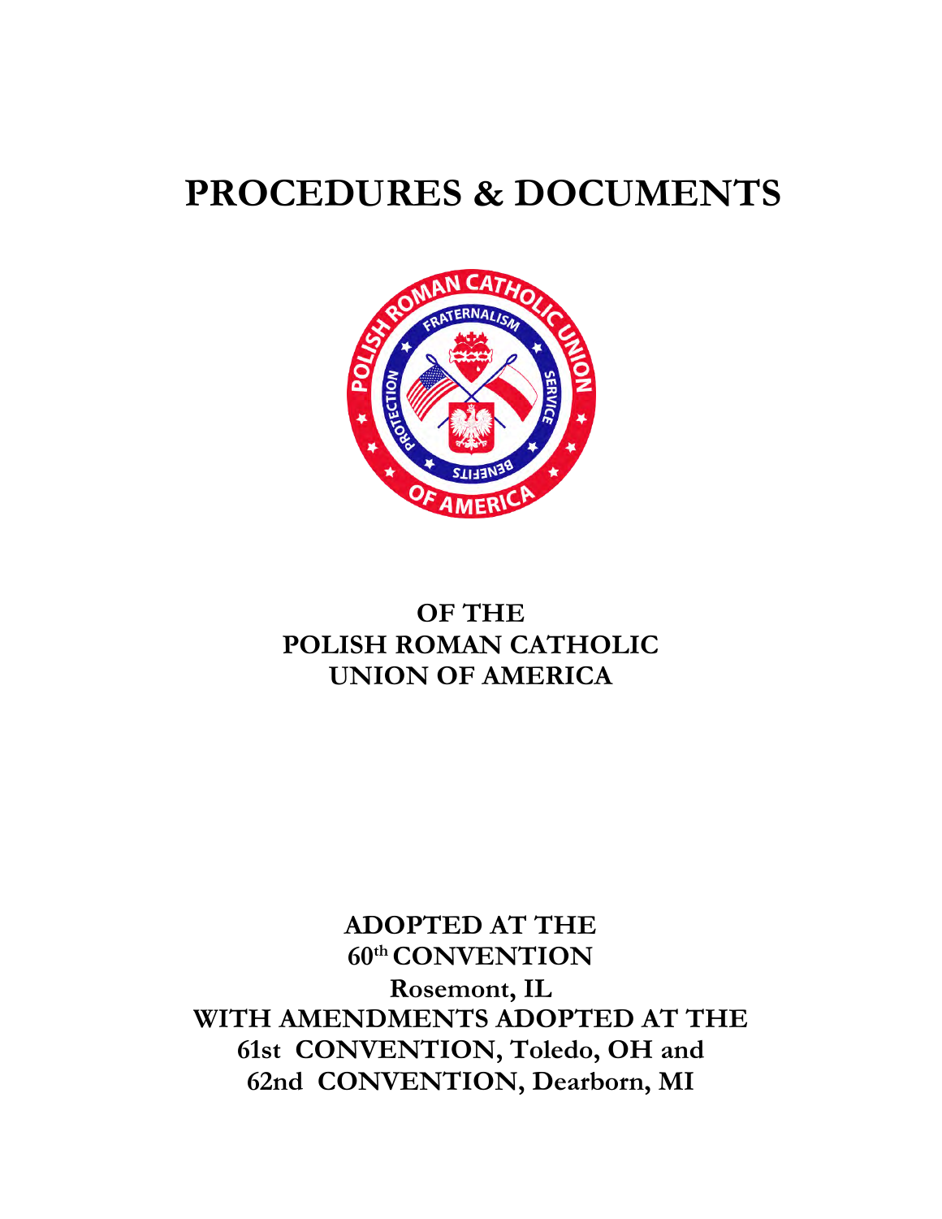# PROCEDURES & DOCUMENTS

## OF THE POLISH ROMAN CATHOLIC UNION OF AMERICA

**ADOPTED AT THE**
**60th CONVENTION**
**Rosemont, IL**
**WITH AMENDMENTS ADOPTED AT THE**
**61st CONVENTION, Toledo, OH and**
**62nd CONVENTION, Dearborn, MI**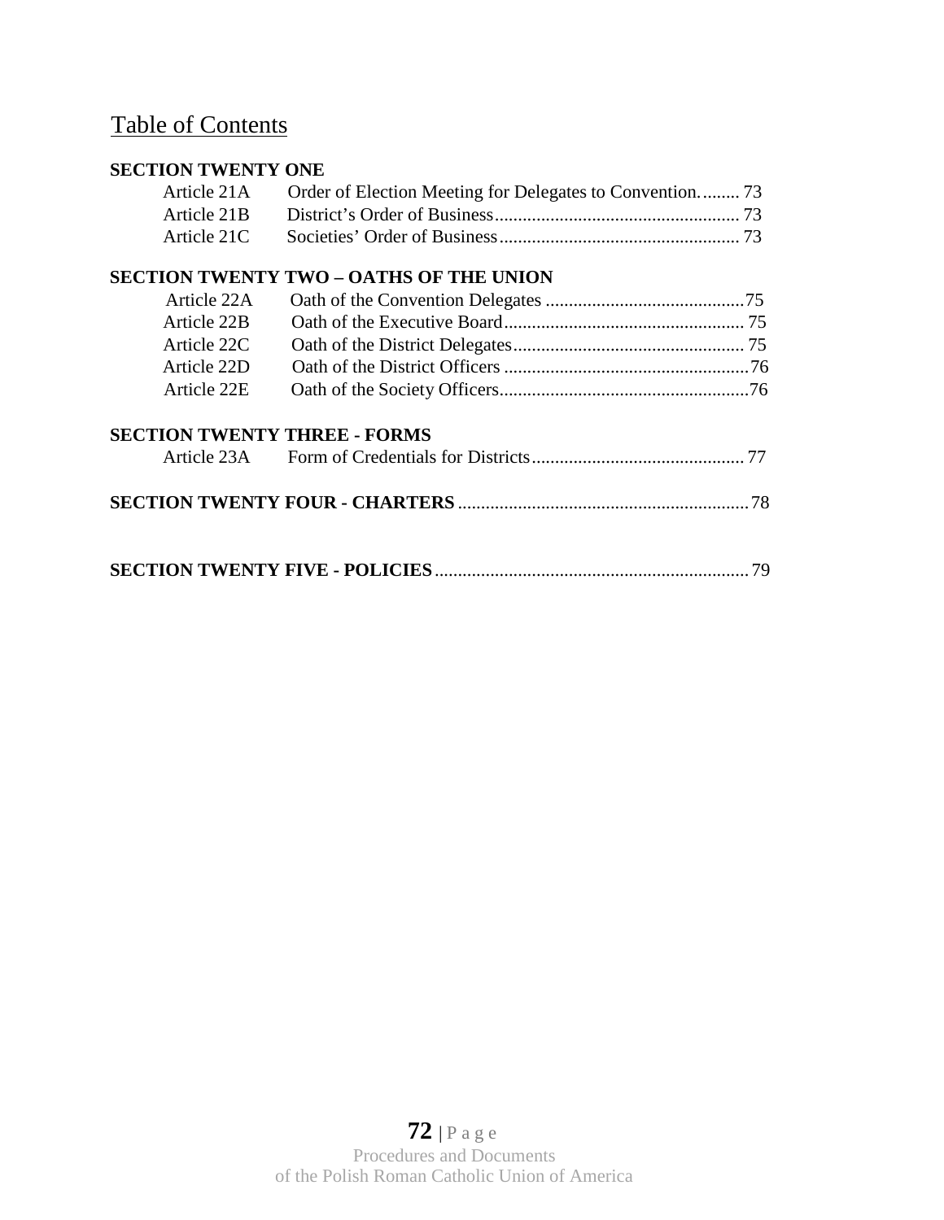## Table of Contents

**SECTION TWENTY ONE**

| | | |
|---|---|---|
| Article 21A | Order of Election Meeting for Delegates to Convention. | 73 |
| Article 21B | District's Order of Business | 73 |
| Article 21C | Societies' Order of Business | 73 |

**SECTION TWENTY TWO – OATHS OF THE UNION**

| | | |
|---|---|---|
| Article 22A | Oath of the Convention Delegates | 75 |
| Article 22B | Oath of the Executive Board | 75 |
| Article 22C | Oath of the District Delegates | 75 |
| Article 22D | Oath of the District Officers | 76 |
| Article 22E | Oath of the Society Officers | 76 |

**SECTION TWENTY THREE - FORMS**

| | | |
|---|---|---|
| Article 23A | Form of Credentials for Districts | 77 |

**SECTION TWENTY FOUR - CHARTERS** .......... 78

**SECTION TWENTY FIVE - POLICIES** .......... 79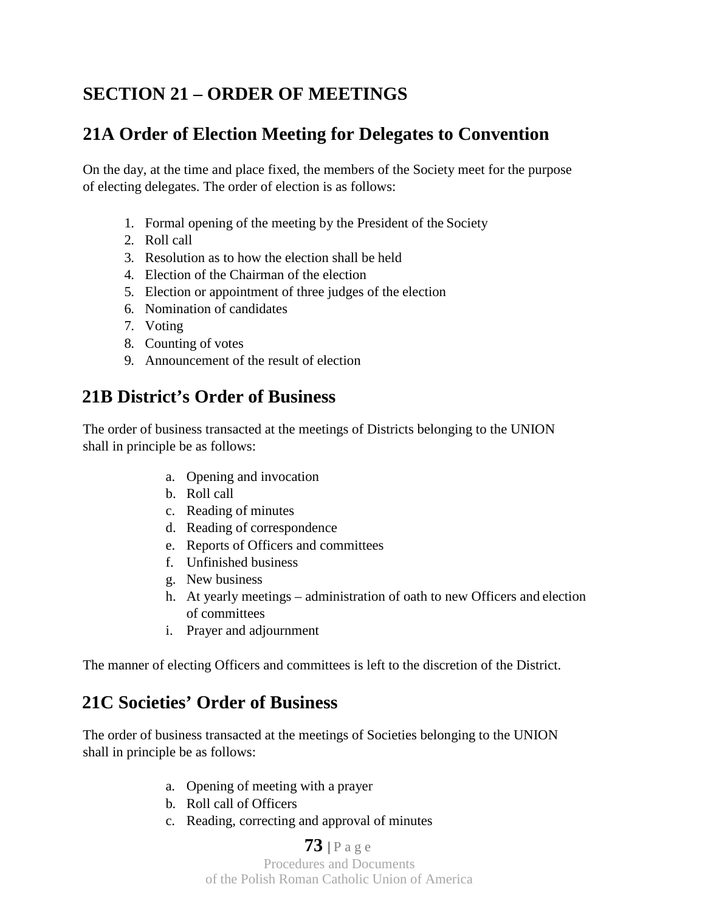# SECTION 21 – ORDER OF MEETINGS

## 21A Order of Election Meeting for Delegates to Convention

On the day, at the time and place fixed, the members of the Society meet for the purpose of electing delegates. The order of election is as follows:

1. Formal opening of the meeting by the President of the Society
2. Roll call
3. Resolution as to how the election shall be held
4. Election of the Chairman of the election
5. Election or appointment of three judges of the election
6. Nomination of candidates
7. Voting
8. Counting of votes
9. Announcement of the result of election

## 21B District's Order of Business

The order of business transacted at the meetings of Districts belonging to the UNION shall in principle be as follows:

a. Opening and invocation
b. Roll call
c. Reading of minutes
d. Reading of correspondence
e. Reports of Officers and committees
f. Unfinished business
g. New business
h. At yearly meetings – administration of oath to new Officers and election of committees
i. Prayer and adjournment

The manner of electing Officers and committees is left to the discretion of the District.

## 21C Societies' Order of Business

The order of business transacted at the meetings of Societies belonging to the UNION shall in principle be as follows:

a. Opening of meeting with a prayer
b. Roll call of Officers
c. Reading, correcting and approval of minutes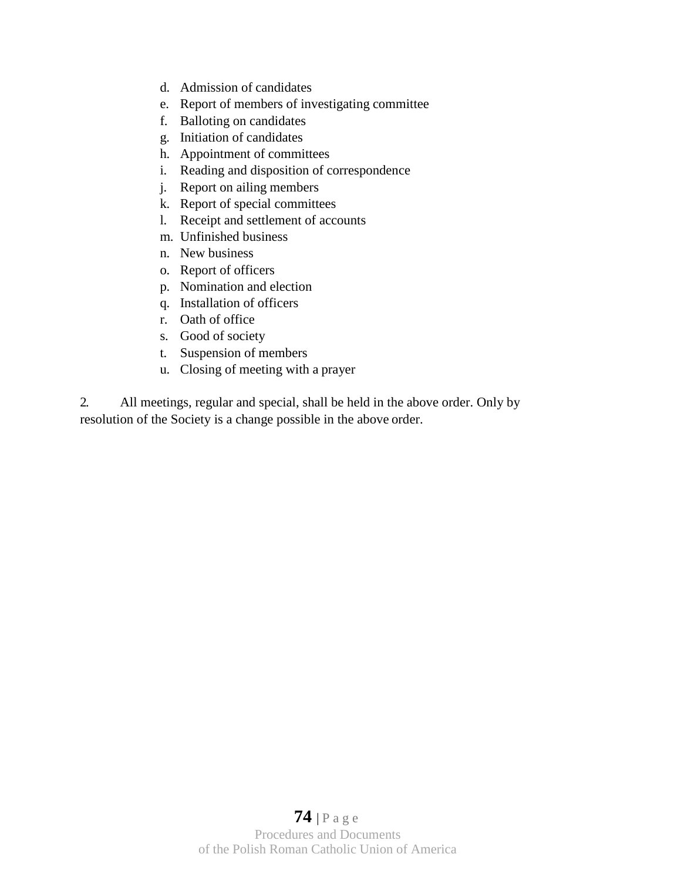d. Admission of candidates
e. Report of members of investigating committee
f. Balloting on candidates
g. Initiation of candidates
h. Appointment of committees
i. Reading and disposition of correspondence
j. Report on ailing members
k. Report of special committees
l. Receipt and settlement of accounts
m. Unfinished business
n. New business
o. Report of officers
p. Nomination and election
q. Installation of officers
r. Oath of office
s. Good of society
t. Suspension of members
u. Closing of meeting with a prayer

2. All meetings, regular and special, shall be held in the above order. Only by resolution of the Society is a change possible in the above order.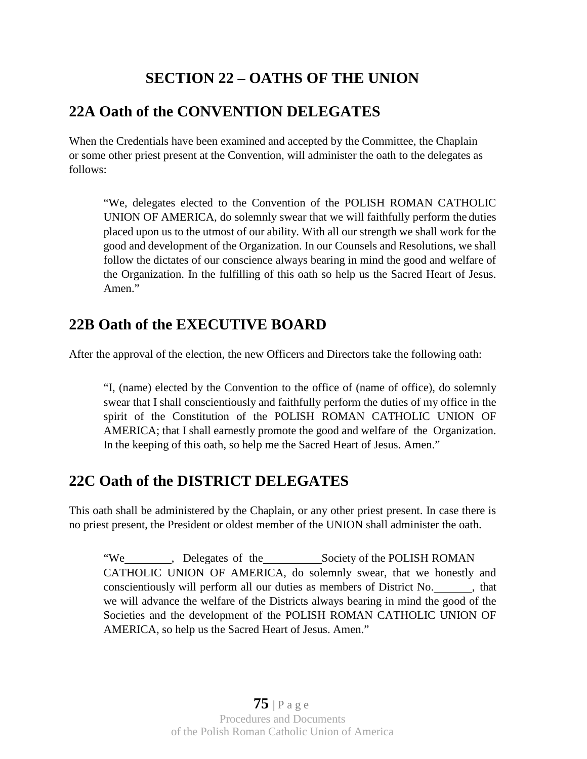# SECTION 22 – OATHS OF THE UNION

## 22A Oath of the CONVENTION DELEGATES

When the Credentials have been examined and accepted by the Committee, the Chaplain or some other priest present at the Convention, will administer the oath to the delegates as follows:

> "We, delegates elected to the Convention of the POLISH ROMAN CATHOLIC UNION OF AMERICA, do solemnly swear that we will faithfully perform the duties placed upon us to the utmost of our ability. With all our strength we shall work for the good and development of the Organization. In our Counsels and Resolutions, we shall follow the dictates of our conscience always bearing in mind the good and welfare of the Organization. In the fulfilling of this oath so help us the Sacred Heart of Jesus. Amen."

## 22B Oath of the EXECUTIVE BOARD

After the approval of the election, the new Officers and Directors take the following oath:

> "I, (name) elected by the Convention to the office of (name of office), do solemnly swear that I shall conscientiously and faithfully perform the duties of my office in the spirit of the Constitution of the POLISH ROMAN CATHOLIC UNION OF AMERICA; that I shall earnestly promote the good and welfare of the Organization. In the keeping of this oath, so help me the Sacred Heart of Jesus. Amen."

## 22C Oath of the DISTRICT DELEGATES

This oath shall be administered by the Chaplain, or any other priest present. In case there is no priest present, the President or oldest member of the UNION shall administer the oath.

> "We________, Delegates of the__________Society of the POLISH ROMAN CATHOLIC UNION OF AMERICA, do solemnly swear, that we honestly and conscientiously will perform all our duties as members of District No._______, that we will advance the welfare of the Districts always bearing in mind the good of the Societies and the development of the POLISH ROMAN CATHOLIC UNION OF AMERICA, so help us the Sacred Heart of Jesus. Amen."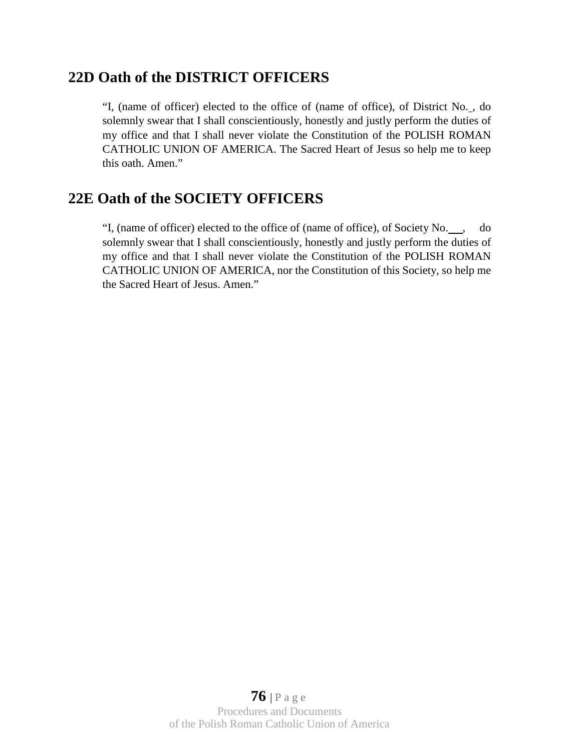## 22D Oath of the DISTRICT OFFICERS

"I, (name of officer) elected to the office of (name of office), of District No._, do solemnly swear that I shall conscientiously, honestly and justly perform the duties of my office and that I shall never violate the Constitution of the POLISH ROMAN CATHOLIC UNION OF AMERICA. The Sacred Heart of Jesus so help me to keep this oath. Amen."

## 22E Oath of the SOCIETY OFFICERS

"I, (name of officer) elected to the office of (name of office), of Society No.___, do solemnly swear that I shall conscientiously, honestly and justly perform the duties of my office and that I shall never violate the Constitution of the POLISH ROMAN CATHOLIC UNION OF AMERICA, nor the Constitution of this Society, so help me the Sacred Heart of Jesus. Amen."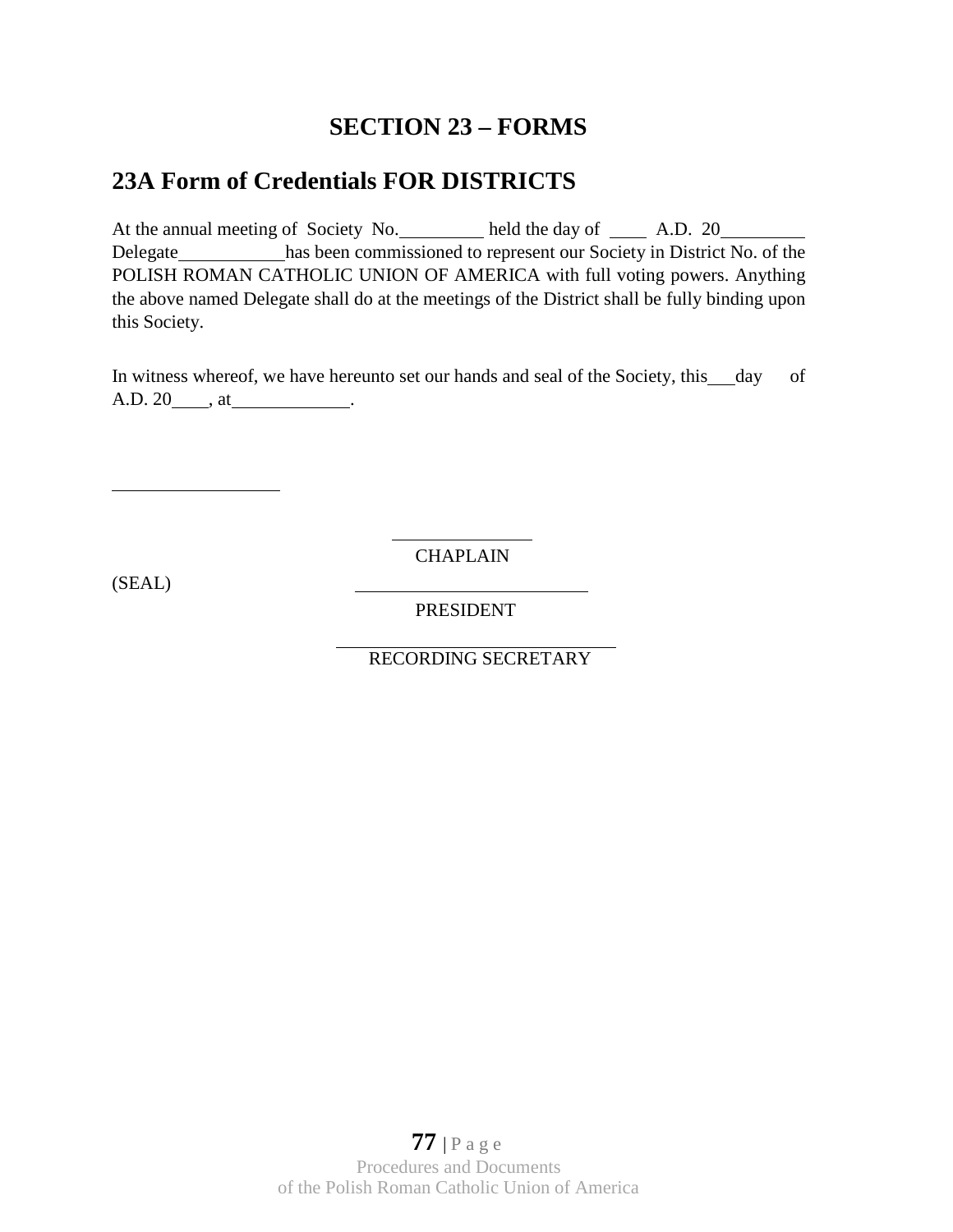# SECTION 23 – FORMS

## 23A Form of Credentials FOR DISTRICTS

At the annual meeting of Society No.\_\_\_\_\_\_\_\_\_ held the day of \_\_\_\_ A.D. 20\_\_\_\_\_\_\_\_\_ Delegate\_\_\_\_\_\_\_\_\_\_\_has been commissioned to represent our Society in District No. of the POLISH ROMAN CATHOLIC UNION OF AMERICA with full voting powers. Anything the above named Delegate shall do at the meetings of the District shall be fully binding upon this Society.

In witness whereof, we have hereunto set our hands and seal of the Society, this\_\_\_day of A.D. 20\_\_\_\_, at\_\_\_\_\_\_\_\_\_\_\_\_\_.

\_\_\_\_\_\_\_\_\_\_\_\_\_\_\_\_\_\_

\_\_\_\_\_\_\_\_\_\_\_\_\_\_\_\_\_\_
CHAPLAIN

(SEAL)

\_\_\_\_\_\_\_\_\_\_\_\_\_\_\_\_\_\_\_\_\_\_\_\_\_\_
PRESIDENT

\_\_\_\_\_\_\_\_\_\_\_\_\_\_\_\_\_\_\_\_\_\_\_\_\_\_\_\_\_\_
RECORDING SECRETARY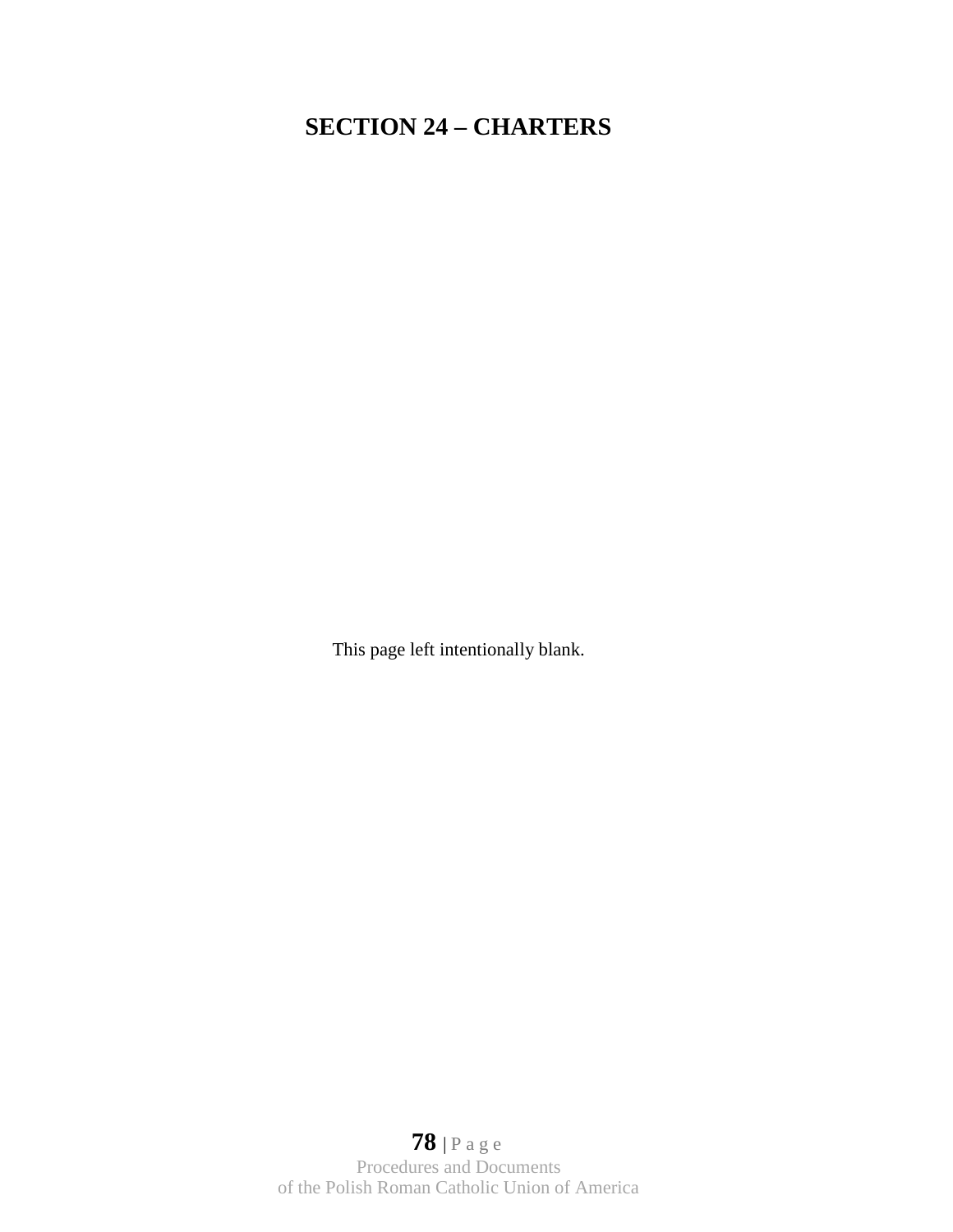# SECTION 24 – CHARTERS

This page left intentionally blank.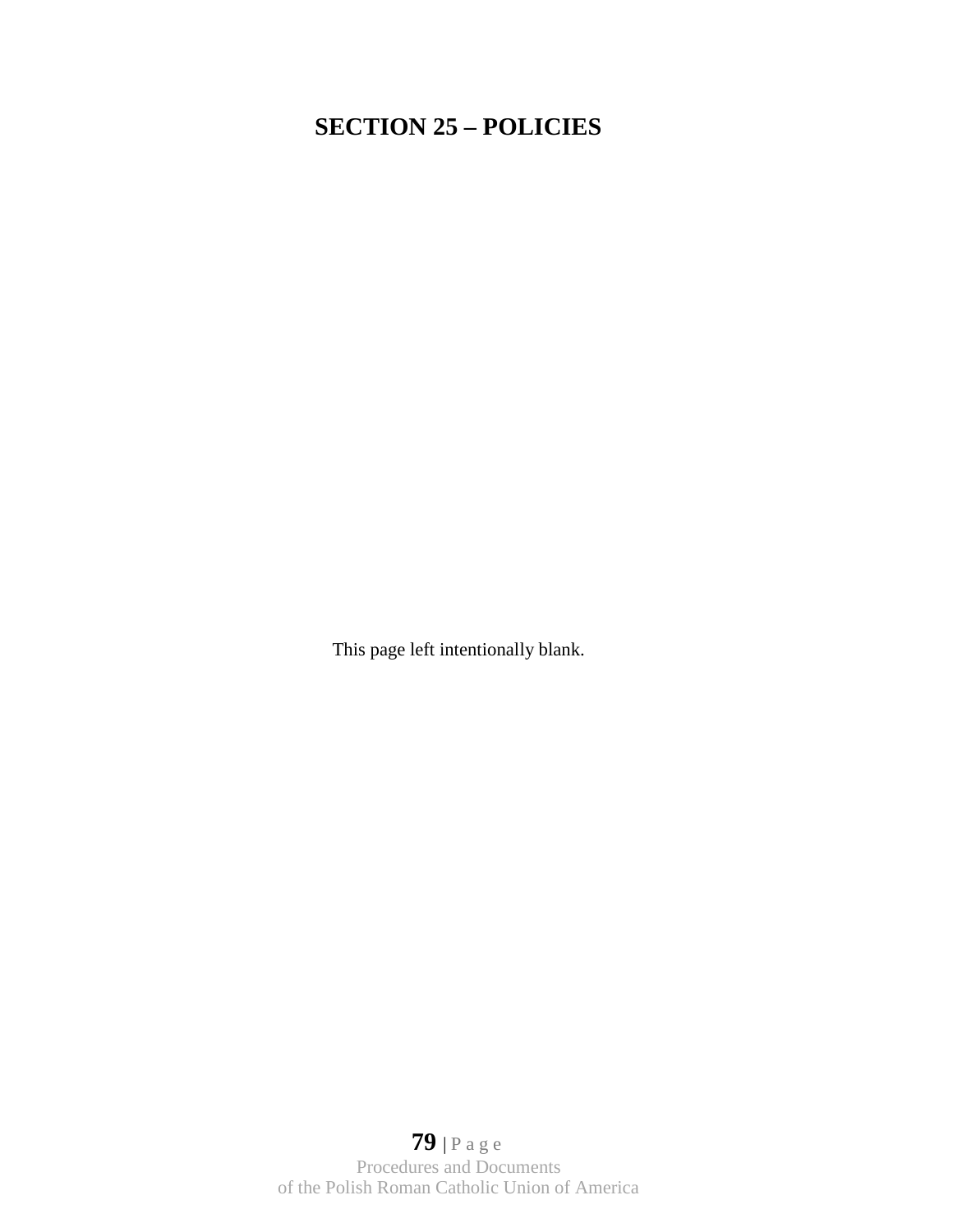# SECTION 25 – POLICIES

This page left intentionally blank.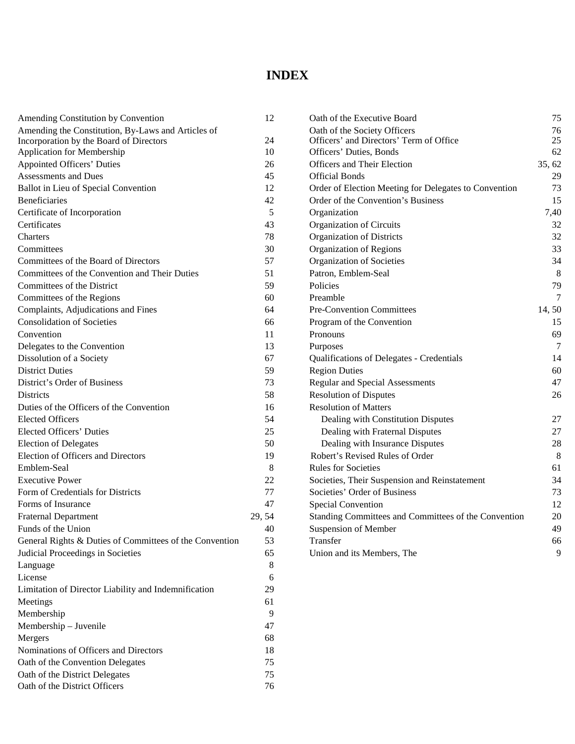# INDEX

| | |
|---|---|
| Amending Constitution by Convention | 12 |
| Amending the Constitution, By-Laws and Articles of Incorporation by the Board of Directors | 24 |
| Application for Membership | 10 |
| Appointed Officers' Duties | 26 |
| Assessments and Dues | 45 |
| Ballot in Lieu of Special Convention | 12 |
| Beneficiaries | 42 |
| Certificate of Incorporation | 5 |
| Certificates | 43 |
| Charters | 78 |
| Committees | 30 |
| Committees of the Board of Directors | 57 |
| Committees of the Convention and Their Duties | 51 |
| Committees of the District | 59 |
| Committees of the Regions | 60 |
| Complaints, Adjudications and Fines | 64 |
| Consolidation of Societies | 66 |
| Convention | 11 |
| Delegates to the Convention | 13 |
| Dissolution of a Society | 67 |
| District Duties | 59 |
| District's Order of Business | 73 |
| Districts | 58 |
| Duties of the Officers of the Convention | 16 |
| Elected Officers | 54 |
| Elected Officers' Duties | 25 |
| Election of Delegates | 50 |
| Election of Officers and Directors | 19 |
| Emblem-Seal | 8 |
| Executive Power | 22 |
| Form of Credentials for Districts | 77 |
| Forms of Insurance | 47 |
| Fraternal Department | 29, 54 |
| Funds of the Union | 40 |
| General Rights & Duties of Committees of the Convention | 53 |
| Judicial Proceedings in Societies | 65 |
| Language | 8 |
| License | 6 |
| Limitation of Director Liability and Indemnification | 29 |
| Meetings | 61 |
| Membership | 9 |
| Membership – Juvenile | 47 |
| Mergers | 68 |
| Nominations of Officers and Directors | 18 |
| Oath of the Convention Delegates | 75 |
| Oath of the District Delegates | 75 |
| Oath of the District Officers | 76 |
| Oath of the Executive Board | 75 |
| Oath of the Society Officers | 76 |
| Officers' and Directors' Term of Office | 25 |
| Officers' Duties, Bonds | 62 |
| Officers and Their Election | 35, 62 |
| Official Bonds | 29 |
| Order of Election Meeting for Delegates to Convention | 73 |
| Order of the Convention's Business | 15 |
| Organization | 7,40 |
| Organization of Circuits | 32 |
| Organization of Districts | 32 |
| Organization of Regions | 33 |
| Organization of Societies | 34 |
| Patron, Emblem-Seal | 8 |
| Policies | 79 |
| Preamble | 7 |
| Pre-Convention Committees | 14, 50 |
| Program of the Convention | 15 |
| Pronouns | 69 |
| Purposes | 7 |
| Qualifications of Delegates - Credentials | 14 |
| Region Duties | 60 |
| Regular and Special Assessments | 47 |
| Resolution of Disputes | 26 |
| Resolution of Matters | |
| Dealing with Constitution Disputes | 27 |
| Dealing with Fraternal Disputes | 27 |
| Dealing with Insurance Disputes | 28 |
| Robert's Revised Rules of Order | 8 |
| Rules for Societies | 61 |
| Societies, Their Suspension and Reinstatement | 34 |
| Societies' Order of Business | 73 |
| Special Convention | 12 |
| Standing Committees and Committees of the Convention | 20 |
| Suspension of Member | 49 |
| Transfer | 66 |
| Union and its Members, The | 9 |